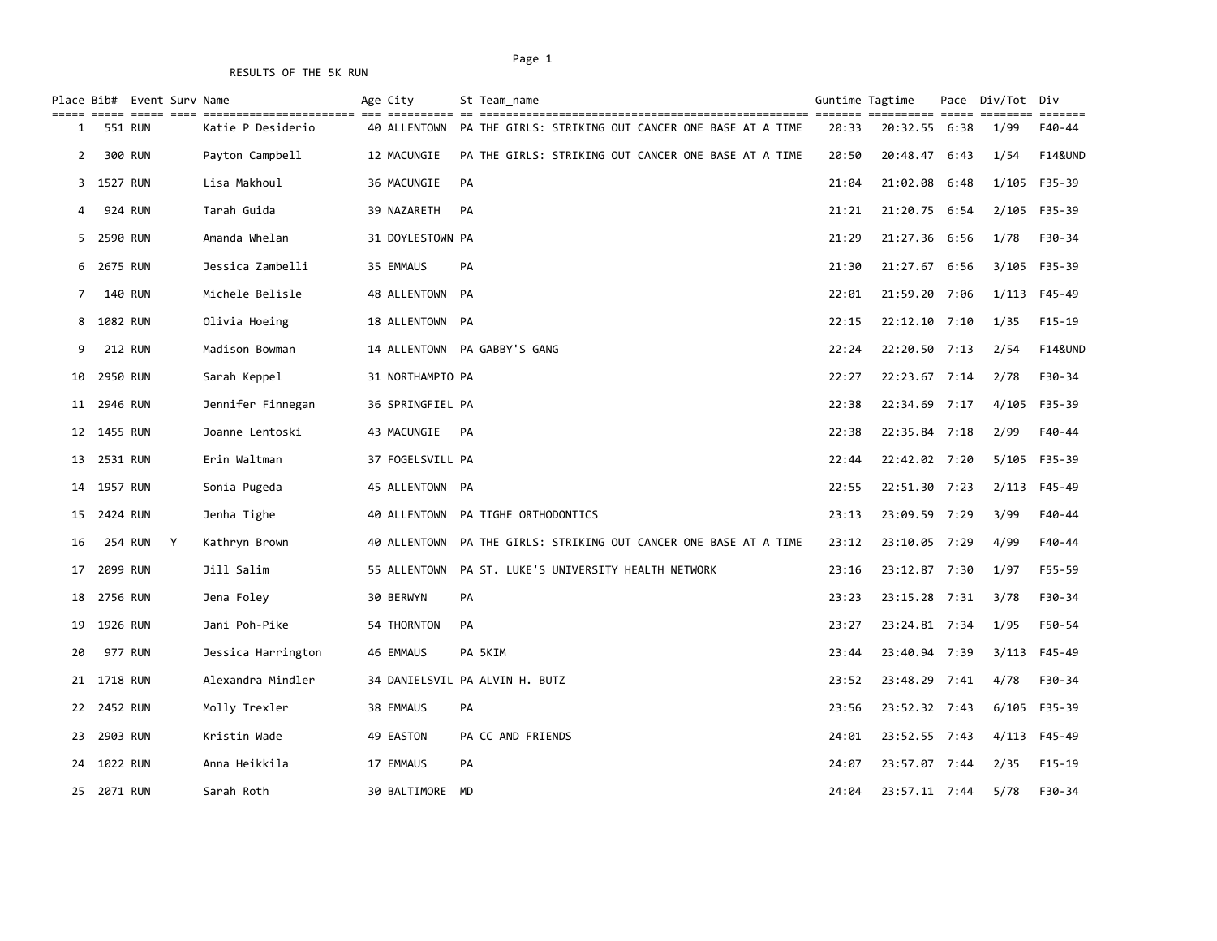RESULTS OF THE 5K RUN

| Place | Bib# | Event | Surv | Name | Age | City | St | Team_name | Guntime | Tagtime | Pace | Div/Tot | Div |
|---|---|---|---|---|---|---|---|---|---|---|---|---|---|
| 1 | 551 | RUN | | Katie P Desiderio | 40 | ALLENTOWN | PA | THE GIRLS: STRIKING OUT CANCER ONE BASE AT A TIME | 20:33 | 20:32.55 | 6:38 | 1/99 | F40-44 |
| 2 | 300 | RUN | | Payton Campbell | 12 | MACUNGIE | PA | THE GIRLS: STRIKING OUT CANCER ONE BASE AT A TIME | 20:50 | 20:48.47 | 6:43 | 1/54 | F14&UND |
| 3 | 1527 | RUN | | Lisa Makhoul | 36 | MACUNGIE | PA | | 21:04 | 21:02.08 | 6:48 | 1/105 | F35-39 |
| 4 | 924 | RUN | | Tarah Guida | 39 | NAZARETH | PA | | 21:21 | 21:20.75 | 6:54 | 2/105 | F35-39 |
| 5 | 2590 | RUN | | Amanda Whelan | 31 | DOYLESTOWN | PA | | 21:29 | 21:27.36 | 6:56 | 1/78 | F30-34 |
| 6 | 2675 | RUN | | Jessica Zambelli | 35 | EMMAUS | PA | | 21:30 | 21:27.67 | 6:56 | 3/105 | F35-39 |
| 7 | 140 | RUN | | Michele Belisle | 48 | ALLENTOWN | PA | | 22:01 | 21:59.20 | 7:06 | 1/113 | F45-49 |
| 8 | 1082 | RUN | | Olivia Hoeing | 18 | ALLENTOWN | PA | | 22:15 | 22:12.10 | 7:10 | 1/35 | F15-19 |
| 9 | 212 | RUN | | Madison Bowman | 14 | ALLENTOWN | PA | GABBY'S GANG | 22:24 | 22:20.50 | 7:13 | 2/54 | F14&UND |
| 10 | 2950 | RUN | | Sarah Keppel | 31 | NORTHAMPTO | PA | | 22:27 | 22:23.67 | 7:14 | 2/78 | F30-34 |
| 11 | 2946 | RUN | | Jennifer Finnegan | 36 | SPRINGFIEL | PA | | 22:38 | 22:34.69 | 7:17 | 4/105 | F35-39 |
| 12 | 1455 | RUN | | Joanne Lentoski | 43 | MACUNGIE | PA | | 22:38 | 22:35.84 | 7:18 | 2/99 | F40-44 |
| 13 | 2531 | RUN | | Erin Waltman | 37 | FOGELSVILL | PA | | 22:44 | 22:42.02 | 7:20 | 5/105 | F35-39 |
| 14 | 1957 | RUN | | Sonia Pugeda | 45 | ALLENTOWN | PA | | 22:55 | 22:51.30 | 7:23 | 2/113 | F45-49 |
| 15 | 2424 | RUN | | Jenha Tighe | 40 | ALLENTOWN | PA | TIGHE ORTHODONTICS | 23:13 | 23:09.59 | 7:29 | 3/99 | F40-44 |
| 16 | 254 | RUN | Y | Kathryn Brown | 40 | ALLENTOWN | PA | THE GIRLS: STRIKING OUT CANCER ONE BASE AT A TIME | 23:12 | 23:10.05 | 7:29 | 4/99 | F40-44 |
| 17 | 2099 | RUN | | Jill Salim | 55 | ALLENTOWN | PA | ST. LUKE'S UNIVERSITY HEALTH NETWORK | 23:16 | 23:12.87 | 7:30 | 1/97 | F55-59 |
| 18 | 2756 | RUN | | Jena Foley | 30 | BERWYN | PA | | 23:23 | 23:15.28 | 7:31 | 3/78 | F30-34 |
| 19 | 1926 | RUN | | Jani Poh-Pike | 54 | THORNTON | PA | | 23:27 | 23:24.81 | 7:34 | 1/95 | F50-54 |
| 20 | 977 | RUN | | Jessica Harrington | 46 | EMMAUS | PA | 5KIM | 23:44 | 23:40.94 | 7:39 | 3/113 | F45-49 |
| 21 | 1718 | RUN | | Alexandra Mindler | 34 | DANIELSVIL | PA | ALVIN H. BUTZ | 23:52 | 23:48.29 | 7:41 | 4/78 | F30-34 |
| 22 | 2452 | RUN | | Molly Trexler | 38 | EMMAUS | PA | | 23:56 | 23:52.32 | 7:43 | 6/105 | F35-39 |
| 23 | 2903 | RUN | | Kristin Wade | 49 | EASTON | PA | CC AND FRIENDS | 24:01 | 23:52.55 | 7:43 | 4/113 | F45-49 |
| 24 | 1022 | RUN | | Anna Heikkila | 17 | EMMAUS | PA | | 24:07 | 23:57.07 | 7:44 | 2/35 | F15-19 |
| 25 | 2071 | RUN | | Sarah Roth | 30 | BALTIMORE | MD | | 24:04 | 23:57.11 | 7:44 | 5/78 | F30-34 |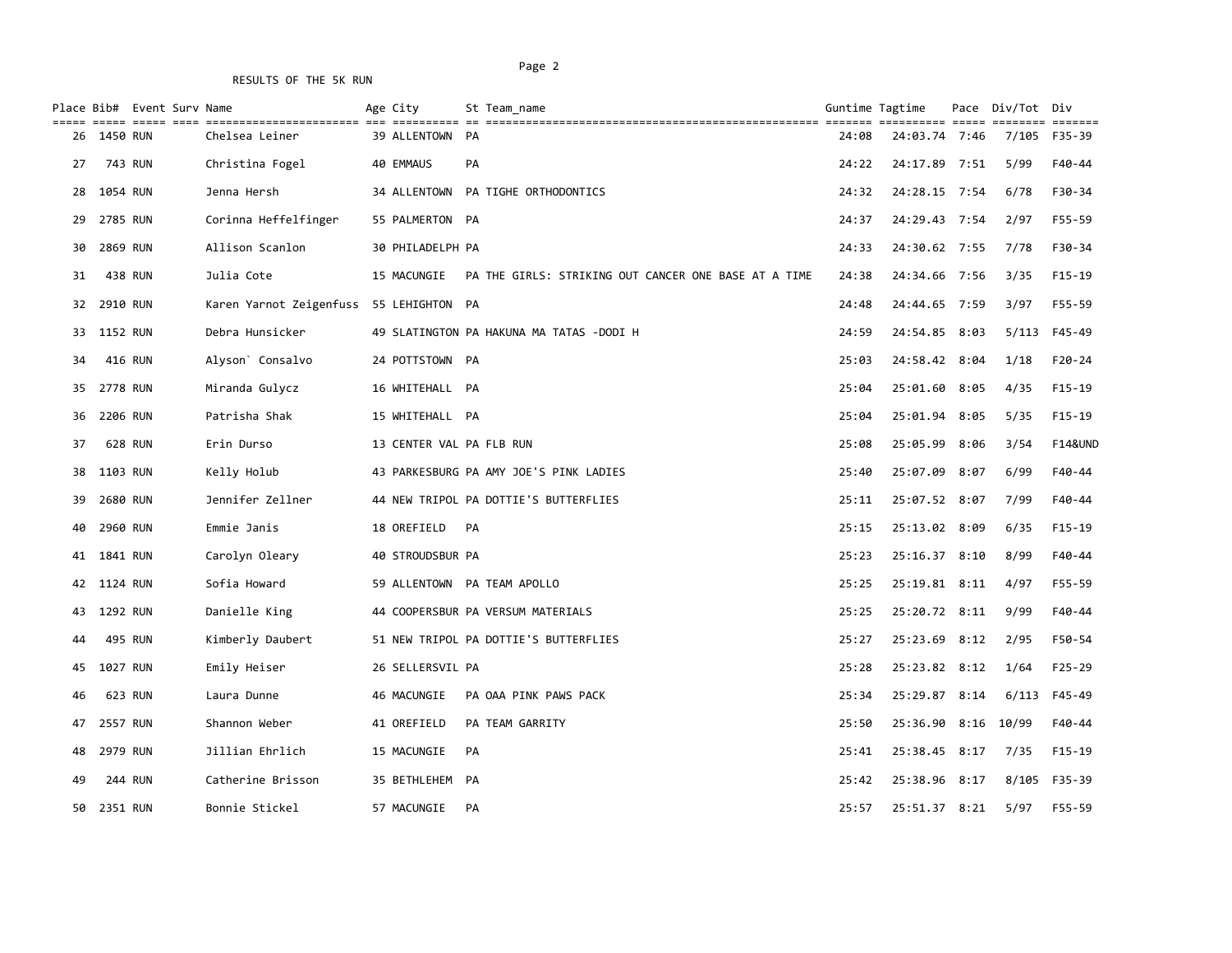RESULTS OF THE 5K RUN

| Place | Bib# | Event | Surv | Name | Age | City | St | Team_name | Guntime | Tagtime | Pace | Div/Tot | Div |
|---|---|---|---|---|---|---|---|---|---|---|---|---|---|
| 26 | 1450 | RUN | | Chelsea Leiner | 39 | ALLENTOWN | PA | | 24:08 | 24:03.74 | 7:46 | 7/105 | F35-39 |
| 27 | 743 | RUN | | Christina Fogel | 40 | EMMAUS | PA | | 24:22 | 24:17.89 | 7:51 | 5/99 | F40-44 |
| 28 | 1054 | RUN | | Jenna Hersh | 34 | ALLENTOWN | PA | TIGHE ORTHODONTICS | 24:32 | 24:28.15 | 7:54 | 6/78 | F30-34 |
| 29 | 2785 | RUN | | Corinna Heffelfinger | 55 | PALMERTON | PA | | 24:37 | 24:29.43 | 7:54 | 2/97 | F55-59 |
| 30 | 2869 | RUN | | Allison Scanlon | 30 | PHILADELPH | PA | | 24:33 | 24:30.62 | 7:55 | 7/78 | F30-34 |
| 31 | 438 | RUN | | Julia Cote | 15 | MACUNGIE | PA | THE GIRLS: STRIKING OUT CANCER ONE BASE AT A TIME | 24:38 | 24:34.66 | 7:56 | 3/35 | F15-19 |
| 32 | 2910 | RUN | | Karen Yarnot Zeigenfuss | 55 | LEHIGHTON | PA | | 24:48 | 24:44.65 | 7:59 | 3/97 | F55-59 |
| 33 | 1152 | RUN | | Debra Hunsicker | 49 | SLATINGTON | PA | HAKUNA MA TATAS -DODI H | 24:59 | 24:54.85 | 8:03 | 5/113 | F45-49 |
| 34 | 416 | RUN | | Alyson` Consalvo | 24 | POTTSTOWN | PA | | 25:03 | 24:58.42 | 8:04 | 1/18 | F20-24 |
| 35 | 2778 | RUN | | Miranda Gulycz | 16 | WHITEHALL | PA | | 25:04 | 25:01.60 | 8:05 | 4/35 | F15-19 |
| 36 | 2206 | RUN | | Patrisha Shak | 15 | WHITEHALL | PA | | 25:04 | 25:01.94 | 8:05 | 5/35 | F15-19 |
| 37 | 628 | RUN | | Erin Durso | 13 | CENTER VAL | PA | FLB RUN | 25:08 | 25:05.99 | 8:06 | 3/54 | F14&UND |
| 38 | 1103 | RUN | | Kelly Holub | 43 | PARKESBURG | PA | AMY JOE'S PINK LADIES | 25:40 | 25:07.09 | 8:07 | 6/99 | F40-44 |
| 39 | 2680 | RUN | | Jennifer Zellner | 44 | NEW TRIPOL | PA | DOTTIE'S BUTTERFLIES | 25:11 | 25:07.52 | 8:07 | 7/99 | F40-44 |
| 40 | 2960 | RUN | | Emmie Janis | 18 | OREFIELD | PA | | 25:15 | 25:13.02 | 8:09 | 6/35 | F15-19 |
| 41 | 1841 | RUN | | Carolyn Oleary | 40 | STROUDSBUR | PA | | 25:23 | 25:16.37 | 8:10 | 8/99 | F40-44 |
| 42 | 1124 | RUN | | Sofia Howard | 59 | ALLENTOWN | PA | TEAM APOLLO | 25:25 | 25:19.81 | 8:11 | 4/97 | F55-59 |
| 43 | 1292 | RUN | | Danielle King | 44 | COOPERSBUR | PA | VERSUM MATERIALS | 25:25 | 25:20.72 | 8:11 | 9/99 | F40-44 |
| 44 | 495 | RUN | | Kimberly Daubert | 51 | NEW TRIPOL | PA | DOTTIE'S BUTTERFLIES | 25:27 | 25:23.69 | 8:12 | 2/95 | F50-54 |
| 45 | 1027 | RUN | | Emily Heiser | 26 | SELLERSVIL | PA | | 25:28 | 25:23.82 | 8:12 | 1/64 | F25-29 |
| 46 | 623 | RUN | | Laura Dunne | 46 | MACUNGIE | PA | OAA PINK PAWS PACK | 25:34 | 25:29.87 | 8:14 | 6/113 | F45-49 |
| 47 | 2557 | RUN | | Shannon Weber | 41 | OREFIELD | PA | TEAM GARRITY | 25:50 | 25:36.90 | 8:16 | 10/99 | F40-44 |
| 48 | 2979 | RUN | | Jillian Ehrlich | 15 | MACUNGIE | PA | | 25:41 | 25:38.45 | 8:17 | 7/35 | F15-19 |
| 49 | 244 | RUN | | Catherine Brisson | 35 | BETHLEHEM | PA | | 25:42 | 25:38.96 | 8:17 | 8/105 | F35-39 |
| 50 | 2351 | RUN | | Bonnie Stickel | 57 | MACUNGIE | PA | | 25:57 | 25:51.37 | 8:21 | 5/97 | F55-59 |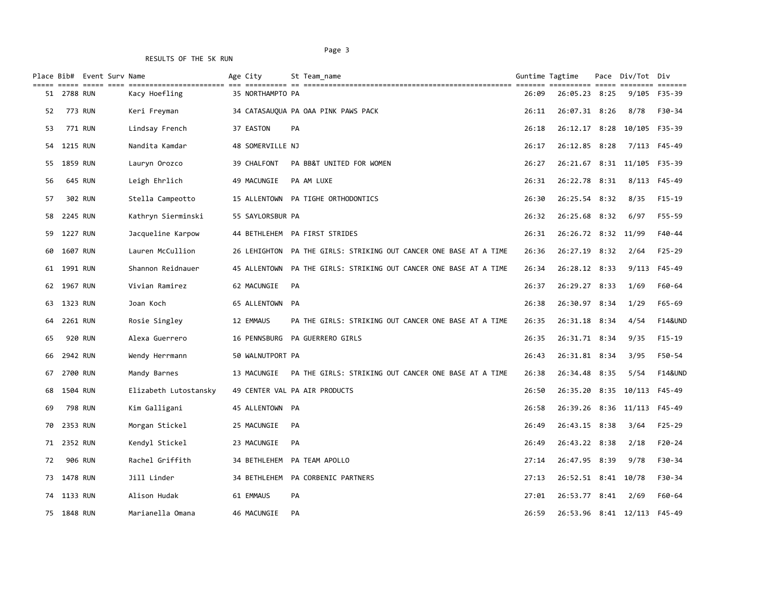RESULTS OF THE 5K RUN

| Place | Bib# | Event | Surv | Name | Age | City | St | Team_name | Guntime | Tagtime | Pace | Div/Tot | Div |
|---|---|---|---|---|---|---|---|---|---|---|---|---|---|
| 51 | 2788 | RUN | | Kacy Hoefling | 35 | NORTHAMPTO | PA | | 26:09 | 26:05.23 | 8:25 | 9/105 | F35-39 |
| 52 | 773 | RUN | | Keri Freyman | 34 | CATASAUQUA | PA | OAA PINK PAWS PACK | 26:11 | 26:07.31 | 8:26 | 8/78 | F30-34 |
| 53 | 771 | RUN | | Lindsay French | 37 | EASTON | PA | | 26:18 | 26:12.17 | 8:28 | 10/105 | F35-39 |
| 54 | 1215 | RUN | | Nandita Kamdar | 48 | SOMERVILLE | NJ | | 26:17 | 26:12.85 | 8:28 | 7/113 | F45-49 |
| 55 | 1859 | RUN | | Lauryn Orozco | 39 | CHALFONT | PA | BB&T UNITED FOR WOMEN | 26:27 | 26:21.67 | 8:31 | 11/105 | F35-39 |
| 56 | 645 | RUN | | Leigh Ehrlich | 49 | MACUNGIE | PA | AM LUXE | 26:31 | 26:22.78 | 8:31 | 8/113 | F45-49 |
| 57 | 302 | RUN | | Stella Campeotto | 15 | ALLENTOWN | PA | TIGHE ORTHODONTICS | 26:30 | 26:25.54 | 8:32 | 8/35 | F15-19 |
| 58 | 2245 | RUN | | Kathryn Sierminski | 55 | SAYLORSBUR | PA | | 26:32 | 26:25.68 | 8:32 | 6/97 | F55-59 |
| 59 | 1227 | RUN | | Jacqueline Karpow | 44 | BETHLEHEM | PA | FIRST STRIDES | 26:31 | 26:26.72 | 8:32 | 11/99 | F40-44 |
| 60 | 1607 | RUN | | Lauren McCullion | 26 | LEHIGHTON | PA | THE GIRLS: STRIKING OUT CANCER ONE BASE AT A TIME | 26:36 | 26:27.19 | 8:32 | 2/64 | F25-29 |
| 61 | 1991 | RUN | | Shannon Reidnauer | 45 | ALLENTOWN | PA | THE GIRLS: STRIKING OUT CANCER ONE BASE AT A TIME | 26:34 | 26:28.12 | 8:33 | 9/113 | F45-49 |
| 62 | 1967 | RUN | | Vivian Ramirez | 62 | MACUNGIE | PA | | 26:37 | 26:29.27 | 8:33 | 1/69 | F60-64 |
| 63 | 1323 | RUN | | Joan Koch | 65 | ALLENTOWN | PA | | 26:38 | 26:30.97 | 8:34 | 1/29 | F65-69 |
| 64 | 2261 | RUN | | Rosie Singley | 12 | EMMAUS | PA | THE GIRLS: STRIKING OUT CANCER ONE BASE AT A TIME | 26:35 | 26:31.18 | 8:34 | 4/54 | F14&UND |
| 65 | 920 | RUN | | Alexa Guerrero | 16 | PENNSBURG | PA | GUERRERO GIRLS | 26:35 | 26:31.71 | 8:34 | 9/35 | F15-19 |
| 66 | 2942 | RUN | | Wendy Herrmann | 50 | WALNUTPORT | PA | | 26:43 | 26:31.81 | 8:34 | 3/95 | F50-54 |
| 67 | 2700 | RUN | | Mandy Barnes | 13 | MACUNGIE | PA | THE GIRLS: STRIKING OUT CANCER ONE BASE AT A TIME | 26:38 | 26:34.48 | 8:35 | 5/54 | F14&UND |
| 68 | 1504 | RUN | | Elizabeth Lutostansky | 49 | CENTER VAL | PA | AIR PRODUCTS | 26:50 | 26:35.20 | 8:35 | 10/113 | F45-49 |
| 69 | 798 | RUN | | Kim Galligani | 45 | ALLENTOWN | PA | | 26:58 | 26:39.26 | 8:36 | 11/113 | F45-49 |
| 70 | 2353 | RUN | | Morgan Stickel | 25 | MACUNGIE | PA | | 26:49 | 26:43.15 | 8:38 | 3/64 | F25-29 |
| 71 | 2352 | RUN | | Kendyl Stickel | 23 | MACUNGIE | PA | | 26:49 | 26:43.22 | 8:38 | 2/18 | F20-24 |
| 72 | 906 | RUN | | Rachel Griffith | 34 | BETHLEHEM | PA | TEAM APOLLO | 27:14 | 26:47.95 | 8:39 | 9/78 | F30-34 |
| 73 | 1478 | RUN | | Jill Linder | 34 | BETHLEHEM | PA | CORBENIC PARTNERS | 27:13 | 26:52.51 | 8:41 | 10/78 | F30-34 |
| 74 | 1133 | RUN | | Alison Hudak | 61 | EMMAUS | PA | | 27:01 | 26:53.77 | 8:41 | 2/69 | F60-64 |
| 75 | 1848 | RUN | | Marianella Omana | 46 | MACUNGIE | PA | | 26:59 | 26:53.96 | 8:41 | 12/113 | F45-49 |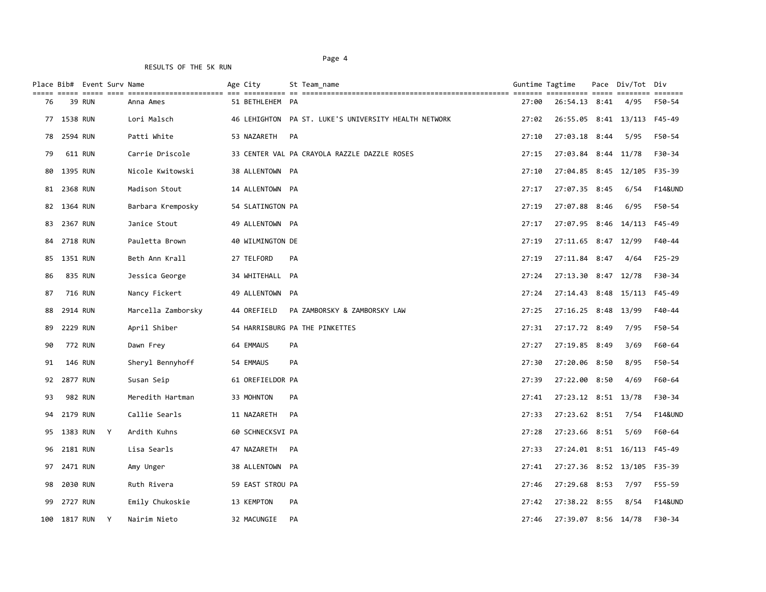RESULTS OF THE 5K RUN

| Place | Bib# | Event | Surv | Name | Age | City | St | Team_name | Guntime | Tagtime | Pace | Div/Tot | Div |
|---|---|---|---|---|---|---|---|---|---|---|---|---|---|
| 76 | 39 | RUN | | Anna Ames | 51 | BETHLEHEM | PA | | 27:00 | 26:54.13 | 8:41 | 4/95 | F50-54 |
| 77 | 1538 | RUN | | Lori Malsch | 46 | LEHIGHTON | PA | ST. LUKE'S UNIVERSITY HEALTH NETWORK | 27:02 | 26:55.05 | 8:41 | 13/113 | F45-49 |
| 78 | 2594 | RUN | | Patti White | 53 | NAZARETH | PA | | 27:10 | 27:03.18 | 8:44 | 5/95 | F50-54 |
| 79 | 611 | RUN | | Carrie Driscole | 33 | CENTER VAL | PA | CRAYOLA RAZZLE DAZZLE ROSES | 27:15 | 27:03.84 | 8:44 | 11/78 | F30-34 |
| 80 | 1395 | RUN | | Nicole Kwitowski | 38 | ALLENTOWN | PA | | 27:10 | 27:04.85 | 8:45 | 12/105 | F35-39 |
| 81 | 2368 | RUN | | Madison Stout | 14 | ALLENTOWN | PA | | 27:17 | 27:07.35 | 8:45 | 6/54 | F14&UND |
| 82 | 1364 | RUN | | Barbara Kremposky | 54 | SLATINGTON | PA | | 27:19 | 27:07.88 | 8:46 | 6/95 | F50-54 |
| 83 | 2367 | RUN | | Janice Stout | 49 | ALLENTOWN | PA | | 27:17 | 27:07.95 | 8:46 | 14/113 | F45-49 |
| 84 | 2718 | RUN | | Pauletta Brown | 40 | WILMINGTON | DE | | 27:19 | 27:11.65 | 8:47 | 12/99 | F40-44 |
| 85 | 1351 | RUN | | Beth Ann Krall | 27 | TELFORD | PA | | 27:19 | 27:11.84 | 8:47 | 4/64 | F25-29 |
| 86 | 835 | RUN | | Jessica George | 34 | WHITEHALL | PA | | 27:24 | 27:13.30 | 8:47 | 12/78 | F30-34 |
| 87 | 716 | RUN | | Nancy Fickert | 49 | ALLENTOWN | PA | | 27:24 | 27:14.43 | 8:48 | 15/113 | F45-49 |
| 88 | 2914 | RUN | | Marcella Zamborsky | 44 | OREFIELD | PA | ZAMBORSKY & ZAMBORSKY LAW | 27:25 | 27:16.25 | 8:48 | 13/99 | F40-44 |
| 89 | 2229 | RUN | | April Shiber | 54 | HARRISBURG | PA | THE PINKETTES | 27:31 | 27:17.72 | 8:49 | 7/95 | F50-54 |
| 90 | 772 | RUN | | Dawn Frey | 64 | EMMAUS | PA | | 27:27 | 27:19.85 | 8:49 | 3/69 | F60-64 |
| 91 | 146 | RUN | | Sheryl Bennyhoff | 54 | EMMAUS | PA | | 27:30 | 27:20.06 | 8:50 | 8/95 | F50-54 |
| 92 | 2877 | RUN | | Susan Seip | 61 | OREFIELDOR | PA | | 27:39 | 27:22.00 | 8:50 | 4/69 | F60-64 |
| 93 | 982 | RUN | | Meredith Hartman | 33 | MOHNTON | PA | | 27:41 | 27:23.12 | 8:51 | 13/78 | F30-34 |
| 94 | 2179 | RUN | | Callie Searls | 11 | NAZARETH | PA | | 27:33 | 27:23.62 | 8:51 | 7/54 | F14&UND |
| 95 | 1383 | RUN | Y | Ardith Kuhns | 60 | SCHNECKSVI | PA | | 27:28 | 27:23.66 | 8:51 | 5/69 | F60-64 |
| 96 | 2181 | RUN | | Lisa Searls | 47 | NAZARETH | PA | | 27:33 | 27:24.01 | 8:51 | 16/113 | F45-49 |
| 97 | 2471 | RUN | | Amy Unger | 38 | ALLENTOWN | PA | | 27:41 | 27:27.36 | 8:52 | 13/105 | F35-39 |
| 98 | 2030 | RUN | | Ruth Rivera | 59 | EAST STROU | PA | | 27:46 | 27:29.68 | 8:53 | 7/97 | F55-59 |
| 99 | 2727 | RUN | | Emily Chukoskie | 13 | KEMPTON | PA | | 27:42 | 27:38.22 | 8:55 | 8/54 | F14&UND |
| 100 | 1817 | RUN | Y | Nairim Nieto | 32 | MACUNGIE | PA | | 27:46 | 27:39.07 | 8:56 | 14/78 | F30-34 |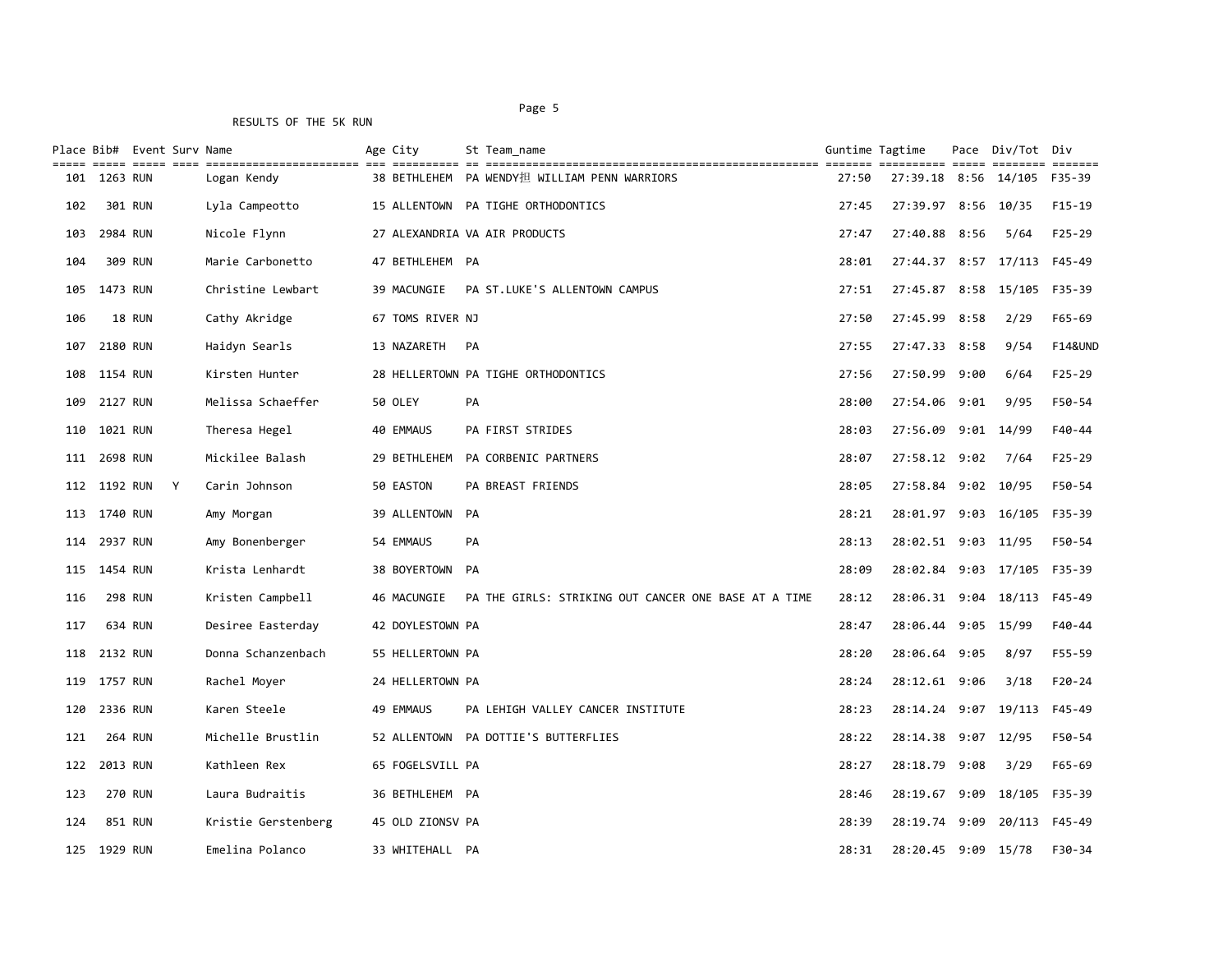RESULTS OF THE 5K RUN

| Place | Bib# | Event | Surv | Name | Age | City | St | Team_name | Guntime | Tagtime | Pace | Div/Tot | Div |
|---|---|---|---|---|---|---|---|---|---|---|---|---|---|
| 101 | 1263 | RUN | | Logan Kendy | 38 | BETHLEHEM | PA | WENDY担 WILLIAM PENN WARRIORS | 27:50 | 27:39.18 | 8:56 | 14/105 | F35-39 |
| 102 | 301 | RUN | | Lyla Campeotto | 15 | ALLENTOWN | PA | TIGHE ORTHODONTICS | 27:45 | 27:39.97 | 8:56 | 10/35 | F15-19 |
| 103 | 2984 | RUN | | Nicole Flynn | 27 | ALEXANDRIA | VA | AIR PRODUCTS | 27:47 | 27:40.88 | 8:56 | 5/64 | F25-29 |
| 104 | 309 | RUN | | Marie Carbonetto | 47 | BETHLEHEM | PA | | 28:01 | 27:44.37 | 8:57 | 17/113 | F45-49 |
| 105 | 1473 | RUN | | Christine Lewbart | 39 | MACUNGIE | PA | ST.LUKE'S ALLENTOWN CAMPUS | 27:51 | 27:45.87 | 8:58 | 15/105 | F35-39 |
| 106 | 18 | RUN | | Cathy Akridge | 67 | TOMS RIVER | NJ | | 27:50 | 27:45.99 | 8:58 | 2/29 | F65-69 |
| 107 | 2180 | RUN | | Haidyn Searls | 13 | NAZARETH | PA | | 27:55 | 27:47.33 | 8:58 | 9/54 | F14&UND |
| 108 | 1154 | RUN | | Kirsten Hunter | 28 | HELLERTOWN | PA | TIGHE ORTHODONTICS | 27:56 | 27:50.99 | 9:00 | 6/64 | F25-29 |
| 109 | 2127 | RUN | | Melissa Schaeffer | 50 | OLEY | PA | | 28:00 | 27:54.06 | 9:01 | 9/95 | F50-54 |
| 110 | 1021 | RUN | | Theresa Hegel | 40 | EMMAUS | PA | FIRST STRIDES | 28:03 | 27:56.09 | 9:01 | 14/99 | F40-44 |
| 111 | 2698 | RUN | | Mickilee Balash | 29 | BETHLEHEM | PA | CORBENIC PARTNERS | 28:07 | 27:58.12 | 9:02 | 7/64 | F25-29 |
| 112 | 1192 | RUN | Y | Carin Johnson | 50 | EASTON | PA | BREAST FRIENDS | 28:05 | 27:58.84 | 9:02 | 10/95 | F50-54 |
| 113 | 1740 | RUN | | Amy Morgan | 39 | ALLENTOWN | PA | | 28:21 | 28:01.97 | 9:03 | 16/105 | F35-39 |
| 114 | 2937 | RUN | | Amy Bonenberger | 54 | EMMAUS | PA | | 28:13 | 28:02.51 | 9:03 | 11/95 | F50-54 |
| 115 | 1454 | RUN | | Krista Lenhardt | 38 | BOYERTOWN | PA | | 28:09 | 28:02.84 | 9:03 | 17/105 | F35-39 |
| 116 | 298 | RUN | | Kristen Campbell | 46 | MACUNGIE | PA | THE GIRLS: STRIKING OUT CANCER ONE BASE AT A TIME | 28:12 | 28:06.31 | 9:04 | 18/113 | F45-49 |
| 117 | 634 | RUN | | Desiree Easterday | 42 | DOYLESTOWN | PA | | 28:47 | 28:06.44 | 9:05 | 15/99 | F40-44 |
| 118 | 2132 | RUN | | Donna Schanzenbach | 55 | HELLERTOWN | PA | | 28:20 | 28:06.64 | 9:05 | 8/97 | F55-59 |
| 119 | 1757 | RUN | | Rachel Moyer | 24 | HELLERTOWN | PA | | 28:24 | 28:12.61 | 9:06 | 3/18 | F20-24 |
| 120 | 2336 | RUN | | Karen Steele | 49 | EMMAUS | PA | LEHIGH VALLEY CANCER INSTITUTE | 28:23 | 28:14.24 | 9:07 | 19/113 | F45-49 |
| 121 | 264 | RUN | | Michelle Brustlin | 52 | ALLENTOWN | PA | DOTTIE'S BUTTERFLIES | 28:22 | 28:14.38 | 9:07 | 12/95 | F50-54 |
| 122 | 2013 | RUN | | Kathleen Rex | 65 | FOGELSVILL | PA | | 28:27 | 28:18.79 | 9:08 | 3/29 | F65-69 |
| 123 | 270 | RUN | | Laura Budraitis | 36 | BETHLEHEM | PA | | 28:46 | 28:19.67 | 9:09 | 18/105 | F35-39 |
| 124 | 851 | RUN | | Kristie Gerstenberg | 45 | OLD ZIONSV | PA | | 28:39 | 28:19.74 | 9:09 | 20/113 | F45-49 |
| 125 | 1929 | RUN | | Emelina Polanco | 33 | WHITEHALL | PA | | 28:31 | 28:20.45 | 9:09 | 15/78 | F30-34 |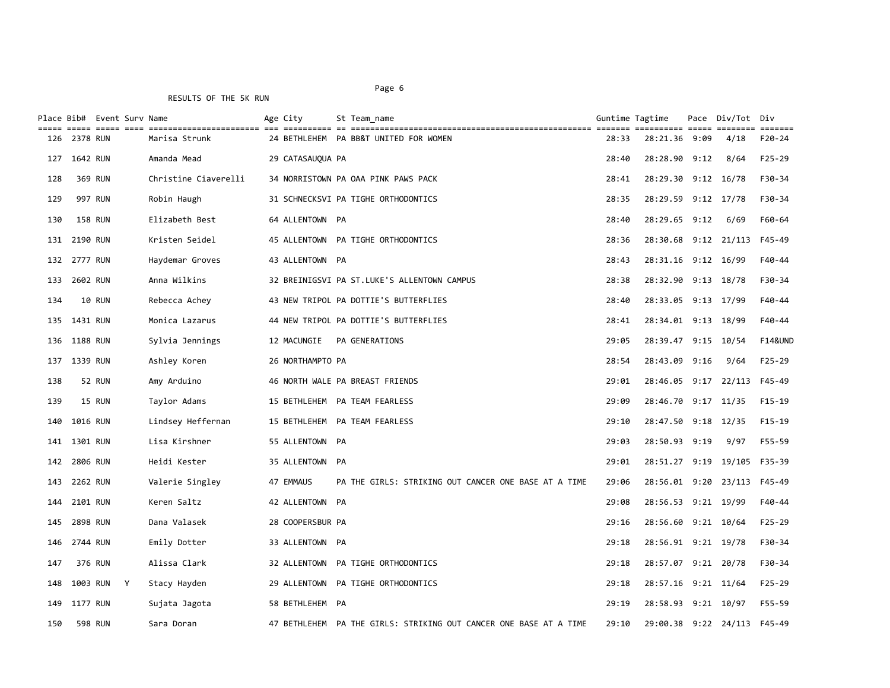RESULTS OF THE 5K RUN

| Place | Bib# | Event | Surv | Name | Age | City | St | Team_name | Guntime | Tagtime | Pace | Div/Tot | Div |
|---|---|---|---|---|---|---|---|---|---|---|---|---|---|
| 126 | 2378 | RUN | | Marisa Strunk | 24 | BETHLEHEM | PA | BB&T UNITED FOR WOMEN | 28:33 | 28:21.36 | 9:09 | 4/18 | F20-24 |
| 127 | 1642 | RUN | | Amanda Mead | 29 | CATASAUQUA | PA | | 28:40 | 28:28.90 | 9:12 | 8/64 | F25-29 |
| 128 | 369 | RUN | | Christine Ciaverelli | 34 | NORRISTOWN | PA | OAA PINK PAWS PACK | 28:41 | 28:29.30 | 9:12 | 16/78 | F30-34 |
| 129 | 997 | RUN | | Robin Haugh | 31 | SCHNECKSVI | PA | TIGHE ORTHODONTICS | 28:35 | 28:29.59 | 9:12 | 17/78 | F30-34 |
| 130 | 158 | RUN | | Elizabeth Best | 64 | ALLENTOWN | PA | | 28:40 | 28:29.65 | 9:12 | 6/69 | F60-64 |
| 131 | 2190 | RUN | | Kristen Seidel | 45 | ALLENTOWN | PA | TIGHE ORTHODONTICS | 28:36 | 28:30.68 | 9:12 | 21/113 | F45-49 |
| 132 | 2777 | RUN | | Haydemar Groves | 43 | ALLENTOWN | PA | | 28:43 | 28:31.16 | 9:12 | 16/99 | F40-44 |
| 133 | 2602 | RUN | | Anna Wilkins | 32 | BREINIGSVI | PA | ST.LUKE'S ALLENTOWN CAMPUS | 28:38 | 28:32.90 | 9:13 | 18/78 | F30-34 |
| 134 | 10 | RUN | | Rebecca Achey | 43 | NEW TRIPOL | PA | DOTTIE'S BUTTERFLIES | 28:40 | 28:33.05 | 9:13 | 17/99 | F40-44 |
| 135 | 1431 | RUN | | Monica Lazarus | 44 | NEW TRIPOL | PA | DOTTIE'S BUTTERFLIES | 28:41 | 28:34.01 | 9:13 | 18/99 | F40-44 |
| 136 | 1188 | RUN | | Sylvia Jennings | 12 | MACUNGIE | PA | GENERATIONS | 29:05 | 28:39.47 | 9:15 | 10/54 | F14&UND |
| 137 | 1339 | RUN | | Ashley Koren | 26 | NORTHAMPTO | PA | | 28:54 | 28:43.09 | 9:16 | 9/64 | F25-29 |
| 138 | 52 | RUN | | Amy Arduino | 46 | NORTH WALE | PA | BREAST FRIENDS | 29:01 | 28:46.05 | 9:17 | 22/113 | F45-49 |
| 139 | 15 | RUN | | Taylor Adams | 15 | BETHLEHEM | PA | TEAM FEARLESS | 29:09 | 28:46.70 | 9:17 | 11/35 | F15-19 |
| 140 | 1016 | RUN | | Lindsey Heffernan | 15 | BETHLEHEM | PA | TEAM FEARLESS | 29:10 | 28:47.50 | 9:18 | 12/35 | F15-19 |
| 141 | 1301 | RUN | | Lisa Kirshner | 55 | ALLENTOWN | PA | | 29:03 | 28:50.93 | 9:19 | 9/97 | F55-59 |
| 142 | 2806 | RUN | | Heidi Kester | 35 | ALLENTOWN | PA | | 29:01 | 28:51.27 | 9:19 | 19/105 | F35-39 |
| 143 | 2262 | RUN | | Valerie Singley | 47 | EMMAUS | PA | THE GIRLS: STRIKING OUT CANCER ONE BASE AT A TIME | 29:06 | 28:56.01 | 9:20 | 23/113 | F45-49 |
| 144 | 2101 | RUN | | Keren Saltz | 42 | ALLENTOWN | PA | | 29:08 | 28:56.53 | 9:21 | 19/99 | F40-44 |
| 145 | 2898 | RUN | | Dana Valasek | 28 | COOPERSBUR | PA | | 29:16 | 28:56.60 | 9:21 | 10/64 | F25-29 |
| 146 | 2744 | RUN | | Emily Dotter | 33 | ALLENTOWN | PA | | 29:18 | 28:56.91 | 9:21 | 19/78 | F30-34 |
| 147 | 376 | RUN | | Alissa Clark | 32 | ALLENTOWN | PA | TIGHE ORTHODONTICS | 29:18 | 28:57.07 | 9:21 | 20/78 | F30-34 |
| 148 | 1003 | RUN | Y | Stacy Hayden | 29 | ALLENTOWN | PA | TIGHE ORTHODONTICS | 29:18 | 28:57.16 | 9:21 | 11/64 | F25-29 |
| 149 | 1177 | RUN | | Sujata Jagota | 58 | BETHLEHEM | PA | | 29:19 | 28:58.93 | 9:21 | 10/97 | F55-59 |
| 150 | 598 | RUN | | Sara Doran | 47 | BETHLEHEM | PA | THE GIRLS: STRIKING OUT CANCER ONE BASE AT A TIME | 29:10 | 29:00.38 | 9:22 | 24/113 | F45-49 |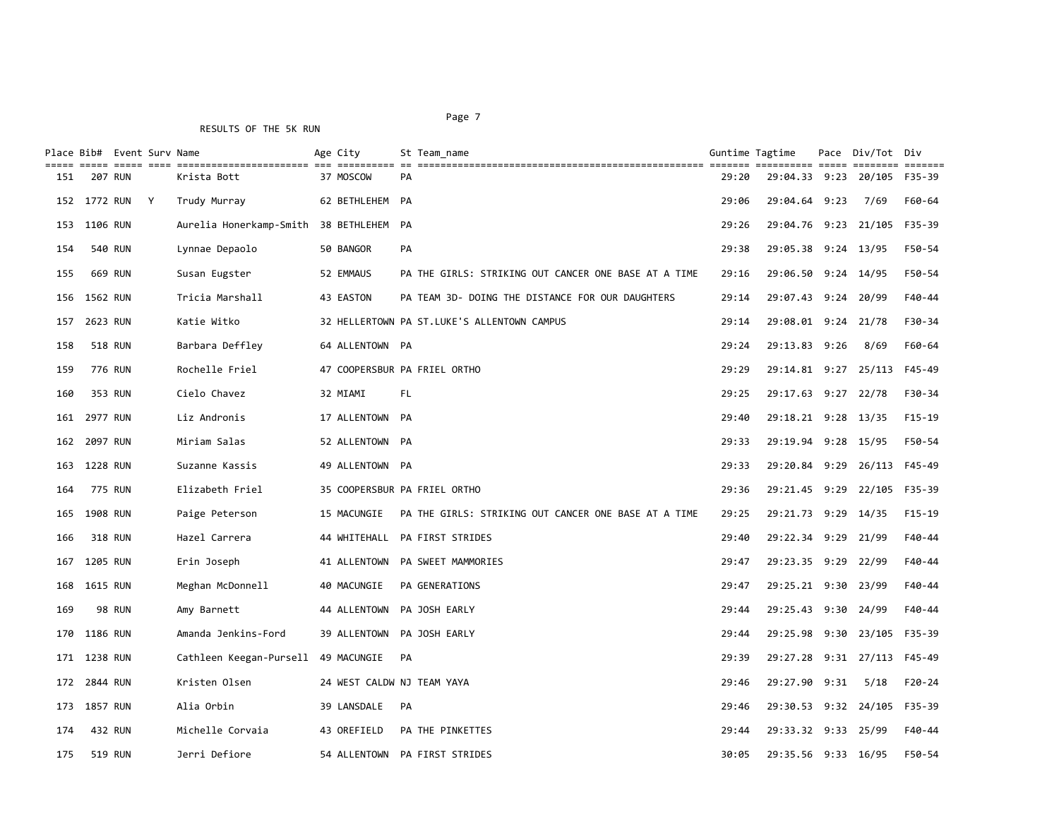RESULTS OF THE 5K RUN

| Place | Bib# | Event | Surv | Name | Age | City | St | Team_name | Guntime | Tagtime | Pace | Div/Tot | Div |
|---|---|---|---|---|---|---|---|---|---|---|---|---|---|
| 151 | 207 | RUN | | Krista Bott | 37 | MOSCOW | PA | | 29:20 | 29:04.33 | 9:23 | 20/105 | F35-39 |
| 152 | 1772 | RUN | Y | Trudy Murray | 62 | BETHLEHEM | PA | | 29:06 | 29:04.64 | 9:23 | 7/69 | F60-64 |
| 153 | 1106 | RUN | | Aurelia Honerkamp-Smith | 38 | BETHLEHEM | PA | | 29:26 | 29:04.76 | 9:23 | 21/105 | F35-39 |
| 154 | 540 | RUN | | Lynnae Depaolo | 50 | BANGOR | PA | | 29:38 | 29:05.38 | 9:24 | 13/95 | F50-54 |
| 155 | 669 | RUN | | Susan Eugster | 52 | EMMAUS | PA | THE GIRLS: STRIKING OUT CANCER ONE BASE AT A TIME | 29:16 | 29:06.50 | 9:24 | 14/95 | F50-54 |
| 156 | 1562 | RUN | | Tricia Marshall | 43 | EASTON | PA | TEAM 3D- DOING THE DISTANCE FOR OUR DAUGHTERS | 29:14 | 29:07.43 | 9:24 | 20/99 | F40-44 |
| 157 | 2623 | RUN | | Katie Witko | 32 | HELLERTOWN | PA | ST.LUKE'S ALLENTOWN CAMPUS | 29:14 | 29:08.01 | 9:24 | 21/78 | F30-34 |
| 158 | 518 | RUN | | Barbara Deffley | 64 | ALLENTOWN | PA | | 29:24 | 29:13.83 | 9:26 | 8/69 | F60-64 |
| 159 | 776 | RUN | | Rochelle Friel | 47 | COOPERSBUR | PA | FRIEL ORTHO | 29:29 | 29:14.81 | 9:27 | 25/113 | F45-49 |
| 160 | 353 | RUN | | Cielo Chavez | 32 | MIAMI | FL | | 29:25 | 29:17.63 | 9:27 | 22/78 | F30-34 |
| 161 | 2977 | RUN | | Liz Andronis | 17 | ALLENTOWN | PA | | 29:40 | 29:18.21 | 9:28 | 13/35 | F15-19 |
| 162 | 2097 | RUN | | Miriam Salas | 52 | ALLENTOWN | PA | | 29:33 | 29:19.94 | 9:28 | 15/95 | F50-54 |
| 163 | 1228 | RUN | | Suzanne Kassis | 49 | ALLENTOWN | PA | | 29:33 | 29:20.84 | 9:29 | 26/113 | F45-49 |
| 164 | 775 | RUN | | Elizabeth Friel | 35 | COOPERSBUR | PA | FRIEL ORTHO | 29:36 | 29:21.45 | 9:29 | 22/105 | F35-39 |
| 165 | 1908 | RUN | | Paige Peterson | 15 | MACUNGIE | PA | THE GIRLS: STRIKING OUT CANCER ONE BASE AT A TIME | 29:25 | 29:21.73 | 9:29 | 14/35 | F15-19 |
| 166 | 318 | RUN | | Hazel Carrera | 44 | WHITEHALL | PA | FIRST STRIDES | 29:40 | 29:22.34 | 9:29 | 21/99 | F40-44 |
| 167 | 1205 | RUN | | Erin Joseph | 41 | ALLENTOWN | PA | SWEET MAMMORIES | 29:47 | 29:23.35 | 9:29 | 22/99 | F40-44 |
| 168 | 1615 | RUN | | Meghan McDonnell | 40 | MACUNGIE | PA | GENERATIONS | 29:47 | 29:25.21 | 9:30 | 23/99 | F40-44 |
| 169 | 98 | RUN | | Amy Barnett | 44 | ALLENTOWN | PA | JOSH EARLY | 29:44 | 29:25.43 | 9:30 | 24/99 | F40-44 |
| 170 | 1186 | RUN | | Amanda Jenkins-Ford | 39 | ALLENTOWN | PA | JOSH EARLY | 29:44 | 29:25.98 | 9:30 | 23/105 | F35-39 |
| 171 | 1238 | RUN | | Cathleen Keegan-Pursell | 49 | MACUNGIE | PA | | 29:39 | 29:27.28 | 9:31 | 27/113 | F45-49 |
| 172 | 2844 | RUN | | Kristen Olsen | 24 | WEST CALDW | NJ | TEAM YAYA | 29:46 | 29:27.90 | 9:31 | 5/18 | F20-24 |
| 173 | 1857 | RUN | | Alia Orbin | 39 | LANSDALE | PA | | 29:46 | 29:30.53 | 9:32 | 24/105 | F35-39 |
| 174 | 432 | RUN | | Michelle Corvaia | 43 | OREFIELD | PA | THE PINKETTES | 29:44 | 29:33.32 | 9:33 | 25/99 | F40-44 |
| 175 | 519 | RUN | | Jerri Defiore | 54 | ALLENTOWN | PA | FIRST STRIDES | 30:05 | 29:35.56 | 9:33 | 16/95 | F50-54 |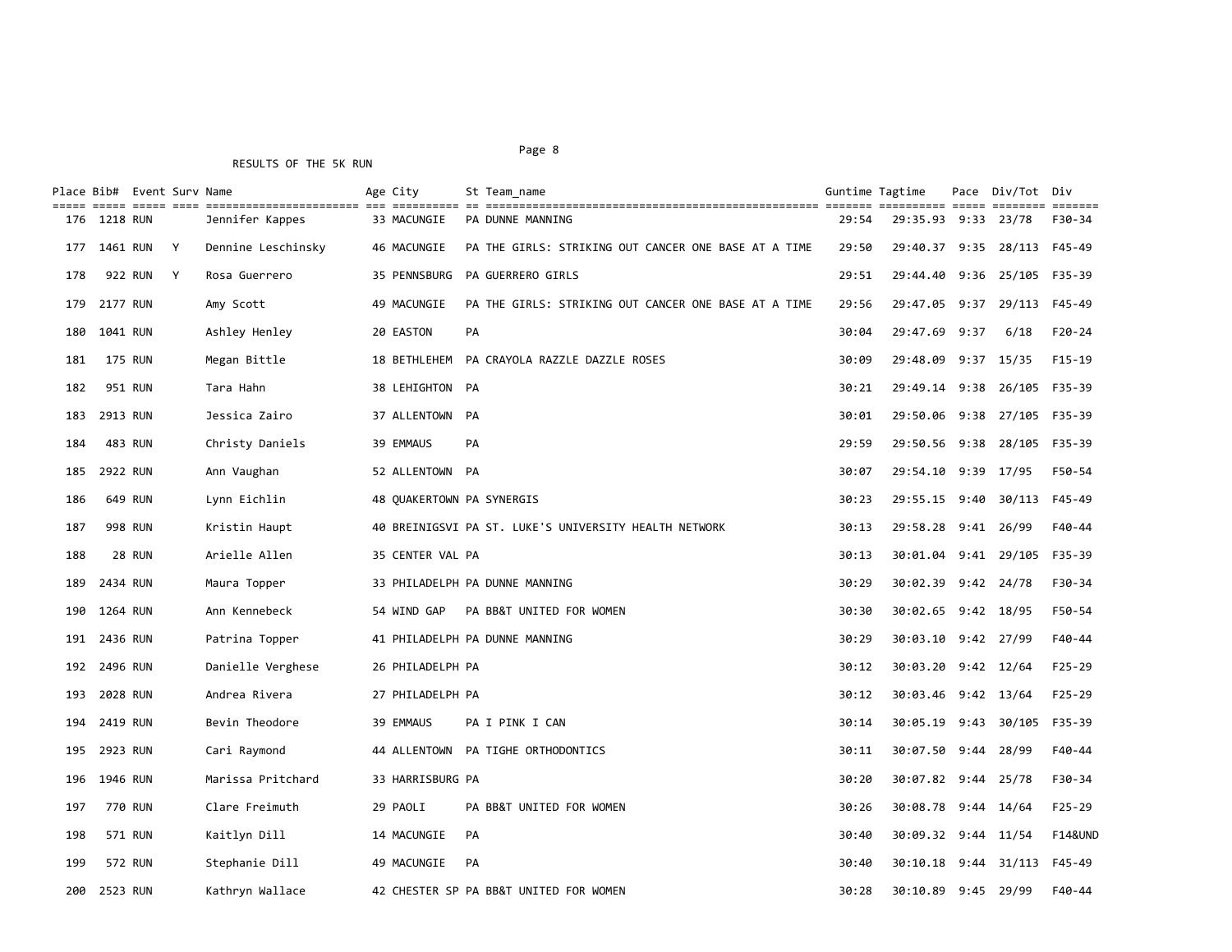RESULTS OF THE 5K RUN

| Place | Bib# | Event | Surv | Name | Age | City | St | Team_name | Guntime | Tagtime | Pace | Div/Tot | Div |
|---|---|---|---|---|---|---|---|---|---|---|---|---|---|
| 176 | 1218 | RUN | | Jennifer Kappes | 33 | MACUNGIE | PA | DUNNE MANNING | 29:54 | 29:35.93 | 9:33 | 23/78 | F30-34 |
| 177 | 1461 | RUN | Y | Dennine Leschinsky | 46 | MACUNGIE | PA | THE GIRLS: STRIKING OUT CANCER ONE BASE AT A TIME | 29:50 | 29:40.37 | 9:35 | 28/113 | F45-49 |
| 178 | 922 | RUN | Y | Rosa Guerrero | 35 | PENNSBURG | PA | GUERRERO GIRLS | 29:51 | 29:44.40 | 9:36 | 25/105 | F35-39 |
| 179 | 2177 | RUN | | Amy Scott | 49 | MACUNGIE | PA | THE GIRLS: STRIKING OUT CANCER ONE BASE AT A TIME | 29:56 | 29:47.05 | 9:37 | 29/113 | F45-49 |
| 180 | 1041 | RUN | | Ashley Henley | 20 | EASTON | PA | | 30:04 | 29:47.69 | 9:37 | 6/18 | F20-24 |
| 181 | 175 | RUN | | Megan Bittle | 18 | BETHLEHEM | PA | CRAYOLA RAZZLE DAZZLE ROSES | 30:09 | 29:48.09 | 9:37 | 15/35 | F15-19 |
| 182 | 951 | RUN | | Tara Hahn | 38 | LEHIGHTON | PA | | 30:21 | 29:49.14 | 9:38 | 26/105 | F35-39 |
| 183 | 2913 | RUN | | Jessica Zairo | 37 | ALLENTOWN | PA | | 30:01 | 29:50.06 | 9:38 | 27/105 | F35-39 |
| 184 | 483 | RUN | | Christy Daniels | 39 | EMMAUS | PA | | 29:59 | 29:50.56 | 9:38 | 28/105 | F35-39 |
| 185 | 2922 | RUN | | Ann Vaughan | 52 | ALLENTOWN | PA | | 30:07 | 29:54.10 | 9:39 | 17/95 | F50-54 |
| 186 | 649 | RUN | | Lynn Eichlin | 48 | QUAKERTOWN | PA | SYNERGIS | 30:23 | 29:55.15 | 9:40 | 30/113 | F45-49 |
| 187 | 998 | RUN | | Kristin Haupt | 40 | BREINIGSVI | PA | ST. LUKE'S UNIVERSITY HEALTH NETWORK | 30:13 | 29:58.28 | 9:41 | 26/99 | F40-44 |
| 188 | 28 | RUN | | Arielle Allen | 35 | CENTER VAL | PA | | 30:13 | 30:01.04 | 9:41 | 29/105 | F35-39 |
| 189 | 2434 | RUN | | Maura Topper | 33 | PHILADELPH | PA | DUNNE MANNING | 30:29 | 30:02.39 | 9:42 | 24/78 | F30-34 |
| 190 | 1264 | RUN | | Ann Kennebeck | 54 | WIND GAP | PA | BB&T UNITED FOR WOMEN | 30:30 | 30:02.65 | 9:42 | 18/95 | F50-54 |
| 191 | 2436 | RUN | | Patrina Topper | 41 | PHILADELPH | PA | DUNNE MANNING | 30:29 | 30:03.10 | 9:42 | 27/99 | F40-44 |
| 192 | 2496 | RUN | | Danielle Verghese | 26 | PHILADELPH | PA | | 30:12 | 30:03.20 | 9:42 | 12/64 | F25-29 |
| 193 | 2028 | RUN | | Andrea Rivera | 27 | PHILADELPH | PA | | 30:12 | 30:03.46 | 9:42 | 13/64 | F25-29 |
| 194 | 2419 | RUN | | Bevin Theodore | 39 | EMMAUS | PA | I PINK I CAN | 30:14 | 30:05.19 | 9:43 | 30/105 | F35-39 |
| 195 | 2923 | RUN | | Cari Raymond | 44 | ALLENTOWN | PA | TIGHE ORTHODONTICS | 30:11 | 30:07.50 | 9:44 | 28/99 | F40-44 |
| 196 | 1946 | RUN | | Marissa Pritchard | 33 | HARRISBURG | PA | | 30:20 | 30:07.82 | 9:44 | 25/78 | F30-34 |
| 197 | 770 | RUN | | Clare Freimuth | 29 | PAOLI | PA | BB&T UNITED FOR WOMEN | 30:26 | 30:08.78 | 9:44 | 14/64 | F25-29 |
| 198 | 571 | RUN | | Kaitlyn Dill | 14 | MACUNGIE | PA | | 30:40 | 30:09.32 | 9:44 | 11/54 | F14&UND |
| 199 | 572 | RUN | | Stephanie Dill | 49 | MACUNGIE | PA | | 30:40 | 30:10.18 | 9:44 | 31/113 | F45-49 |
| 200 | 2523 | RUN | | Kathryn Wallace | 42 | CHESTER SP | PA | BB&T UNITED FOR WOMEN | 30:28 | 30:10.89 | 9:45 | 29/99 | F40-44 |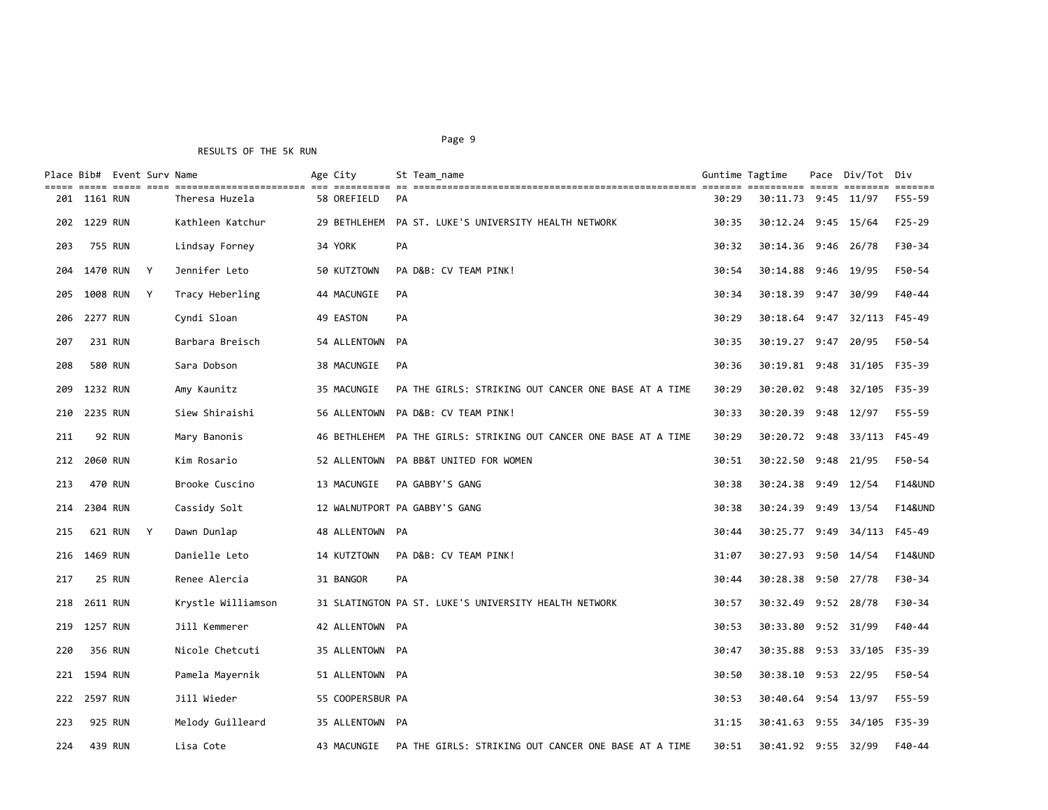RESULTS OF THE 5K RUN

| Place | Bib# | Event | Surv | Name | Age | City | St | Team_name | Guntime | Tagtime | Pace | Div/Tot | Div |
|---|---|---|---|---|---|---|---|---|---|---|---|---|---|
| 201 | 1161 | RUN | | Theresa Huzela | 58 | OREFIELD | PA | | 30:29 | 30:11.73 | 9:45 | 11/97 | F55-59 |
| 202 | 1229 | RUN | | Kathleen Katchur | 29 | BETHLEHEM | PA | ST. LUKE'S UNIVERSITY HEALTH NETWORK | 30:35 | 30:12.24 | 9:45 | 15/64 | F25-29 |
| 203 | 755 | RUN | | Lindsay Forney | 34 | YORK | PA | | 30:32 | 30:14.36 | 9:46 | 26/78 | F30-34 |
| 204 | 1470 | RUN | Y | Jennifer Leto | 50 | KUTZTOWN | PA | D&B: CV TEAM PINK! | 30:54 | 30:14.88 | 9:46 | 19/95 | F50-54 |
| 205 | 1008 | RUN | Y | Tracy Heberling | 44 | MACUNGIE | PA | | 30:34 | 30:18.39 | 9:47 | 30/99 | F40-44 |
| 206 | 2277 | RUN | | Cyndi Sloan | 49 | EASTON | PA | | 30:29 | 30:18.64 | 9:47 | 32/113 | F45-49 |
| 207 | 231 | RUN | | Barbara Breisch | 54 | ALLENTOWN | PA | | 30:35 | 30:19.27 | 9:47 | 20/95 | F50-54 |
| 208 | 580 | RUN | | Sara Dobson | 38 | MACUNGIE | PA | | 30:36 | 30:19.81 | 9:48 | 31/105 | F35-39 |
| 209 | 1232 | RUN | | Amy Kaunitz | 35 | MACUNGIE | PA | THE GIRLS: STRIKING OUT CANCER ONE BASE AT A TIME | 30:29 | 30:20.02 | 9:48 | 32/105 | F35-39 |
| 210 | 2235 | RUN | | Siew Shiraishi | 56 | ALLENTOWN | PA | D&B: CV TEAM PINK! | 30:33 | 30:20.39 | 9:48 | 12/97 | F55-59 |
| 211 | 92 | RUN | | Mary Banonis | 46 | BETHLEHEM | PA | THE GIRLS: STRIKING OUT CANCER ONE BASE AT A TIME | 30:29 | 30:20.72 | 9:48 | 33/113 | F45-49 |
| 212 | 2060 | RUN | | Kim Rosario | 52 | ALLENTOWN | PA | BB&T UNITED FOR WOMEN | 30:51 | 30:22.50 | 9:48 | 21/95 | F50-54 |
| 213 | 470 | RUN | | Brooke Cuscino | 13 | MACUNGIE | PA | GABBY'S GANG | 30:38 | 30:24.38 | 9:49 | 12/54 | F14&UND |
| 214 | 2304 | RUN | | Cassidy Solt | 12 | WALNUTPORT | PA | GABBY'S GANG | 30:38 | 30:24.39 | 9:49 | 13/54 | F14&UND |
| 215 | 621 | RUN | Y | Dawn Dunlap | 48 | ALLENTOWN | PA | | 30:44 | 30:25.77 | 9:49 | 34/113 | F45-49 |
| 216 | 1469 | RUN | | Danielle Leto | 14 | KUTZTOWN | PA | D&B: CV TEAM PINK! | 31:07 | 30:27.93 | 9:50 | 14/54 | F14&UND |
| 217 | 25 | RUN | | Renee Alercia | 31 | BANGOR | PA | | 30:44 | 30:28.38 | 9:50 | 27/78 | F30-34 |
| 218 | 2611 | RUN | | Krystle Williamson | 31 | SLATINGTON | PA | ST. LUKE'S UNIVERSITY HEALTH NETWORK | 30:57 | 30:32.49 | 9:52 | 28/78 | F30-34 |
| 219 | 1257 | RUN | | Jill Kemmerer | 42 | ALLENTOWN | PA | | 30:53 | 30:33.80 | 9:52 | 31/99 | F40-44 |
| 220 | 356 | RUN | | Nicole Chetcuti | 35 | ALLENTOWN | PA | | 30:47 | 30:35.88 | 9:53 | 33/105 | F35-39 |
| 221 | 1594 | RUN | | Pamela Mayernik | 51 | ALLENTOWN | PA | | 30:50 | 30:38.10 | 9:53 | 22/95 | F50-54 |
| 222 | 2597 | RUN | | Jill Wieder | 55 | COOPERSBUR | PA | | 30:53 | 30:40.64 | 9:54 | 13/97 | F55-59 |
| 223 | 925 | RUN | | Melody Guilleard | 35 | ALLENTOWN | PA | | 31:15 | 30:41.63 | 9:55 | 34/105 | F35-39 |
| 224 | 439 | RUN | | Lisa Cote | 43 | MACUNGIE | PA | THE GIRLS: STRIKING OUT CANCER ONE BASE AT A TIME | 30:51 | 30:41.92 | 9:55 | 32/99 | F40-44 |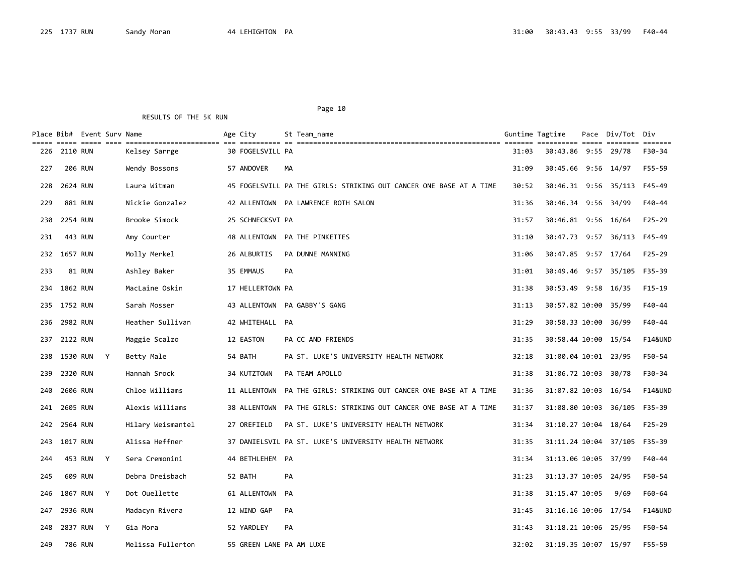| Place | Bib# | Event | Surv | Name | Age | City | St | Team_name | Guntime | Tagtime | Pace | Div/Tot | Div |
|---|---|---|---|---|---|---|---|---|---|---|---|---|---|
| 225 | 1737 | RUN | | Sandy Moran | 44 | LEHIGHTON | PA | | 31:00 | 30:43.43 | 9:55 | 33/99 | F40-44 |

RESULTS OF THE 5K RUN

| Place | Bib# | Event | Surv | Name | Age | City | St | Team_name | Guntime | Tagtime | Pace | Div/Tot | Div |
|---|---|---|---|---|---|---|---|---|---|---|---|---|---|
| 226 | 2110 | RUN | | Kelsey Sarrge | 30 | FOGELSVILL | PA | | 31:03 | 30:43.86 | 9:55 | 29/78 | F30-34 |
| 227 | 206 | RUN | | Wendy Bossons | 57 | ANDOVER | MA | | 31:09 | 30:45.66 | 9:56 | 14/97 | F55-59 |
| 228 | 2624 | RUN | | Laura Witman | 45 | FOGELSVILL | PA | THE GIRLS: STRIKING OUT CANCER ONE BASE AT A TIME | 30:52 | 30:46.31 | 9:56 | 35/113 | F45-49 |
| 229 | 881 | RUN | | Nickie Gonzalez | 42 | ALLENTOWN | PA | LAWRENCE ROTH SALON | 31:36 | 30:46.34 | 9:56 | 34/99 | F40-44 |
| 230 | 2254 | RUN | | Brooke Simock | 25 | SCHNECKSVI | PA | | 31:57 | 30:46.81 | 9:56 | 16/64 | F25-29 |
| 231 | 443 | RUN | | Amy Courter | 48 | ALLENTOWN | PA | THE PINKETTES | 31:10 | 30:47.73 | 9:57 | 36/113 | F45-49 |
| 232 | 1657 | RUN | | Molly Merkel | 26 | ALBURTIS | PA | DUNNE MANNING | 31:06 | 30:47.85 | 9:57 | 17/64 | F25-29 |
| 233 | 81 | RUN | | Ashley Baker | 35 | EMMAUS | PA | | 31:01 | 30:49.46 | 9:57 | 35/105 | F35-39 |
| 234 | 1862 | RUN | | MacLaine Oskin | 17 | HELLERTOWN | PA | | 31:38 | 30:53.49 | 9:58 | 16/35 | F15-19 |
| 235 | 1752 | RUN | | Sarah Mosser | 43 | ALLENTOWN | PA | GABBY'S GANG | 31:13 | 30:57.82 | 10:00 | 35/99 | F40-44 |
| 236 | 2982 | RUN | | Heather Sullivan | 42 | WHITEHALL | PA | | 31:29 | 30:58.33 | 10:00 | 36/99 | F40-44 |
| 237 | 2122 | RUN | | Maggie Scalzo | 12 | EASTON | PA | CC AND FRIENDS | 31:35 | 30:58.44 | 10:00 | 15/54 | F14&UND |
| 238 | 1530 | RUN | Y | Betty Male | 54 | BATH | PA | ST. LUKE'S UNIVERSITY HEALTH NETWORK | 32:18 | 31:00.04 | 10:01 | 23/95 | F50-54 |
| 239 | 2320 | RUN | | Hannah Srock | 34 | KUTZTOWN | PA | TEAM APOLLO | 31:38 | 31:06.72 | 10:03 | 30/78 | F30-34 |
| 240 | 2606 | RUN | | Chloe Williams | 11 | ALLENTOWN | PA | THE GIRLS: STRIKING OUT CANCER ONE BASE AT A TIME | 31:36 | 31:07.82 | 10:03 | 16/54 | F14&UND |
| 241 | 2605 | RUN | | Alexis Williams | 38 | ALLENTOWN | PA | THE GIRLS: STRIKING OUT CANCER ONE BASE AT A TIME | 31:37 | 31:08.80 | 10:03 | 36/105 | F35-39 |
| 242 | 2564 | RUN | | Hilary Weismantel | 27 | OREFIELD | PA | ST. LUKE'S UNIVERSITY HEALTH NETWORK | 31:34 | 31:10.27 | 10:04 | 18/64 | F25-29 |
| 243 | 1017 | RUN | | Alissa Heffner | 37 | DANIELSVIL | PA | ST. LUKE'S UNIVERSITY HEALTH NETWORK | 31:35 | 31:11.24 | 10:04 | 37/105 | F35-39 |
| 244 | 453 | RUN | Y | Sera Cremonini | 44 | BETHLEHEM | PA | | 31:34 | 31:13.06 | 10:05 | 37/99 | F40-44 |
| 245 | 609 | RUN | | Debra Dreisbach | 52 | BATH | PA | | 31:23 | 31:13.37 | 10:05 | 24/95 | F50-54 |
| 246 | 1867 | RUN | Y | Dot Ouellette | 61 | ALLENTOWN | PA | | 31:38 | 31:15.47 | 10:05 | 9/69 | F60-64 |
| 247 | 2936 | RUN | | Madacyn Rivera | 12 | WIND GAP | PA | | 31:45 | 31:16.16 | 10:06 | 17/54 | F14&UND |
| 248 | 2837 | RUN | Y | Gia Mora | 52 | YARDLEY | PA | | 31:43 | 31:18.21 | 10:06 | 25/95 | F50-54 |
| 249 | 786 | RUN | | Melissa Fullerton | 55 | GREEN LANE | PA | AM LUXE | 32:02 | 31:19.35 | 10:07 | 15/97 | F55-59 |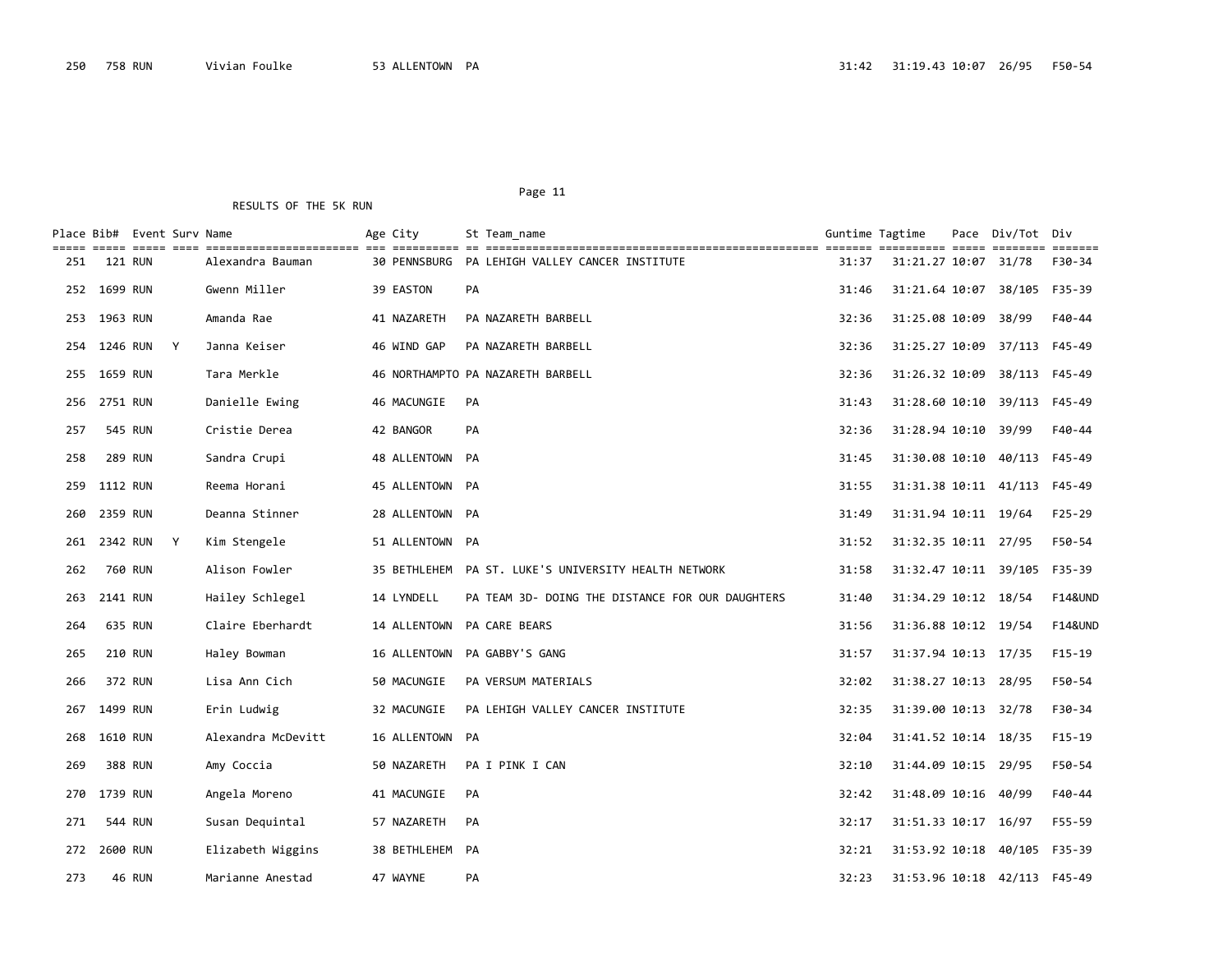250 758 RUN Vivian Foulke 53 ALLENTOWN PA 31:42 31:19.43 10:07 26/95 F50-54

RESULTS OF THE 5K RUN

| Place | Bib# | Event | Surv | Name | Age | City | St | Team_name | Guntime | Tagtime | Pace | Div/Tot | Div |
|---|---|---|---|---|---|---|---|---|---|---|---|---|---|
| 251 | 121 | RUN | | Alexandra Bauman | 30 | PENNSBURG | PA | LEHIGH VALLEY CANCER INSTITUTE | 31:37 | 31:21.27 | 10:07 | 31/78 | F30-34 |
| 252 | 1699 | RUN | | Gwenn Miller | 39 | EASTON | PA | | 31:46 | 31:21.64 | 10:07 | 38/105 | F35-39 |
| 253 | 1963 | RUN | | Amanda Rae | 41 | NAZARETH | PA | NAZARETH BARBELL | 32:36 | 31:25.08 | 10:09 | 38/99 | F40-44 |
| 254 | 1246 | RUN | Y | Janna Keiser | 46 | WIND GAP | PA | NAZARETH BARBELL | 32:36 | 31:25.27 | 10:09 | 37/113 | F45-49 |
| 255 | 1659 | RUN | | Tara Merkle | 46 | NORTHAMPTO | PA | NAZARETH BARBELL | 32:36 | 31:26.32 | 10:09 | 38/113 | F45-49 |
| 256 | 2751 | RUN | | Danielle Ewing | 46 | MACUNGIE | PA | | 31:43 | 31:28.60 | 10:10 | 39/113 | F45-49 |
| 257 | 545 | RUN | | Cristie Derea | 42 | BANGOR | PA | | 32:36 | 31:28.94 | 10:10 | 39/99 | F40-44 |
| 258 | 289 | RUN | | Sandra Crupi | 48 | ALLENTOWN | PA | | 31:45 | 31:30.08 | 10:10 | 40/113 | F45-49 |
| 259 | 1112 | RUN | | Reema Horani | 45 | ALLENTOWN | PA | | 31:55 | 31:31.38 | 10:11 | 41/113 | F45-49 |
| 260 | 2359 | RUN | | Deanna Stinner | 28 | ALLENTOWN | PA | | 31:49 | 31:31.94 | 10:11 | 19/64 | F25-29 |
| 261 | 2342 | RUN | Y | Kim Stengele | 51 | ALLENTOWN | PA | | 31:52 | 31:32.35 | 10:11 | 27/95 | F50-54 |
| 262 | 760 | RUN | | Alison Fowler | 35 | BETHLEHEM | PA | ST. LUKE'S UNIVERSITY HEALTH NETWORK | 31:58 | 31:32.47 | 10:11 | 39/105 | F35-39 |
| 263 | 2141 | RUN | | Hailey Schlegel | 14 | LYNDELL | PA | TEAM 3D- DOING THE DISTANCE FOR OUR DAUGHTERS | 31:40 | 31:34.29 | 10:12 | 18/54 | F14&UND |
| 264 | 635 | RUN | | Claire Eberhardt | 14 | ALLENTOWN | PA | CARE BEARS | 31:56 | 31:36.88 | 10:12 | 19/54 | F14&UND |
| 265 | 210 | RUN | | Haley Bowman | 16 | ALLENTOWN | PA | GABBY'S GANG | 31:57 | 31:37.94 | 10:13 | 17/35 | F15-19 |
| 266 | 372 | RUN | | Lisa Ann Cich | 50 | MACUNGIE | PA | VERSUM MATERIALS | 32:02 | 31:38.27 | 10:13 | 28/95 | F50-54 |
| 267 | 1499 | RUN | | Erin Ludwig | 32 | MACUNGIE | PA | LEHIGH VALLEY CANCER INSTITUTE | 32:35 | 31:39.00 | 10:13 | 32/78 | F30-34 |
| 268 | 1610 | RUN | | Alexandra McDevitt | 16 | ALLENTOWN | PA | | 32:04 | 31:41.52 | 10:14 | 18/35 | F15-19 |
| 269 | 388 | RUN | | Amy Coccia | 50 | NAZARETH | PA | I PINK I CAN | 32:10 | 31:44.09 | 10:15 | 29/95 | F50-54 |
| 270 | 1739 | RUN | | Angela Moreno | 41 | MACUNGIE | PA | | 32:42 | 31:48.09 | 10:16 | 40/99 | F40-44 |
| 271 | 544 | RUN | | Susan Dequintal | 57 | NAZARETH | PA | | 32:17 | 31:51.33 | 10:17 | 16/97 | F55-59 |
| 272 | 2600 | RUN | | Elizabeth Wiggins | 38 | BETHLEHEM | PA | | 32:21 | 31:53.92 | 10:18 | 40/105 | F35-39 |
| 273 | 46 | RUN | | Marianne Anestad | 47 | WAYNE | PA | | 32:23 | 31:53.96 | 10:18 | 42/113 | F45-49 |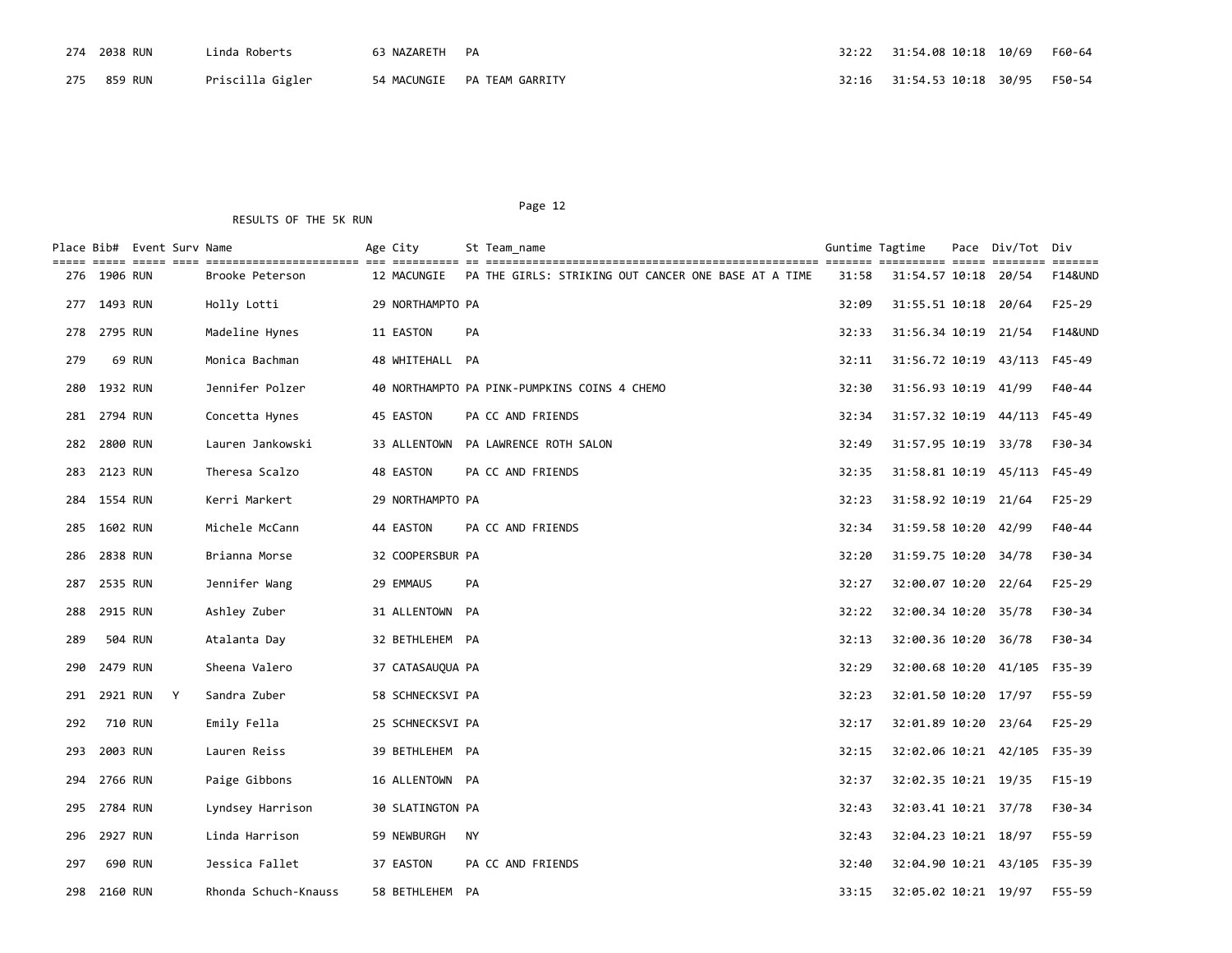| Place | Bib# | Event | Surv | Name | Age | City | St | Team_name | Guntime | Tagtime | Pace | Div/Tot | Div |
|---|---|---|---|---|---|---|---|---|---|---|---|---|---|
| 274 | 2038 | RUN | | Linda Roberts | 63 | NAZARETH | PA | | 32:22 | 31:54.08 | 10:18 | 10/69 | F60-64 |
| 275 | 859 | RUN | | Priscilla Gigler | 54 | MACUNGIE | PA | TEAM GARRITY | 32:16 | 31:54.53 | 10:18 | 30/95 | F50-54 |

RESULTS OF THE 5K RUN

| Place | Bib# | Event | Surv | Name | Age | City | St | Team_name | Guntime | Tagtime | Pace | Div/Tot | Div |
|---|---|---|---|---|---|---|---|---|---|---|---|---|---|
| 276 | 1906 | RUN | | Brooke Peterson | 12 | MACUNGIE | PA | THE GIRLS: STRIKING OUT CANCER ONE BASE AT A TIME | 31:58 | 31:54.57 | 10:18 | 20/54 | F14&UND |
| 277 | 1493 | RUN | | Holly Lotti | 29 | NORTHAMPTO | PA | | 32:09 | 31:55.51 | 10:18 | 20/64 | F25-29 |
| 278 | 2795 | RUN | | Madeline Hynes | 11 | EASTON | PA | | 32:33 | 31:56.34 | 10:19 | 21/54 | F14&UND |
| 279 | 69 | RUN | | Monica Bachman | 48 | WHITEHALL | PA | | 32:11 | 31:56.72 | 10:19 | 43/113 | F45-49 |
| 280 | 1932 | RUN | | Jennifer Polzer | 40 | NORTHAMPTO | PA | PINK-PUMPKINS COINS 4 CHEMO | 32:30 | 31:56.93 | 10:19 | 41/99 | F40-44 |
| 281 | 2794 | RUN | | Concetta Hynes | 45 | EASTON | PA | CC AND FRIENDS | 32:34 | 31:57.32 | 10:19 | 44/113 | F45-49 |
| 282 | 2800 | RUN | | Lauren Jankowski | 33 | ALLENTOWN | PA | LAWRENCE ROTH SALON | 32:49 | 31:57.95 | 10:19 | 33/78 | F30-34 |
| 283 | 2123 | RUN | | Theresa Scalzo | 48 | EASTON | PA | CC AND FRIENDS | 32:35 | 31:58.81 | 10:19 | 45/113 | F45-49 |
| 284 | 1554 | RUN | | Kerri Markert | 29 | NORTHAMPTO | PA | | 32:23 | 31:58.92 | 10:19 | 21/64 | F25-29 |
| 285 | 1602 | RUN | | Michele McCann | 44 | EASTON | PA | CC AND FRIENDS | 32:34 | 31:59.58 | 10:20 | 42/99 | F40-44 |
| 286 | 2838 | RUN | | Brianna Morse | 32 | COOPERSBUR | PA | | 32:20 | 31:59.75 | 10:20 | 34/78 | F30-34 |
| 287 | 2535 | RUN | | Jennifer Wang | 29 | EMMAUS | PA | | 32:27 | 32:00.07 | 10:20 | 22/64 | F25-29 |
| 288 | 2915 | RUN | | Ashley Zuber | 31 | ALLENTOWN | PA | | 32:22 | 32:00.34 | 10:20 | 35/78 | F30-34 |
| 289 | 504 | RUN | | Atalanta Day | 32 | BETHLEHEM | PA | | 32:13 | 32:00.36 | 10:20 | 36/78 | F30-34 |
| 290 | 2479 | RUN | | Sheena Valero | 37 | CATASAUQUA | PA | | 32:29 | 32:00.68 | 10:20 | 41/105 | F35-39 |
| 291 | 2921 | RUN | Y | Sandra Zuber | 58 | SCHNECKSVI | PA | | 32:23 | 32:01.50 | 10:20 | 17/97 | F55-59 |
| 292 | 710 | RUN | | Emily Fella | 25 | SCHNECKSVI | PA | | 32:17 | 32:01.89 | 10:20 | 23/64 | F25-29 |
| 293 | 2003 | RUN | | Lauren Reiss | 39 | BETHLEHEM | PA | | 32:15 | 32:02.06 | 10:21 | 42/105 | F35-39 |
| 294 | 2766 | RUN | | Paige Gibbons | 16 | ALLENTOWN | PA | | 32:37 | 32:02.35 | 10:21 | 19/35 | F15-19 |
| 295 | 2784 | RUN | | Lyndsey Harrison | 30 | SLATINGTON | PA | | 32:43 | 32:03.41 | 10:21 | 37/78 | F30-34 |
| 296 | 2927 | RUN | | Linda Harrison | 59 | NEWBURGH | NY | | 32:43 | 32:04.23 | 10:21 | 18/97 | F55-59 |
| 297 | 690 | RUN | | Jessica Fallet | 37 | EASTON | PA | CC AND FRIENDS | 32:40 | 32:04.90 | 10:21 | 43/105 | F35-39 |
| 298 | 2160 | RUN | | Rhonda Schuch-Knauss | 58 | BETHLEHEM | PA | | 33:15 | 32:05.02 | 10:21 | 19/97 | F55-59 |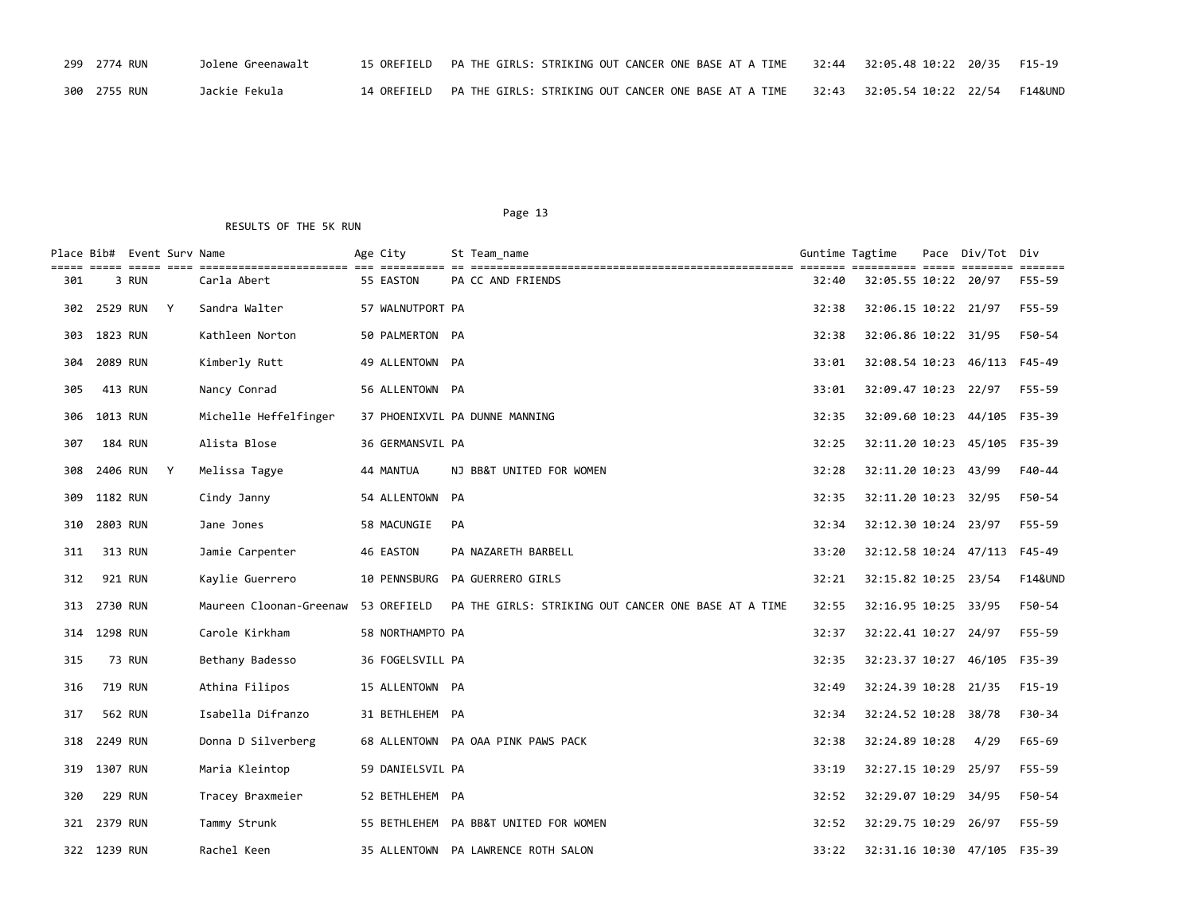| Place | Bib# | Event | Surv | Name | Age | City | St | Team_name | Guntime | Tagtime | Pace | Div/Tot | Div |
|---|---|---|---|---|---|---|---|---|---|---|---|---|---|
| 299 | 2774 | RUN | | Jolene Greenawalt | 15 | OREFIELD | PA | THE GIRLS: STRIKING OUT CANCER ONE BASE AT A TIME | 32:44 | 32:05.48 | 10:22 | 20/35 | F15-19 |
| 300 | 2755 | RUN | | Jackie Fekula | 14 | OREFIELD | PA | THE GIRLS: STRIKING OUT CANCER ONE BASE AT A TIME | 32:43 | 32:05.54 | 10:22 | 22/54 | F14&UND |

RESULTS OF THE 5K RUN

| Place | Bib# | Event | Surv | Name | Age | City | St | Team_name | Guntime | Tagtime | Pace | Div/Tot | Div |
|---|---|---|---|---|---|---|---|---|---|---|---|---|---|
| 301 | 3 | RUN | | Carla Abert | 55 | EASTON | PA | CC AND FRIENDS | 32:40 | 32:05.55 | 10:22 | 20/97 | F55-59 |
| 302 | 2529 | RUN | Y | Sandra Walter | 57 | WALNUTPORT | PA | | 32:38 | 32:06.15 | 10:22 | 21/97 | F55-59 |
| 303 | 1823 | RUN | | Kathleen Norton | 50 | PALMERTON | PA | | 32:38 | 32:06.86 | 10:22 | 31/95 | F50-54 |
| 304 | 2089 | RUN | | Kimberly Rutt | 49 | ALLENTOWN | PA | | 33:01 | 32:08.54 | 10:23 | 46/113 | F45-49 |
| 305 | 413 | RUN | | Nancy Conrad | 56 | ALLENTOWN | PA | | 33:01 | 32:09.47 | 10:23 | 22/97 | F55-59 |
| 306 | 1013 | RUN | | Michelle Heffelfinger | 37 | PHOENIXVIL | PA | DUNNE MANNING | 32:35 | 32:09.60 | 10:23 | 44/105 | F35-39 |
| 307 | 184 | RUN | | Alista Blose | 36 | GERMANSVIL | PA | | 32:25 | 32:11.20 | 10:23 | 45/105 | F35-39 |
| 308 | 2406 | RUN | Y | Melissa Tagye | 44 | MANTUA | NJ | BB&T UNITED FOR WOMEN | 32:28 | 32:11.20 | 10:23 | 43/99 | F40-44 |
| 309 | 1182 | RUN | | Cindy Janny | 54 | ALLENTOWN | PA | | 32:35 | 32:11.20 | 10:23 | 32/95 | F50-54 |
| 310 | 2803 | RUN | | Jane Jones | 58 | MACUNGIE | PA | | 32:34 | 32:12.30 | 10:24 | 23/97 | F55-59 |
| 311 | 313 | RUN | | Jamie Carpenter | 46 | EASTON | PA | NAZARETH BARBELL | 33:20 | 32:12.58 | 10:24 | 47/113 | F45-49 |
| 312 | 921 | RUN | | Kaylie Guerrero | 10 | PENNSBURG | PA | GUERRERO GIRLS | 32:21 | 32:15.82 | 10:25 | 23/54 | F14&UND |
| 313 | 2730 | RUN | | Maureen Cloonan-Greenaw | 53 | OREFIELD | PA | THE GIRLS: STRIKING OUT CANCER ONE BASE AT A TIME | 32:55 | 32:16.95 | 10:25 | 33/95 | F50-54 |
| 314 | 1298 | RUN | | Carole Kirkham | 58 | NORTHAMPTO | PA | | 32:37 | 32:22.41 | 10:27 | 24/97 | F55-59 |
| 315 | 73 | RUN | | Bethany Badesso | 36 | FOGELSVILL | PA | | 32:35 | 32:23.37 | 10:27 | 46/105 | F35-39 |
| 316 | 719 | RUN | | Athina Filipos | 15 | ALLENTOWN | PA | | 32:49 | 32:24.39 | 10:28 | 21/35 | F15-19 |
| 317 | 562 | RUN | | Isabella Difranzo | 31 | BETHLEHEM | PA | | 32:34 | 32:24.52 | 10:28 | 38/78 | F30-34 |
| 318 | 2249 | RUN | | Donna D Silverberg | 68 | ALLENTOWN | PA | OAA PINK PAWS PACK | 32:38 | 32:24.89 | 10:28 | 4/29 | F65-69 |
| 319 | 1307 | RUN | | Maria Kleintop | 59 | DANIELSVIL | PA | | 33:19 | 32:27.15 | 10:29 | 25/97 | F55-59 |
| 320 | 229 | RUN | | Tracey Braxmeier | 52 | BETHLEHEM | PA | | 32:52 | 32:29.07 | 10:29 | 34/95 | F50-54 |
| 321 | 2379 | RUN | | Tammy Strunk | 55 | BETHLEHEM | PA | BB&T UNITED FOR WOMEN | 32:52 | 32:29.75 | 10:29 | 26/97 | F55-59 |
| 322 | 1239 | RUN | | Rachel Keen | 35 | ALLENTOWN | PA | LAWRENCE ROTH SALON | 33:22 | 32:31.16 | 10:30 | 47/105 | F35-39 |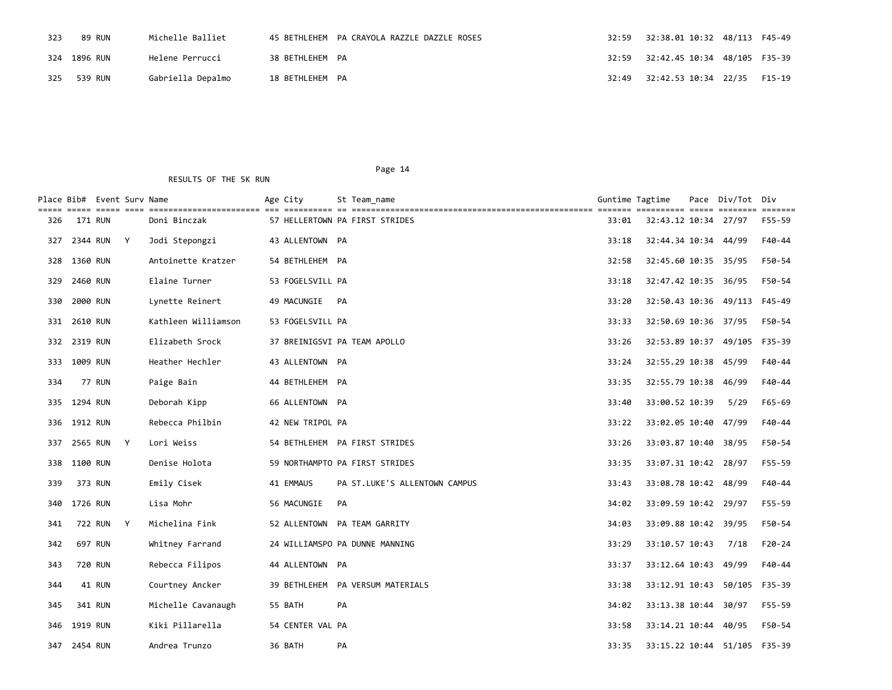| Place | Bib# | Event | Surv | Name | Age | City | St | Team_name | Guntime | Tagtime | Pace | Div/Tot | Div |
|---|---|---|---|---|---|---|---|---|---|---|---|---|---|
| 323 | 89 | RUN | | Michelle Balliet | 45 | BETHLEHEM | PA | CRAYOLA RAZZLE DAZZLE ROSES | 32:59 | 32:38.01 | 10:32 | 48/113 | F45-49 |
| 324 | 1896 | RUN | | Helene Perrucci | 38 | BETHLEHEM | PA | | 32:59 | 32:42.45 | 10:34 | 48/105 | F35-39 |
| 325 | 539 | RUN | | Gabriella Depalmo | 18 | BETHLEHEM | PA | | 32:49 | 32:42.53 | 10:34 | 22/35 | F15-19 |

RESULTS OF THE 5K RUN

| Place | Bib# | Event | Surv | Name | Age | City | St | Team_name | Guntime | Tagtime | Pace | Div/Tot | Div |
|---|---|---|---|---|---|---|---|---|---|---|---|---|---|
| 326 | 171 | RUN | | Doni Binczak | 57 | HELLERTOWN | PA | FIRST STRIDES | 33:01 | 32:43.12 | 10:34 | 27/97 | F55-59 |
| 327 | 2344 | RUN | Y | Jodi Stepongzi | 43 | ALLENTOWN | PA | | 33:18 | 32:44.34 | 10:34 | 44/99 | F40-44 |
| 328 | 1360 | RUN | | Antoinette Kratzer | 54 | BETHLEHEM | PA | | 32:58 | 32:45.60 | 10:35 | 35/95 | F50-54 |
| 329 | 2460 | RUN | | Elaine Turner | 53 | FOGELSVILL | PA | | 33:18 | 32:47.42 | 10:35 | 36/95 | F50-54 |
| 330 | 2000 | RUN | | Lynette Reinert | 49 | MACUNGIE | PA | | 33:20 | 32:50.43 | 10:36 | 49/113 | F45-49 |
| 331 | 2610 | RUN | | Kathleen Williamson | 53 | FOGELSVILL | PA | | 33:33 | 32:50.69 | 10:36 | 37/95 | F50-54 |
| 332 | 2319 | RUN | | Elizabeth Srock | 37 | BREINIGSVI | PA | TEAM APOLLO | 33:26 | 32:53.89 | 10:37 | 49/105 | F35-39 |
| 333 | 1009 | RUN | | Heather Hechler | 43 | ALLENTOWN | PA | | 33:24 | 32:55.29 | 10:38 | 45/99 | F40-44 |
| 334 | 77 | RUN | | Paige Bain | 44 | BETHLEHEM | PA | | 33:35 | 32:55.79 | 10:38 | 46/99 | F40-44 |
| 335 | 1294 | RUN | | Deborah Kipp | 66 | ALLENTOWN | PA | | 33:40 | 33:00.52 | 10:39 | 5/29 | F65-69 |
| 336 | 1912 | RUN | | Rebecca Philbin | 42 | NEW TRIPOL | PA | | 33:22 | 33:02.05 | 10:40 | 47/99 | F40-44 |
| 337 | 2565 | RUN | Y | Lori Weiss | 54 | BETHLEHEM | PA | FIRST STRIDES | 33:26 | 33:03.87 | 10:40 | 38/95 | F50-54 |
| 338 | 1100 | RUN | | Denise Holota | 59 | NORTHAMPTO | PA | FIRST STRIDES | 33:35 | 33:07.31 | 10:42 | 28/97 | F55-59 |
| 339 | 373 | RUN | | Emily Cisek | 41 | EMMAUS | PA | ST.LUKE'S ALLENTOWN CAMPUS | 33:43 | 33:08.78 | 10:42 | 48/99 | F40-44 |
| 340 | 1726 | RUN | | Lisa Mohr | 56 | MACUNGIE | PA | | 34:02 | 33:09.59 | 10:42 | 29/97 | F55-59 |
| 341 | 722 | RUN | Y | Michelina Fink | 52 | ALLENTOWN | PA | TEAM GARRITY | 34:03 | 33:09.88 | 10:42 | 39/95 | F50-54 |
| 342 | 697 | RUN | | Whitney Farrand | 24 | WILLIAMSPO | PA | DUNNE MANNING | 33:29 | 33:10.57 | 10:43 | 7/18 | F20-24 |
| 343 | 720 | RUN | | Rebecca Filipos | 44 | ALLENTOWN | PA | | 33:37 | 33:12.64 | 10:43 | 49/99 | F40-44 |
| 344 | 41 | RUN | | Courtney Ancker | 39 | BETHLEHEM | PA | VERSUM MATERIALS | 33:38 | 33:12.91 | 10:43 | 50/105 | F35-39 |
| 345 | 341 | RUN | | Michelle Cavanaugh | 55 | BATH | PA | | 34:02 | 33:13.38 | 10:44 | 30/97 | F55-59 |
| 346 | 1919 | RUN | | Kiki Pillarella | 54 | CENTER VAL | PA | | 33:58 | 33:14.21 | 10:44 | 40/95 | F50-54 |
| 347 | 2454 | RUN | | Andrea Trunzo | 36 | BATH | PA | | 33:35 | 33:15.22 | 10:44 | 51/105 | F35-39 |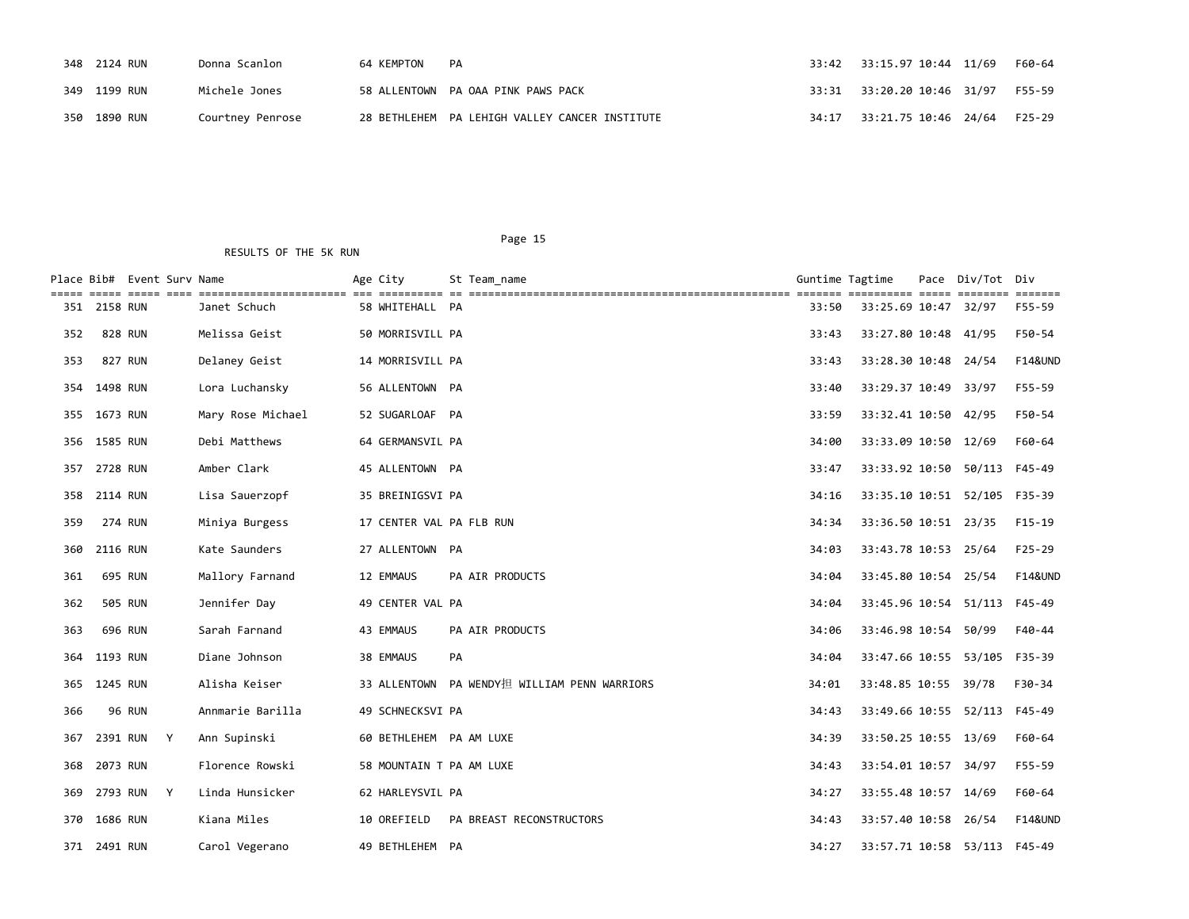| Place | Bib# | Event | Surv | Name | Age | City | St | Team_name | Guntime | Tagtime | Pace | Div/Tot | Div |
|---|---|---|---|---|---|---|---|---|---|---|---|---|---|
| 348 | 2124 | RUN | | Donna Scanlon | 64 | KEMPTON | PA | | 33:42 | 33:15.97 | 10:44 | 11/69 | F60-64 |
| 349 | 1199 | RUN | | Michele Jones | 58 | ALLENTOWN | PA | OAA PINK PAWS PACK | 33:31 | 33:20.20 | 10:46 | 31/97 | F55-59 |
| 350 | 1890 | RUN | | Courtney Penrose | 28 | BETHLEHEM | PA | LEHIGH VALLEY CANCER INSTITUTE | 34:17 | 33:21.75 | 10:46 | 24/64 | F25-29 |

RESULTS OF THE 5K RUN

| Place | Bib# | Event | Surv | Name | Age | City | St | Team_name | Guntime | Tagtime | Pace | Div/Tot | Div |
|---|---|---|---|---|---|---|---|---|---|---|---|---|---|
| 351 | 2158 | RUN | | Janet Schuch | 58 | WHITEHALL | PA | | 33:50 | 33:25.69 | 10:47 | 32/97 | F55-59 |
| 352 | 828 | RUN | | Melissa Geist | 50 | MORRISVILL | PA | | 33:43 | 33:27.80 | 10:48 | 41/95 | F50-54 |
| 353 | 827 | RUN | | Delaney Geist | 14 | MORRISVILL | PA | | 33:43 | 33:28.30 | 10:48 | 24/54 | F14&UND |
| 354 | 1498 | RUN | | Lora Luchansky | 56 | ALLENTOWN | PA | | 33:40 | 33:29.37 | 10:49 | 33/97 | F55-59 |
| 355 | 1673 | RUN | | Mary Rose Michael | 52 | SUGARLOAF | PA | | 33:59 | 33:32.41 | 10:50 | 42/95 | F50-54 |
| 356 | 1585 | RUN | | Debi Matthews | 64 | GERMANSVIL | PA | | 34:00 | 33:33.09 | 10:50 | 12/69 | F60-64 |
| 357 | 2728 | RUN | | Amber Clark | 45 | ALLENTOWN | PA | | 33:47 | 33:33.92 | 10:50 | 50/113 | F45-49 |
| 358 | 2114 | RUN | | Lisa Sauerzopf | 35 | BREINIGSVI | PA | | 34:16 | 33:35.10 | 10:51 | 52/105 | F35-39 |
| 359 | 274 | RUN | | Miniya Burgess | 17 | CENTER VAL | PA | FLB RUN | 34:34 | 33:36.50 | 10:51 | 23/35 | F15-19 |
| 360 | 2116 | RUN | | Kate Saunders | 27 | ALLENTOWN | PA | | 34:03 | 33:43.78 | 10:53 | 25/64 | F25-29 |
| 361 | 695 | RUN | | Mallory Farnand | 12 | EMMAUS | PA | AIR PRODUCTS | 34:04 | 33:45.80 | 10:54 | 25/54 | F14&UND |
| 362 | 505 | RUN | | Jennifer Day | 49 | CENTER VAL | PA | | 34:04 | 33:45.96 | 10:54 | 51/113 | F45-49 |
| 363 | 696 | RUN | | Sarah Farnand | 43 | EMMAUS | PA | AIR PRODUCTS | 34:06 | 33:46.98 | 10:54 | 50/99 | F40-44 |
| 364 | 1193 | RUN | | Diane Johnson | 38 | EMMAUS | PA | | 34:04 | 33:47.66 | 10:55 | 53/105 | F35-39 |
| 365 | 1245 | RUN | | Alisha Keiser | 33 | ALLENTOWN | PA | WENDY担 WILLIAM PENN WARRIORS | 34:01 | 33:48.85 | 10:55 | 39/78 | F30-34 |
| 366 | 96 | RUN | | Annmarie Barilla | 49 | SCHNECKSVI | PA | | 34:43 | 33:49.66 | 10:55 | 52/113 | F45-49 |
| 367 | 2391 | RUN | Y | Ann Supinski | 60 | BETHLEHEM | PA | AM LUXE | 34:39 | 33:50.25 | 10:55 | 13/69 | F60-64 |
| 368 | 2073 | RUN | | Florence Rowski | 58 | MOUNTAIN T | PA | AM LUXE | 34:43 | 33:54.01 | 10:57 | 34/97 | F55-59 |
| 369 | 2793 | RUN | Y | Linda Hunsicker | 62 | HARLEYSVIL | PA | | 34:27 | 33:55.48 | 10:57 | 14/69 | F60-64 |
| 370 | 1686 | RUN | | Kiana Miles | 10 | OREFIELD | PA | BREAST RECONSTRUCTORS | 34:43 | 33:57.40 | 10:58 | 26/54 | F14&UND |
| 371 | 2491 | RUN | | Carol Vegerano | 49 | BETHLEHEM | PA | | 34:27 | 33:57.71 | 10:58 | 53/113 | F45-49 |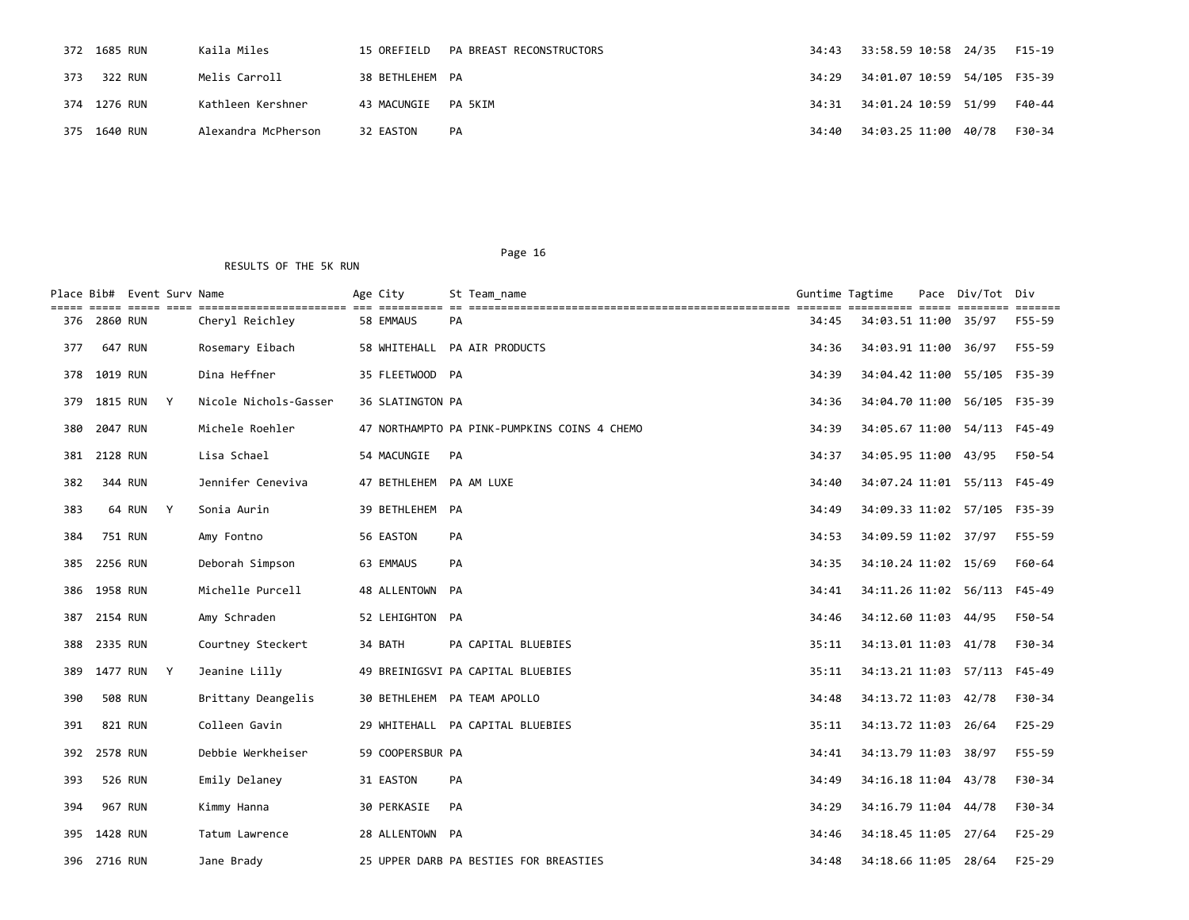| Place | Bib# | Event | Surv | Name | Age | City | St | Team_name | Guntime | Tagtime | Pace | Div/Tot | Div |
|---|---|---|---|---|---|---|---|---|---|---|---|---|---|
| 372 | 1685 | RUN | | Kaila Miles | 15 | OREFIELD | PA | BREAST RECONSTRUCTORS | 34:43 | 33:58.59 | 10:58 | 24/35 | F15-19 |
| 373 | 322 | RUN | | Melis Carroll | 38 | BETHLEHEM | PA | | 34:29 | 34:01.07 | 10:59 | 54/105 | F35-39 |
| 374 | 1276 | RUN | | Kathleen Kershner | 43 | MACUNGIE | PA | 5KIM | 34:31 | 34:01.24 | 10:59 | 51/99 | F40-44 |
| 375 | 1640 | RUN | | Alexandra McPherson | 32 | EASTON | PA | | 34:40 | 34:03.25 | 11:00 | 40/78 | F30-34 |

RESULTS OF THE 5K RUN

| Place | Bib# | Event | Surv | Name | Age | City | St | Team_name | Guntime | Tagtime | Pace | Div/Tot | Div |
|---|---|---|---|---|---|---|---|---|---|---|---|---|---|
| 376 | 2860 | RUN | | Cheryl Reichley | 58 | EMMAUS | PA | | 34:45 | 34:03.51 | 11:00 | 35/97 | F55-59 |
| 377 | 647 | RUN | | Rosemary Eibach | 58 | WHITEHALL | PA | AIR PRODUCTS | 34:36 | 34:03.91 | 11:00 | 36/97 | F55-59 |
| 378 | 1019 | RUN | | Dina Heffner | 35 | FLEETWOOD | PA | | 34:39 | 34:04.42 | 11:00 | 55/105 | F35-39 |
| 379 | 1815 | RUN | Y | Nicole Nichols-Gasser | 36 | SLATINGTON | PA | | 34:36 | 34:04.70 | 11:00 | 56/105 | F35-39 |
| 380 | 2047 | RUN | | Michele Roehler | 47 | NORTHAMPTO | PA | PINK-PUMPKINS COINS 4 CHEMO | 34:39 | 34:05.67 | 11:00 | 54/113 | F45-49 |
| 381 | 2128 | RUN | | Lisa Schael | 54 | MACUNGIE | PA | | 34:37 | 34:05.95 | 11:00 | 43/95 | F50-54 |
| 382 | 344 | RUN | | Jennifer Ceneviva | 47 | BETHLEHEM | PA | AM LUXE | 34:40 | 34:07.24 | 11:01 | 55/113 | F45-49 |
| 383 | 64 | RUN | Y | Sonia Aurin | 39 | BETHLEHEM | PA | | 34:49 | 34:09.33 | 11:02 | 57/105 | F35-39 |
| 384 | 751 | RUN | | Amy Fontno | 56 | EASTON | PA | | 34:53 | 34:09.59 | 11:02 | 37/97 | F55-59 |
| 385 | 2256 | RUN | | Deborah Simpson | 63 | EMMAUS | PA | | 34:35 | 34:10.24 | 11:02 | 15/69 | F60-64 |
| 386 | 1958 | RUN | | Michelle Purcell | 48 | ALLENTOWN | PA | | 34:41 | 34:11.26 | 11:02 | 56/113 | F45-49 |
| 387 | 2154 | RUN | | Amy Schraden | 52 | LEHIGHTON | PA | | 34:46 | 34:12.60 | 11:03 | 44/95 | F50-54 |
| 388 | 2335 | RUN | | Courtney Steckert | 34 | BATH | PA | CAPITAL BLUEBIES | 35:11 | 34:13.01 | 11:03 | 41/78 | F30-34 |
| 389 | 1477 | RUN | Y | Jeanine Lilly | 49 | BREINIGSVI | PA | CAPITAL BLUEBIES | 35:11 | 34:13.21 | 11:03 | 57/113 | F45-49 |
| 390 | 508 | RUN | | Brittany Deangelis | 30 | BETHLEHEM | PA | TEAM APOLLO | 34:48 | 34:13.72 | 11:03 | 42/78 | F30-34 |
| 391 | 821 | RUN | | Colleen Gavin | 29 | WHITEHALL | PA | CAPITAL BLUEBIES | 35:11 | 34:13.72 | 11:03 | 26/64 | F25-29 |
| 392 | 2578 | RUN | | Debbie Werkheiser | 59 | COOPERSBUR | PA | | 34:41 | 34:13.79 | 11:03 | 38/97 | F55-59 |
| 393 | 526 | RUN | | Emily Delaney | 31 | EASTON | PA | | 34:49 | 34:16.18 | 11:04 | 43/78 | F30-34 |
| 394 | 967 | RUN | | Kimmy Hanna | 30 | PERKASIE | PA | | 34:29 | 34:16.79 | 11:04 | 44/78 | F30-34 |
| 395 | 1428 | RUN | | Tatum Lawrence | 28 | ALLENTOWN | PA | | 34:46 | 34:18.45 | 11:05 | 27/64 | F25-29 |
| 396 | 2716 | RUN | | Jane Brady | 25 | UPPER DARB | PA | BESTIES FOR BREASTIES | 34:48 | 34:18.66 | 11:05 | 28/64 | F25-29 |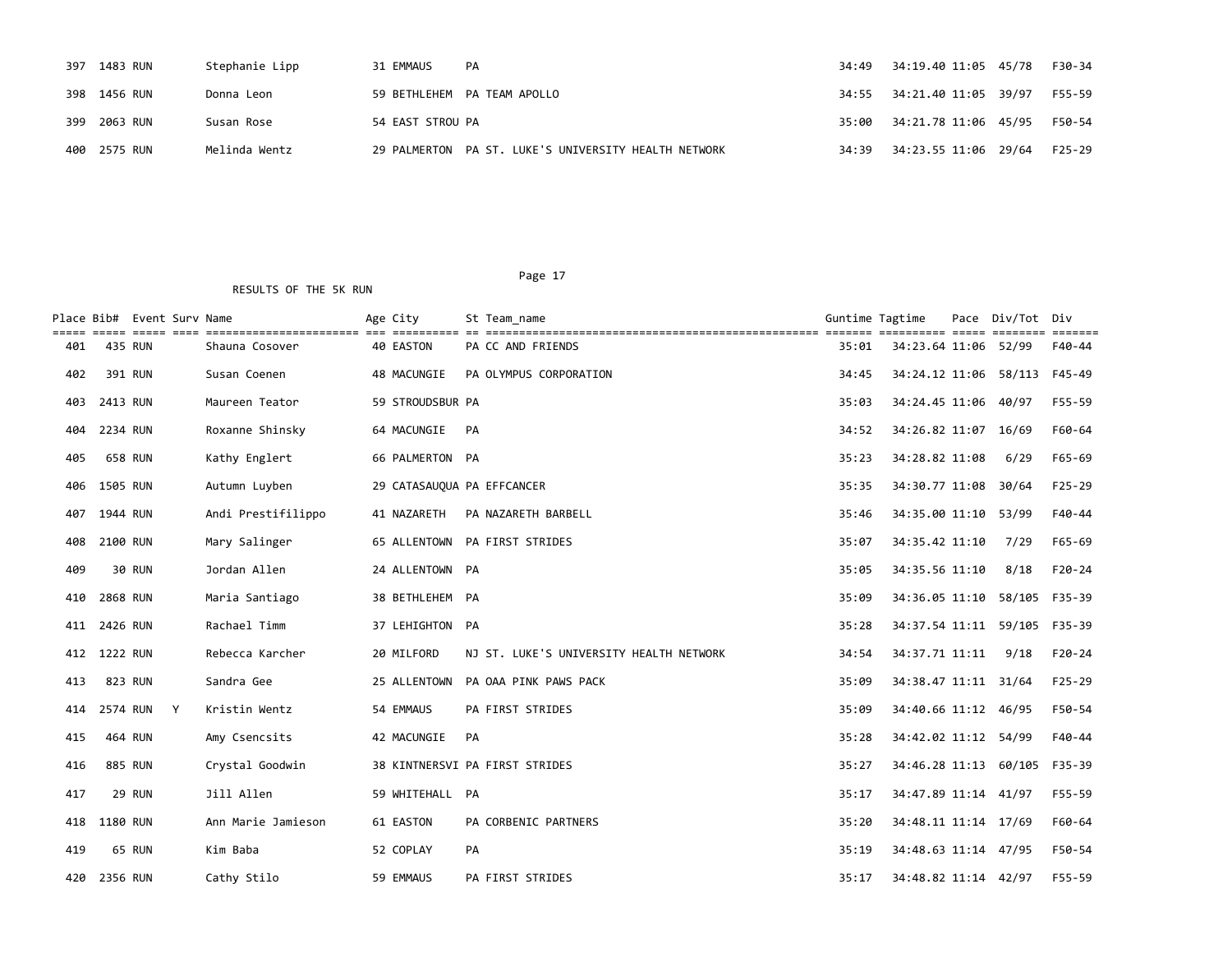| Place | Bib# | Event | Surv | Name | Age | City | St | Team_name | Guntime | Tagtime | Pace | Div/Tot | Div |
|---|---|---|---|---|---|---|---|---|---|---|---|---|---|
| 397 | 1483 | RUN | | Stephanie Lipp | 31 | EMMAUS | PA | | 34:49 | 34:19.40 | 11:05 | 45/78 | F30-34 |
| 398 | 1456 | RUN | | Donna Leon | 59 | BETHLEHEM | PA | TEAM APOLLO | 34:55 | 34:21.40 | 11:05 | 39/97 | F55-59 |
| 399 | 2063 | RUN | | Susan Rose | 54 | EAST STROU | PA | | 35:00 | 34:21.78 | 11:06 | 45/95 | F50-54 |
| 400 | 2575 | RUN | | Melinda Wentz | 29 | PALMERTON | PA | ST. LUKE'S UNIVERSITY HEALTH NETWORK | 34:39 | 34:23.55 | 11:06 | 29/64 | F25-29 |

RESULTS OF THE 5K RUN

| Place | Bib# | Event | Surv | Name | Age | City | St | Team_name | Guntime | Tagtime | Pace | Div/Tot | Div |
|---|---|---|---|---|---|---|---|---|---|---|---|---|---|
| 401 | 435 | RUN | | Shauna Cosover | 40 | EASTON | PA | CC AND FRIENDS | 35:01 | 34:23.64 | 11:06 | 52/99 | F40-44 |
| 402 | 391 | RUN | | Susan Coenen | 48 | MACUNGIE | PA | OLYMPUS CORPORATION | 34:45 | 34:24.12 | 11:06 | 58/113 | F45-49 |
| 403 | 2413 | RUN | | Maureen Teator | 59 | STROUDSBUR | PA | | 35:03 | 34:24.45 | 11:06 | 40/97 | F55-59 |
| 404 | 2234 | RUN | | Roxanne Shinsky | 64 | MACUNGIE | PA | | 34:52 | 34:26.82 | 11:07 | 16/69 | F60-64 |
| 405 | 658 | RUN | | Kathy Englert | 66 | PALMERTON | PA | | 35:23 | 34:28.82 | 11:08 | 6/29 | F65-69 |
| 406 | 1505 | RUN | | Autumn Luyben | 29 | CATASAUQUA | PA | EFFCANCER | 35:35 | 34:30.77 | 11:08 | 30/64 | F25-29 |
| 407 | 1944 | RUN | | Andi Prestifilippo | 41 | NAZARETH | PA | NAZARETH BARBELL | 35:46 | 34:35.00 | 11:10 | 53/99 | F40-44 |
| 408 | 2100 | RUN | | Mary Salinger | 65 | ALLENTOWN | PA | FIRST STRIDES | 35:07 | 34:35.42 | 11:10 | 7/29 | F65-69 |
| 409 | 30 | RUN | | Jordan Allen | 24 | ALLENTOWN | PA | | 35:05 | 34:35.56 | 11:10 | 8/18 | F20-24 |
| 410 | 2868 | RUN | | Maria Santiago | 38 | BETHLEHEM | PA | | 35:09 | 34:36.05 | 11:10 | 58/105 | F35-39 |
| 411 | 2426 | RUN | | Rachael Timm | 37 | LEHIGHTON | PA | | 35:28 | 34:37.54 | 11:11 | 59/105 | F35-39 |
| 412 | 1222 | RUN | | Rebecca Karcher | 20 | MILFORD | NJ | ST. LUKE'S UNIVERSITY HEALTH NETWORK | 34:54 | 34:37.71 | 11:11 | 9/18 | F20-24 |
| 413 | 823 | RUN | | Sandra Gee | 25 | ALLENTOWN | PA | OAA PINK PAWS PACK | 35:09 | 34:38.47 | 11:11 | 31/64 | F25-29 |
| 414 | 2574 | RUN | Y | Kristin Wentz | 54 | EMMAUS | PA | FIRST STRIDES | 35:09 | 34:40.66 | 11:12 | 46/95 | F50-54 |
| 415 | 464 | RUN | | Amy Csencsits | 42 | MACUNGIE | PA | | 35:28 | 34:42.02 | 11:12 | 54/99 | F40-44 |
| 416 | 885 | RUN | | Crystal Goodwin | 38 | KINTNERSVI | PA | FIRST STRIDES | 35:27 | 34:46.28 | 11:13 | 60/105 | F35-39 |
| 417 | 29 | RUN | | Jill Allen | 59 | WHITEHALL | PA | | 35:17 | 34:47.89 | 11:14 | 41/97 | F55-59 |
| 418 | 1180 | RUN | | Ann Marie Jamieson | 61 | EASTON | PA | CORBENIC PARTNERS | 35:20 | 34:48.11 | 11:14 | 17/69 | F60-64 |
| 419 | 65 | RUN | | Kim Baba | 52 | COPLAY | PA | | 35:19 | 34:48.63 | 11:14 | 47/95 | F50-54 |
| 420 | 2356 | RUN | | Cathy Stilo | 59 | EMMAUS | PA | FIRST STRIDES | 35:17 | 34:48.82 | 11:14 | 42/97 | F55-59 |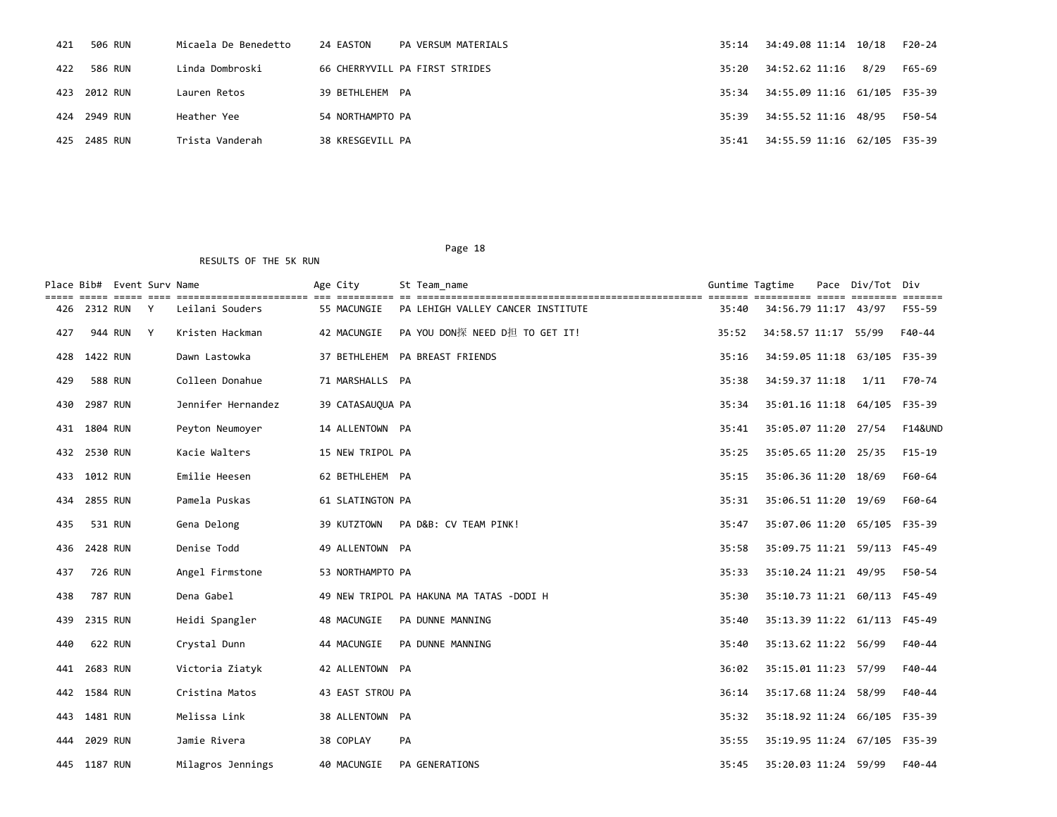| Place | Bib# | Event | Surv | Name | Age | City | St | Team_name | Guntime | Tagtime | Pace | Div/Tot | Div |
|---|---|---|---|---|---|---|---|---|---|---|---|---|---|
| 421 | 506 | RUN | | Micaela De Benedetto | 24 | EASTON | PA | VERSUM MATERIALS | 35:14 | 34:49.08 | 11:14 | 10/18 | F20-24 |
| 422 | 586 | RUN | | Linda Dombroski | 66 | CHERRYVILL | PA | FIRST STRIDES | 35:20 | 34:52.62 | 11:16 | 8/29 | F65-69 |
| 423 | 2012 | RUN | | Lauren Retos | 39 | BETHLEHEM | PA | | 35:34 | 34:55.09 | 11:16 | 61/105 | F35-39 |
| 424 | 2949 | RUN | | Heather Yee | 54 | NORTHAMPTO | PA | | 35:39 | 34:55.52 | 11:16 | 48/95 | F50-54 |
| 425 | 2485 | RUN | | Trista Vanderah | 38 | KRESGEVILL | PA | | 35:41 | 34:55.59 | 11:16 | 62/105 | F35-39 |

RESULTS OF THE 5K RUN

| Place | Bib# | Event | Surv | Name | Age | City | St | Team_name | Guntime | Tagtime | Pace | Div/Tot | Div |
|---|---|---|---|---|---|---|---|---|---|---|---|---|---|
| 426 | 2312 | RUN | Y | Leilani Souders | 55 | MACUNGIE | PA | LEHIGH VALLEY CANCER INSTITUTE | 35:40 | 34:56.79 | 11:17 | 43/97 | F55-59 |
| 427 | 944 | RUN | Y | Kristen Hackman | 42 | MACUNGIE | PA | YOU DON探 NEED D担 TO GET IT! | 35:52 | 34:58.57 | 11:17 | 55/99 | F40-44 |
| 428 | 1422 | RUN | | Dawn Lastowka | 37 | BETHLEHEM | PA | BREAST FRIENDS | 35:16 | 34:59.05 | 11:18 | 63/105 | F35-39 |
| 429 | 588 | RUN | | Colleen Donahue | 71 | MARSHALLS | PA | | 35:38 | 34:59.37 | 11:18 | 1/11 | F70-74 |
| 430 | 2987 | RUN | | Jennifer Hernandez | 39 | CATASAUQUA | PA | | 35:34 | 35:01.16 | 11:18 | 64/105 | F35-39 |
| 431 | 1804 | RUN | | Peyton Neumoyer | 14 | ALLENTOWN | PA | | 35:41 | 35:05.07 | 11:20 | 27/54 | F14&UND |
| 432 | 2530 | RUN | | Kacie Walters | 15 | NEW TRIPOL | PA | | 35:25 | 35:05.65 | 11:20 | 25/35 | F15-19 |
| 433 | 1012 | RUN | | Emilie Heesen | 62 | BETHLEHEM | PA | | 35:15 | 35:06.36 | 11:20 | 18/69 | F60-64 |
| 434 | 2855 | RUN | | Pamela Puskas | 61 | SLATINGTON | PA | | 35:31 | 35:06.51 | 11:20 | 19/69 | F60-64 |
| 435 | 531 | RUN | | Gena Delong | 39 | KUTZTOWN | PA | D&B: CV TEAM PINK! | 35:47 | 35:07.06 | 11:20 | 65/105 | F35-39 |
| 436 | 2428 | RUN | | Denise Todd | 49 | ALLENTOWN | PA | | 35:58 | 35:09.75 | 11:21 | 59/113 | F45-49 |
| 437 | 726 | RUN | | Angel Firmstone | 53 | NORTHAMPTO | PA | | 35:33 | 35:10.24 | 11:21 | 49/95 | F50-54 |
| 438 | 787 | RUN | | Dena Gabel | 49 | NEW TRIPOL | PA | HAKUNA MA TATAS -DODI H | 35:30 | 35:10.73 | 11:21 | 60/113 | F45-49 |
| 439 | 2315 | RUN | | Heidi Spangler | 48 | MACUNGIE | PA | DUNNE MANNING | 35:40 | 35:13.39 | 11:22 | 61/113 | F45-49 |
| 440 | 622 | RUN | | Crystal Dunn | 44 | MACUNGIE | PA | DUNNE MANNING | 35:40 | 35:13.62 | 11:22 | 56/99 | F40-44 |
| 441 | 2683 | RUN | | Victoria Ziatyk | 42 | ALLENTOWN | PA | | 36:02 | 35:15.01 | 11:23 | 57/99 | F40-44 |
| 442 | 1584 | RUN | | Cristina Matos | 43 | EAST STROU | PA | | 36:14 | 35:17.68 | 11:24 | 58/99 | F40-44 |
| 443 | 1481 | RUN | | Melissa Link | 38 | ALLENTOWN | PA | | 35:32 | 35:18.92 | 11:24 | 66/105 | F35-39 |
| 444 | 2029 | RUN | | Jamie Rivera | 38 | COPLAY | PA | | 35:55 | 35:19.95 | 11:24 | 67/105 | F35-39 |
| 445 | 1187 | RUN | | Milagros Jennings | 40 | MACUNGIE | PA | GENERATIONS | 35:45 | 35:20.03 | 11:24 | 59/99 | F40-44 |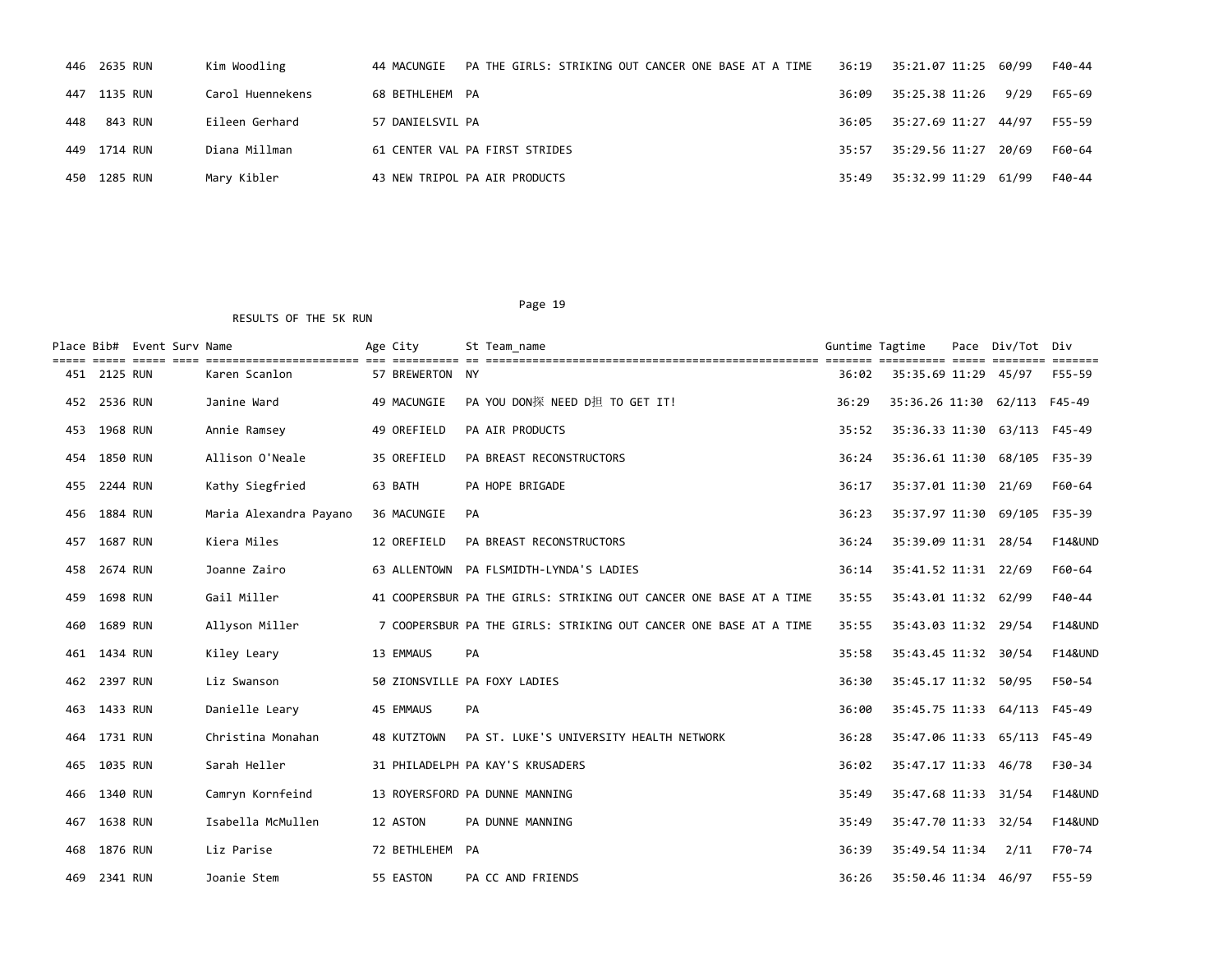| Place | Bib# | Event | Surv | Name | Age | City | St | Team_name | Guntime | Tagtime | Pace | Div/Tot | Div |
|---|---|---|---|---|---|---|---|---|---|---|---|---|---|
| 446 | 2635 | RUN | | Kim Woodling | 44 | MACUNGIE | PA | THE GIRLS: STRIKING OUT CANCER ONE BASE AT A TIME | 36:19 | 35:21.07 | 11:25 | 60/99 | F40-44 |
| 447 | 1135 | RUN | | Carol Huennekens | 68 | BETHLEHEM | PA | | 36:09 | 35:25.38 | 11:26 | 9/29 | F65-69 |
| 448 | 843 | RUN | | Eileen Gerhard | 57 | DANIELSVIL | PA | | 36:05 | 35:27.69 | 11:27 | 44/97 | F55-59 |
| 449 | 1714 | RUN | | Diana Millman | 61 | CENTER VAL | PA | FIRST STRIDES | 35:57 | 35:29.56 | 11:27 | 20/69 | F60-64 |
| 450 | 1285 | RUN | | Mary Kibler | 43 | NEW TRIPOL | PA | AIR PRODUCTS | 35:49 | 35:32.99 | 11:29 | 61/99 | F40-44 |

RESULTS OF THE 5K RUN

| Place | Bib# | Event | Surv | Name | Age | City | St | Team_name | Guntime | Tagtime | Pace | Div/Tot | Div |
|---|---|---|---|---|---|---|---|---|---|---|---|---|---|
| 451 | 2125 | RUN | | Karen Scanlon | 57 | BREWERTON | NY | | 36:02 | 35:35.69 | 11:29 | 45/97 | F55-59 |
| 452 | 2536 | RUN | | Janine Ward | 49 | MACUNGIE | PA | YOU DON探 NEED D担 TO GET IT! | 36:29 | 35:36.26 | 11:30 | 62/113 | F45-49 |
| 453 | 1968 | RUN | | Annie Ramsey | 49 | OREFIELD | PA | AIR PRODUCTS | 35:52 | 35:36.33 | 11:30 | 63/113 | F45-49 |
| 454 | 1850 | RUN | | Allison O'Neale | 35 | OREFIELD | PA | BREAST RECONSTRUCTORS | 36:24 | 35:36.61 | 11:30 | 68/105 | F35-39 |
| 455 | 2244 | RUN | | Kathy Siegfried | 63 | BATH | PA | HOPE BRIGADE | 36:17 | 35:37.01 | 11:30 | 21/69 | F60-64 |
| 456 | 1884 | RUN | | Maria Alexandra Payano | 36 | MACUNGIE | PA | | 36:23 | 35:37.97 | 11:30 | 69/105 | F35-39 |
| 457 | 1687 | RUN | | Kiera Miles | 12 | OREFIELD | PA | BREAST RECONSTRUCTORS | 36:24 | 35:39.09 | 11:31 | 28/54 | F14&UND |
| 458 | 2674 | RUN | | Joanne Zairo | 63 | ALLENTOWN | PA | FLSMIDTH-LYNDA'S LADIES | 36:14 | 35:41.52 | 11:31 | 22/69 | F60-64 |
| 459 | 1698 | RUN | | Gail Miller | 41 | COOPERSBUR | PA | THE GIRLS: STRIKING OUT CANCER ONE BASE AT A TIME | 35:55 | 35:43.01 | 11:32 | 62/99 | F40-44 |
| 460 | 1689 | RUN | | Allyson Miller | 7 | COOPERSBUR | PA | THE GIRLS: STRIKING OUT CANCER ONE BASE AT A TIME | 35:55 | 35:43.03 | 11:32 | 29/54 | F14&UND |
| 461 | 1434 | RUN | | Kiley Leary | 13 | EMMAUS | PA | | 35:58 | 35:43.45 | 11:32 | 30/54 | F14&UND |
| 462 | 2397 | RUN | | Liz Swanson | 50 | ZIONSVILLE | PA | FOXY LADIES | 36:30 | 35:45.17 | 11:32 | 50/95 | F50-54 |
| 463 | 1433 | RUN | | Danielle Leary | 45 | EMMAUS | PA | | 36:00 | 35:45.75 | 11:33 | 64/113 | F45-49 |
| 464 | 1731 | RUN | | Christina Monahan | 48 | KUTZTOWN | PA | ST. LUKE'S UNIVERSITY HEALTH NETWORK | 36:28 | 35:47.06 | 11:33 | 65/113 | F45-49 |
| 465 | 1035 | RUN | | Sarah Heller | 31 | PHILADELPH | PA | KAY'S KRUSADERS | 36:02 | 35:47.17 | 11:33 | 46/78 | F30-34 |
| 466 | 1340 | RUN | | Camryn Kornfeind | 13 | ROYERSFORD | PA | DUNNE MANNING | 35:49 | 35:47.68 | 11:33 | 31/54 | F14&UND |
| 467 | 1638 | RUN | | Isabella McMullen | 12 | ASTON | PA | DUNNE MANNING | 35:49 | 35:47.70 | 11:33 | 32/54 | F14&UND |
| 468 | 1876 | RUN | | Liz Parise | 72 | BETHLEHEM | PA | | 36:39 | 35:49.54 | 11:34 | 2/11 | F70-74 |
| 469 | 2341 | RUN | | Joanie Stem | 55 | EASTON | PA | CC AND FRIENDS | 36:26 | 35:50.46 | 11:34 | 46/97 | F55-59 |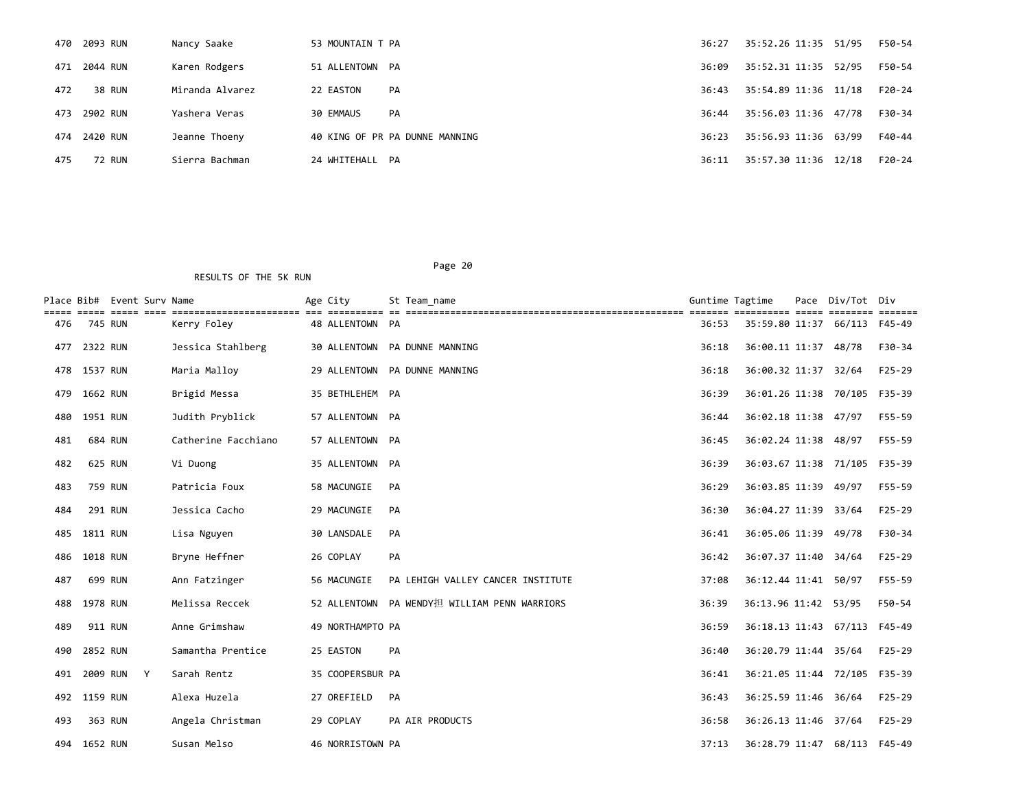| Place | Bib# | Event | Surv | Name | Age | City | St | Team_name | Guntime | Tagtime | Pace | Div/Tot | Div |
|---|---|---|---|---|---|---|---|---|---|---|---|---|---|
| 470 | 2093 | RUN | | Nancy Saake | 53 | MOUNTAIN T | PA | | 36:27 | 35:52.26 | 11:35 | 51/95 | F50-54 |
| 471 | 2044 | RUN | | Karen Rodgers | 51 | ALLENTOWN | PA | | 36:09 | 35:52.31 | 11:35 | 52/95 | F50-54 |
| 472 | 38 | RUN | | Miranda Alvarez | 22 | EASTON | PA | | 36:43 | 35:54.89 | 11:36 | 11/18 | F20-24 |
| 473 | 2902 | RUN | | Yashera Veras | 30 | EMMAUS | PA | | 36:44 | 35:56.03 | 11:36 | 47/78 | F30-34 |
| 474 | 2420 | RUN | | Jeanne Thoeny | 40 | KING OF PR | PA | DUNNE MANNING | 36:23 | 35:56.93 | 11:36 | 63/99 | F40-44 |
| 475 | 72 | RUN | | Sierra Bachman | 24 | WHITEHALL | PA | | 36:11 | 35:57.30 | 11:36 | 12/18 | F20-24 |

RESULTS OF THE 5K RUN

| Place | Bib# | Event | Surv | Name | Age | City | St | Team_name | Guntime | Tagtime | Pace | Div/Tot | Div |
|---|---|---|---|---|---|---|---|---|---|---|---|---|---|
| 476 | 745 | RUN | | Kerry Foley | 48 | ALLENTOWN | PA | | 36:53 | 35:59.80 | 11:37 | 66/113 | F45-49 |
| 477 | 2322 | RUN | | Jessica Stahlberg | 30 | ALLENTOWN | PA | DUNNE MANNING | 36:18 | 36:00.11 | 11:37 | 48/78 | F30-34 |
| 478 | 1537 | RUN | | Maria Malloy | 29 | ALLENTOWN | PA | DUNNE MANNING | 36:18 | 36:00.32 | 11:37 | 32/64 | F25-29 |
| 479 | 1662 | RUN | | Brigid Messa | 35 | BETHLEHEM | PA | | 36:39 | 36:01.26 | 11:38 | 70/105 | F35-39 |
| 480 | 1951 | RUN | | Judith Pryblick | 57 | ALLENTOWN | PA | | 36:44 | 36:02.18 | 11:38 | 47/97 | F55-59 |
| 481 | 684 | RUN | | Catherine Facchiano | 57 | ALLENTOWN | PA | | 36:45 | 36:02.24 | 11:38 | 48/97 | F55-59 |
| 482 | 625 | RUN | | Vi Duong | 35 | ALLENTOWN | PA | | 36:39 | 36:03.67 | 11:38 | 71/105 | F35-39 |
| 483 | 759 | RUN | | Patricia Foux | 58 | MACUNGIE | PA | | 36:29 | 36:03.85 | 11:39 | 49/97 | F55-59 |
| 484 | 291 | RUN | | Jessica Cacho | 29 | MACUNGIE | PA | | 36:30 | 36:04.27 | 11:39 | 33/64 | F25-29 |
| 485 | 1811 | RUN | | Lisa Nguyen | 30 | LANSDALE | PA | | 36:41 | 36:05.06 | 11:39 | 49/78 | F30-34 |
| 486 | 1018 | RUN | | Bryne Heffner | 26 | COPLAY | PA | | 36:42 | 36:07.37 | 11:40 | 34/64 | F25-29 |
| 487 | 699 | RUN | | Ann Fatzinger | 56 | MACUNGIE | PA | LEHIGH VALLEY CANCER INSTITUTE | 37:08 | 36:12.44 | 11:41 | 50/97 | F55-59 |
| 488 | 1978 | RUN | | Melissa Reccek | 52 | ALLENTOWN | PA | WENDY担 WILLIAM PENN WARRIORS | 36:39 | 36:13.96 | 11:42 | 53/95 | F50-54 |
| 489 | 911 | RUN | | Anne Grimshaw | 49 | NORTHAMPTO | PA | | 36:59 | 36:18.13 | 11:43 | 67/113 | F45-49 |
| 490 | 2852 | RUN | | Samantha Prentice | 25 | EASTON | PA | | 36:40 | 36:20.79 | 11:44 | 35/64 | F25-29 |
| 491 | 2009 | RUN | Y | Sarah Rentz | 35 | COOPERSBUR | PA | | 36:41 | 36:21.05 | 11:44 | 72/105 | F35-39 |
| 492 | 1159 | RUN | | Alexa Huzela | 27 | OREFIELD | PA | | 36:43 | 36:25.59 | 11:46 | 36/64 | F25-29 |
| 493 | 363 | RUN | | Angela Christman | 29 | COPLAY | PA | AIR PRODUCTS | 36:58 | 36:26.13 | 11:46 | 37/64 | F25-29 |
| 494 | 1652 | RUN | | Susan Melso | 46 | NORRISTOWN | PA | | 37:13 | 36:28.79 | 11:47 | 68/113 | F45-49 |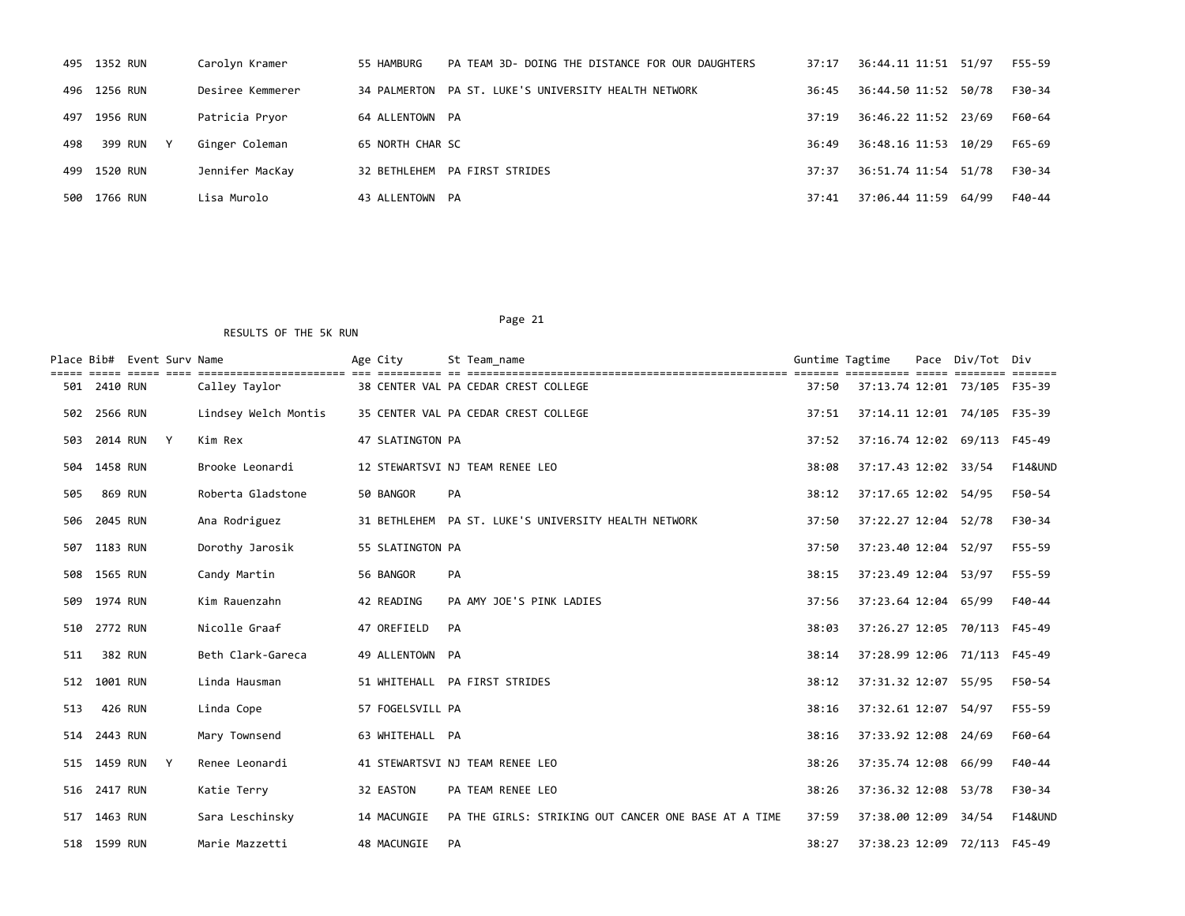| Place | Bib# | Event | Surv | Name | Age | City | St | Team_name | Guntime | Tagtime | Pace | Div/Tot | Div |
|---|---|---|---|---|---|---|---|---|---|---|---|---|---|
| 495 | 1352 | RUN | | Carolyn Kramer | 55 | HAMBURG | PA | TEAM 3D- DOING THE DISTANCE FOR OUR DAUGHTERS | 37:17 | 36:44.11 | 11:51 | 51/97 | F55-59 |
| 496 | 1256 | RUN | | Desiree Kemmerer | 34 | PALMERTON | PA | ST. LUKE'S UNIVERSITY HEALTH NETWORK | 36:45 | 36:44.50 | 11:52 | 50/78 | F30-34 |
| 497 | 1956 | RUN | | Patricia Pryor | 64 | ALLENTOWN | PA | | 37:19 | 36:46.22 | 11:52 | 23/69 | F60-64 |
| 498 | 399 | RUN | Y | Ginger Coleman | 65 | NORTH CHAR | SC | | 36:49 | 36:48.16 | 11:53 | 10/29 | F65-69 |
| 499 | 1520 | RUN | | Jennifer MacKay | 32 | BETHLEHEM | PA | FIRST STRIDES | 37:37 | 36:51.74 | 11:54 | 51/78 | F30-34 |
| 500 | 1766 | RUN | | Lisa Murolo | 43 | ALLENTOWN | PA | | 37:41 | 37:06.44 | 11:59 | 64/99 | F40-44 |

RESULTS OF THE 5K RUN

| Place | Bib# | Event | Surv | Name | Age | City | St | Team_name | Guntime | Tagtime | Pace | Div/Tot | Div |
|---|---|---|---|---|---|---|---|---|---|---|---|---|---|
| 501 | 2410 | RUN | | Calley Taylor | 38 | CENTER VAL | PA | CEDAR CREST COLLEGE | 37:50 | 37:13.74 | 12:01 | 73/105 | F35-39 |
| 502 | 2566 | RUN | | Lindsey Welch Montis | 35 | CENTER VAL | PA | CEDAR CREST COLLEGE | 37:51 | 37:14.11 | 12:01 | 74/105 | F35-39 |
| 503 | 2014 | RUN | Y | Kim Rex | 47 | SLATINGTON | PA | | 37:52 | 37:16.74 | 12:02 | 69/113 | F45-49 |
| 504 | 1458 | RUN | | Brooke Leonardi | 12 | STEWARTSVI | NJ | TEAM RENEE LEO | 38:08 | 37:17.43 | 12:02 | 33/54 | F14&UND |
| 505 | 869 | RUN | | Roberta Gladstone | 50 | BANGOR | PA | | 38:12 | 37:17.65 | 12:02 | 54/95 | F50-54 |
| 506 | 2045 | RUN | | Ana Rodriguez | 31 | BETHLEHEM | PA | ST. LUKE'S UNIVERSITY HEALTH NETWORK | 37:50 | 37:22.27 | 12:04 | 52/78 | F30-34 |
| 507 | 1183 | RUN | | Dorothy Jarosik | 55 | SLATINGTON | PA | | 37:50 | 37:23.40 | 12:04 | 52/97 | F55-59 |
| 508 | 1565 | RUN | | Candy Martin | 56 | BANGOR | PA | | 38:15 | 37:23.49 | 12:04 | 53/97 | F55-59 |
| 509 | 1974 | RUN | | Kim Rauenzahn | 42 | READING | PA | AMY JOE'S PINK LADIES | 37:56 | 37:23.64 | 12:04 | 65/99 | F40-44 |
| 510 | 2772 | RUN | | Nicolle Graaf | 47 | OREFIELD | PA | | 38:03 | 37:26.27 | 12:05 | 70/113 | F45-49 |
| 511 | 382 | RUN | | Beth Clark-Gareca | 49 | ALLENTOWN | PA | | 38:14 | 37:28.99 | 12:06 | 71/113 | F45-49 |
| 512 | 1001 | RUN | | Linda Hausman | 51 | WHITEHALL | PA | FIRST STRIDES | 38:12 | 37:31.32 | 12:07 | 55/95 | F50-54 |
| 513 | 426 | RUN | | Linda Cope | 57 | FOGELSVILL | PA | | 38:16 | 37:32.61 | 12:07 | 54/97 | F55-59 |
| 514 | 2443 | RUN | | Mary Townsend | 63 | WHITEHALL | PA | | 38:16 | 37:33.92 | 12:08 | 24/69 | F60-64 |
| 515 | 1459 | RUN | Y | Renee Leonardi | 41 | STEWARTSVI | NJ | TEAM RENEE LEO | 38:26 | 37:35.74 | 12:08 | 66/99 | F40-44 |
| 516 | 2417 | RUN | | Katie Terry | 32 | EASTON | PA | TEAM RENEE LEO | 38:26 | 37:36.32 | 12:08 | 53/78 | F30-34 |
| 517 | 1463 | RUN | | Sara Leschinsky | 14 | MACUNGIE | PA | THE GIRLS: STRIKING OUT CANCER ONE BASE AT A TIME | 37:59 | 37:38.00 | 12:09 | 34/54 | F14&UND |
| 518 | 1599 | RUN | | Marie Mazzetti | 48 | MACUNGIE | PA | | 38:27 | 37:38.23 | 12:09 | 72/113 | F45-49 |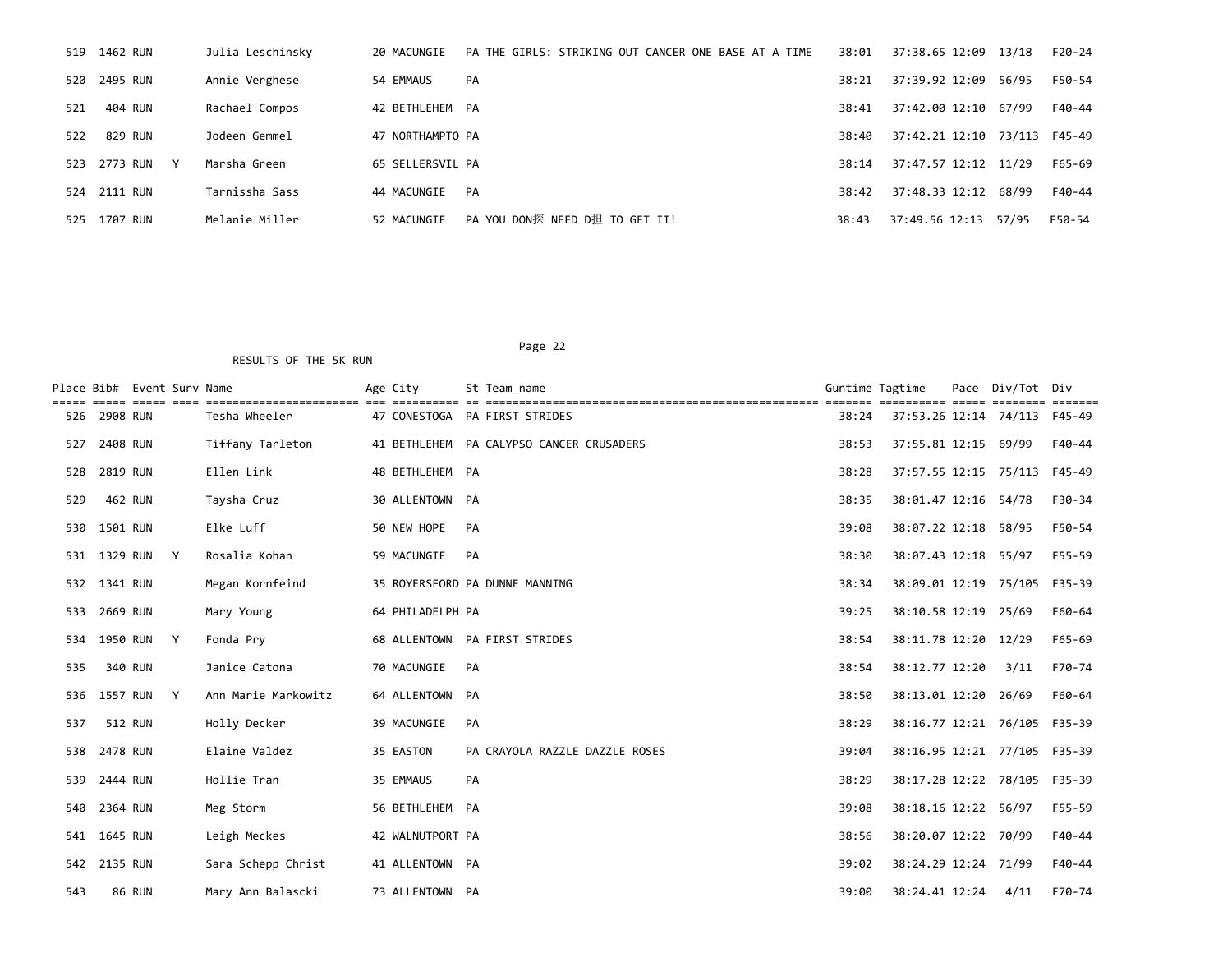| Place | Bib# | Event | Surv | Name | Age | City | St | Team_name | Guntime | Tagtime | Pace | Div/Tot | Div |
|---|---|---|---|---|---|---|---|---|---|---|---|---|---|
| 519 | 1462 | RUN | | Julia Leschinsky | 20 | MACUNGIE | PA | THE GIRLS: STRIKING OUT CANCER ONE BASE AT A TIME | 38:01 | 37:38.65 | 12:09 | 13/18 | F20-24 |
| 520 | 2495 | RUN | | Annie Verghese | 54 | EMMAUS | PA | | 38:21 | 37:39.92 | 12:09 | 56/95 | F50-54 |
| 521 | 404 | RUN | | Rachael Compos | 42 | BETHLEHEM | PA | | 38:41 | 37:42.00 | 12:10 | 67/99 | F40-44 |
| 522 | 829 | RUN | | Jodeen Gemmel | 47 | NORTHAMPTO | PA | | 38:40 | 37:42.21 | 12:10 | 73/113 | F45-49 |
| 523 | 2773 | RUN | Y | Marsha Green | 65 | SELLERSVIL | PA | | 38:14 | 37:47.57 | 12:12 | 11/29 | F65-69 |
| 524 | 2111 | RUN | | Tarnissha Sass | 44 | MACUNGIE | PA | | 38:42 | 37:48.33 | 12:12 | 68/99 | F40-44 |
| 525 | 1707 | RUN | | Melanie Miller | 52 | MACUNGIE | PA | YOU DON探 NEED D担 TO GET IT! | 38:43 | 37:49.56 | 12:13 | 57/95 | F50-54 |

RESULTS OF THE 5K RUN

| Place | Bib# | Event | Surv | Name | Age | City | St | Team_name | Guntime | Tagtime | Pace | Div/Tot | Div |
|---|---|---|---|---|---|---|---|---|---|---|---|---|---|
| 526 | 2908 | RUN | | Tesha Wheeler | 47 | CONESTOGA | PA | FIRST STRIDES | 38:24 | 37:53.26 | 12:14 | 74/113 | F45-49 |
| 527 | 2408 | RUN | | Tiffany Tarleton | 41 | BETHLEHEM | PA | CALYPSO CANCER CRUSADERS | 38:53 | 37:55.81 | 12:15 | 69/99 | F40-44 |
| 528 | 2819 | RUN | | Ellen Link | 48 | BETHLEHEM | PA | | 38:28 | 37:57.55 | 12:15 | 75/113 | F45-49 |
| 529 | 462 | RUN | | Taysha Cruz | 30 | ALLENTOWN | PA | | 38:35 | 38:01.47 | 12:16 | 54/78 | F30-34 |
| 530 | 1501 | RUN | | Elke Luff | 50 | NEW HOPE | PA | | 39:08 | 38:07.22 | 12:18 | 58/95 | F50-54 |
| 531 | 1329 | RUN | Y | Rosalia Kohan | 59 | MACUNGIE | PA | | 38:30 | 38:07.43 | 12:18 | 55/97 | F55-59 |
| 532 | 1341 | RUN | | Megan Kornfeind | 35 | ROYERSFORD | PA | DUNNE MANNING | 38:34 | 38:09.01 | 12:19 | 75/105 | F35-39 |
| 533 | 2669 | RUN | | Mary Young | 64 | PHILADELPH | PA | | 39:25 | 38:10.58 | 12:19 | 25/69 | F60-64 |
| 534 | 1950 | RUN | Y | Fonda Pry | 68 | ALLENTOWN | PA | FIRST STRIDES | 38:54 | 38:11.78 | 12:20 | 12/29 | F65-69 |
| 535 | 340 | RUN | | Janice Catona | 70 | MACUNGIE | PA | | 38:54 | 38:12.77 | 12:20 | 3/11 | F70-74 |
| 536 | 1557 | RUN | Y | Ann Marie Markowitz | 64 | ALLENTOWN | PA | | 38:50 | 38:13.01 | 12:20 | 26/69 | F60-64 |
| 537 | 512 | RUN | | Holly Decker | 39 | MACUNGIE | PA | | 38:29 | 38:16.77 | 12:21 | 76/105 | F35-39 |
| 538 | 2478 | RUN | | Elaine Valdez | 35 | EASTON | PA | CRAYOLA RAZZLE DAZZLE ROSES | 39:04 | 38:16.95 | 12:21 | 77/105 | F35-39 |
| 539 | 2444 | RUN | | Hollie Tran | 35 | EMMAUS | PA | | 38:29 | 38:17.28 | 12:22 | 78/105 | F35-39 |
| 540 | 2364 | RUN | | Meg Storm | 56 | BETHLEHEM | PA | | 39:08 | 38:18.16 | 12:22 | 56/97 | F55-59 |
| 541 | 1645 | RUN | | Leigh Meckes | 42 | WALNUTPORT | PA | | 38:56 | 38:20.07 | 12:22 | 70/99 | F40-44 |
| 542 | 2135 | RUN | | Sara Schepp Christ | 41 | ALLENTOWN | PA | | 39:02 | 38:24.29 | 12:24 | 71/99 | F40-44 |
| 543 | 86 | RUN | | Mary Ann Balascki | 73 | ALLENTOWN | PA | | 39:00 | 38:24.41 | 12:24 | 4/11 | F70-74 |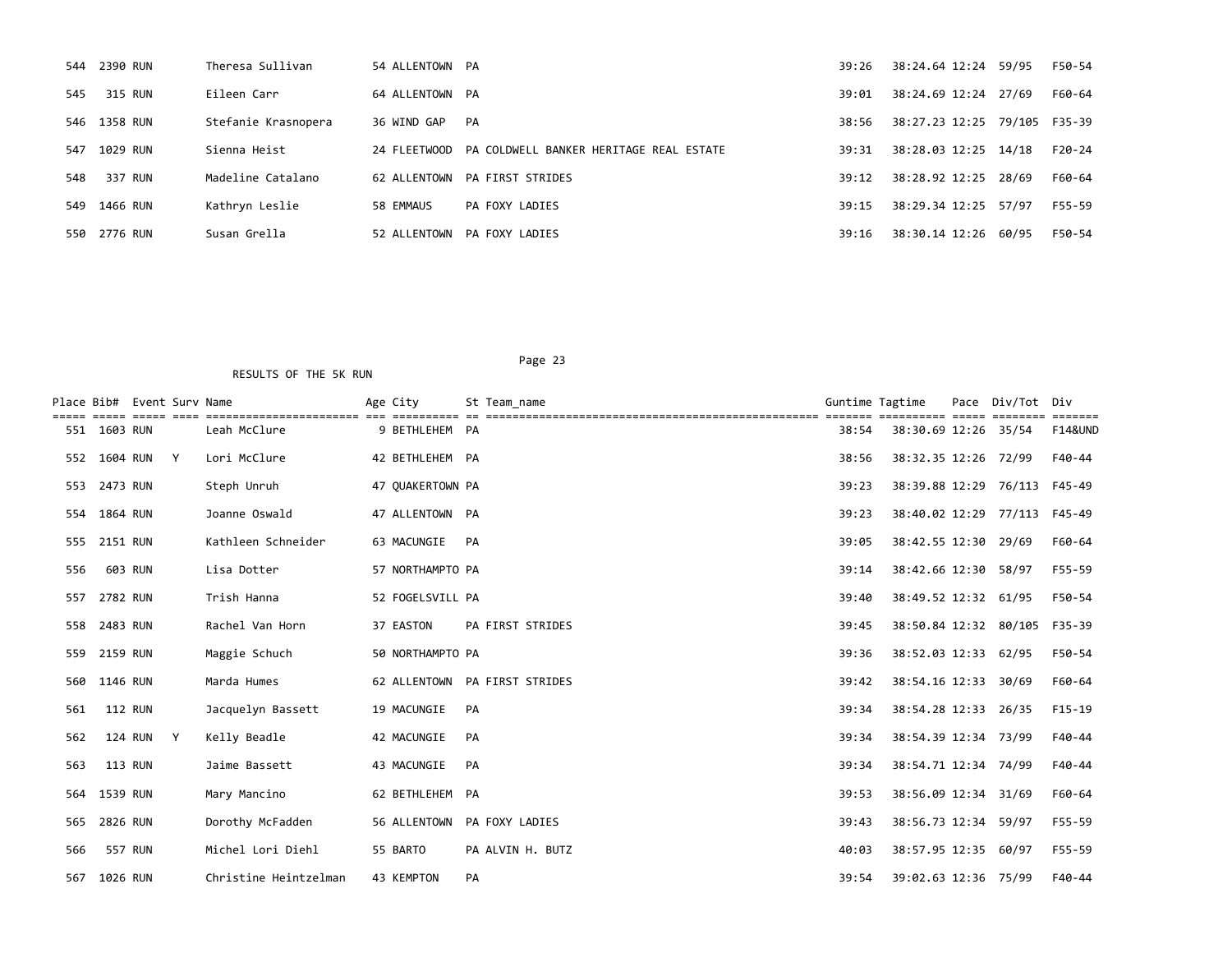| Place | Bib# | Event | Surv | Name | Age | City | St | Team_name | Guntime | Tagtime | Pace | Div/Tot | Div |
|---|---|---|---|---|---|---|---|---|---|---|---|---|---|
| 544 | 2390 | RUN | | Theresa Sullivan | 54 | ALLENTOWN | PA | | 39:26 | 38:24.64 | 12:24 | 59/95 | F50-54 |
| 545 | 315 | RUN | | Eileen Carr | 64 | ALLENTOWN | PA | | 39:01 | 38:24.69 | 12:24 | 27/69 | F60-64 |
| 546 | 1358 | RUN | | Stefanie Krasnopera | 36 | WIND GAP | PA | | 38:56 | 38:27.23 | 12:25 | 79/105 | F35-39 |
| 547 | 1029 | RUN | | Sienna Heist | 24 | FLEETWOOD | PA | COLDWELL BANKER HERITAGE REAL ESTATE | 39:31 | 38:28.03 | 12:25 | 14/18 | F20-24 |
| 548 | 337 | RUN | | Madeline Catalano | 62 | ALLENTOWN | PA | FIRST STRIDES | 39:12 | 38:28.92 | 12:25 | 28/69 | F60-64 |
| 549 | 1466 | RUN | | Kathryn Leslie | 58 | EMMAUS | PA | FOXY LADIES | 39:15 | 38:29.34 | 12:25 | 57/97 | F55-59 |
| 550 | 2776 | RUN | | Susan Grella | 52 | ALLENTOWN | PA | FOXY LADIES | 39:16 | 38:30.14 | 12:26 | 60/95 | F50-54 |

RESULTS OF THE 5K RUN

| Place | Bib# | Event | Surv | Name | Age | City | St | Team_name | Guntime | Tagtime | Pace | Div/Tot | Div |
|---|---|---|---|---|---|---|---|---|---|---|---|---|---|
| 551 | 1603 | RUN | | Leah McClure | 9 | BETHLEHEM | PA | | 38:54 | 38:30.69 | 12:26 | 35/54 | F14&UND |
| 552 | 1604 | RUN | Y | Lori McClure | 42 | BETHLEHEM | PA | | 38:56 | 38:32.35 | 12:26 | 72/99 | F40-44 |
| 553 | 2473 | RUN | | Steph Unruh | 47 | QUAKERTOWN | PA | | 39:23 | 38:39.88 | 12:29 | 76/113 | F45-49 |
| 554 | 1864 | RUN | | Joanne Oswald | 47 | ALLENTOWN | PA | | 39:23 | 38:40.02 | 12:29 | 77/113 | F45-49 |
| 555 | 2151 | RUN | | Kathleen Schneider | 63 | MACUNGIE | PA | | 39:05 | 38:42.55 | 12:30 | 29/69 | F60-64 |
| 556 | 603 | RUN | | Lisa Dotter | 57 | NORTHAMPTO | PA | | 39:14 | 38:42.66 | 12:30 | 58/97 | F55-59 |
| 557 | 2782 | RUN | | Trish Hanna | 52 | FOGELSVILL | PA | | 39:40 | 38:49.52 | 12:32 | 61/95 | F50-54 |
| 558 | 2483 | RUN | | Rachel Van Horn | 37 | EASTON | PA | FIRST STRIDES | 39:45 | 38:50.84 | 12:32 | 80/105 | F35-39 |
| 559 | 2159 | RUN | | Maggie Schuch | 50 | NORTHAMPTO | PA | | 39:36 | 38:52.03 | 12:33 | 62/95 | F50-54 |
| 560 | 1146 | RUN | | Marda Humes | 62 | ALLENTOWN | PA | FIRST STRIDES | 39:42 | 38:54.16 | 12:33 | 30/69 | F60-64 |
| 561 | 112 | RUN | | Jacquelyn Bassett | 19 | MACUNGIE | PA | | 39:34 | 38:54.28 | 12:33 | 26/35 | F15-19 |
| 562 | 124 | RUN | Y | Kelly Beadle | 42 | MACUNGIE | PA | | 39:34 | 38:54.39 | 12:34 | 73/99 | F40-44 |
| 563 | 113 | RUN | | Jaime Bassett | 43 | MACUNGIE | PA | | 39:34 | 38:54.71 | 12:34 | 74/99 | F40-44 |
| 564 | 1539 | RUN | | Mary Mancino | 62 | BETHLEHEM | PA | | 39:53 | 38:56.09 | 12:34 | 31/69 | F60-64 |
| 565 | 2826 | RUN | | Dorothy McFadden | 56 | ALLENTOWN | PA | FOXY LADIES | 39:43 | 38:56.73 | 12:34 | 59/97 | F55-59 |
| 566 | 557 | RUN | | Michel Lori Diehl | 55 | BARTO | PA | ALVIN H. BUTZ | 40:03 | 38:57.95 | 12:35 | 60/97 | F55-59 |
| 567 | 1026 | RUN | | Christine Heintzelman | 43 | KEMPTON | PA | | 39:54 | 39:02.63 | 12:36 | 75/99 | F40-44 |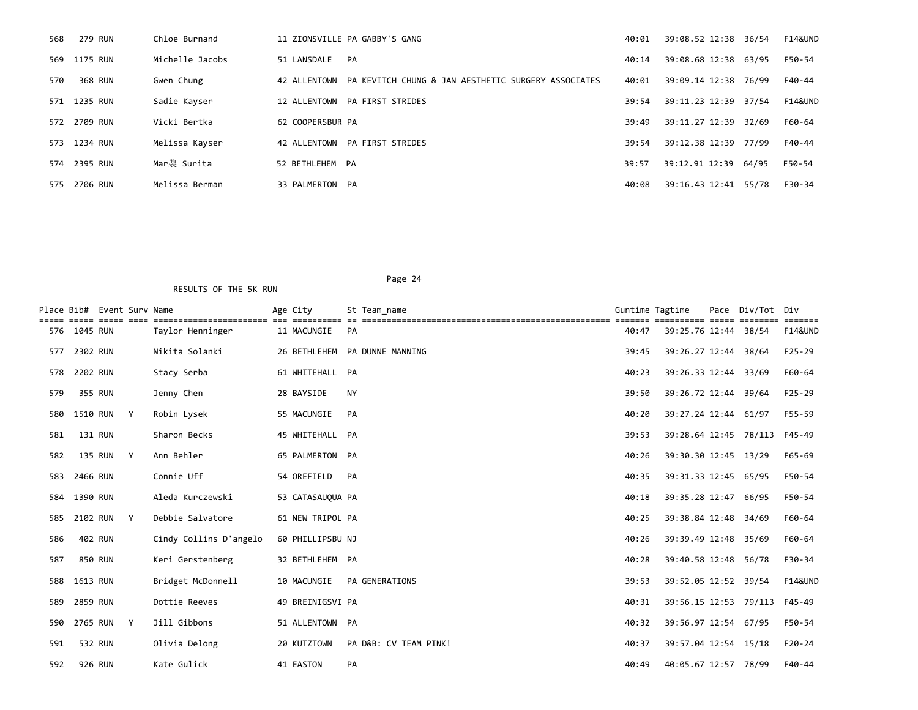| Place | Bib# | Event | Surv | Name | Age | City | St | Team_name | Guntime | Tagtime | Pace | Div/Tot | Div |
|---|---|---|---|---|---|---|---|---|---|---|---|---|---|
| 568 | 279 | RUN | | Chloe Burnand | 11 | ZIONSVILLE | PA | GABBY'S GANG | 40:01 | 39:08.52 | 12:38 | 36/54 | F14&UND |
| 569 | 1175 | RUN | | Michelle Jacobs | 51 | LANSDALE | PA | | 40:14 | 39:08.68 | 12:38 | 63/95 | F50-54 |
| 570 | 368 | RUN | | Gwen Chung | 42 | ALLENTOWN | PA | KEVITCH CHUNG & JAN AESTHETIC SURGERY ASSOCIATES | 40:01 | 39:09.14 | 12:38 | 76/99 | F40-44 |
| 571 | 1235 | RUN | | Sadie Kayser | 12 | ALLENTOWN | PA | FIRST STRIDES | 39:54 | 39:11.23 | 12:39 | 37/54 | F14&UND |
| 572 | 2709 | RUN | | Vicki Bertka | 62 | COOPERSBUR | PA | | 39:49 | 39:11.27 | 12:39 | 32/69 | F60-64 |
| 573 | 1234 | RUN | | Melissa Kayser | 42 | ALLENTOWN | PA | FIRST STRIDES | 39:54 | 39:12.38 | 12:39 | 77/99 | F40-44 |
| 574 | 2395 | RUN | | Mar褩 Surita | 52 | BETHLEHEM | PA | | 39:57 | 39:12.91 | 12:39 | 64/95 | F50-54 |
| 575 | 2706 | RUN | | Melissa Berman | 33 | PALMERTON | PA | | 40:08 | 39:16.43 | 12:41 | 55/78 | F30-34 |

RESULTS OF THE 5K RUN

| Place | Bib# | Event | Surv | Name | Age | City | St | Team_name | Guntime | Tagtime | Pace | Div/Tot | Div |
|---|---|---|---|---|---|---|---|---|---|---|---|---|---|
| 576 | 1045 | RUN | | Taylor Henninger | 11 | MACUNGIE | PA | | 40:47 | 39:25.76 | 12:44 | 38/54 | F14&UND |
| 577 | 2302 | RUN | | Nikita Solanki | 26 | BETHLEHEM | PA | DUNNE MANNING | 39:45 | 39:26.27 | 12:44 | 38/64 | F25-29 |
| 578 | 2202 | RUN | | Stacy Serba | 61 | WHITEHALL | PA | | 40:23 | 39:26.33 | 12:44 | 33/69 | F60-64 |
| 579 | 355 | RUN | | Jenny Chen | 28 | BAYSIDE | NY | | 39:50 | 39:26.72 | 12:44 | 39/64 | F25-29 |
| 580 | 1510 | RUN | Y | Robin Lysek | 55 | MACUNGIE | PA | | 40:20 | 39:27.24 | 12:44 | 61/97 | F55-59 |
| 581 | 131 | RUN | | Sharon Becks | 45 | WHITEHALL | PA | | 39:53 | 39:28.64 | 12:45 | 78/113 | F45-49 |
| 582 | 135 | RUN | Y | Ann Behler | 65 | PALMERTON | PA | | 40:26 | 39:30.30 | 12:45 | 13/29 | F65-69 |
| 583 | 2466 | RUN | | Connie Uff | 54 | OREFIELD | PA | | 40:35 | 39:31.33 | 12:45 | 65/95 | F50-54 |
| 584 | 1390 | RUN | | Aleda Kurczewski | 53 | CATASAUQUA | PA | | 40:18 | 39:35.28 | 12:47 | 66/95 | F50-54 |
| 585 | 2102 | RUN | Y | Debbie Salvatore | 61 | NEW TRIPOL | PA | | 40:25 | 39:38.84 | 12:48 | 34/69 | F60-64 |
| 586 | 402 | RUN | | Cindy Collins D'angelo | 60 | PHILLIPSBU | NJ | | 40:26 | 39:39.49 | 12:48 | 35/69 | F60-64 |
| 587 | 850 | RUN | | Keri Gerstenberg | 32 | BETHLEHEM | PA | | 40:28 | 39:40.58 | 12:48 | 56/78 | F30-34 |
| 588 | 1613 | RUN | | Bridget McDonnell | 10 | MACUNGIE | PA | GENERATIONS | 39:53 | 39:52.05 | 12:52 | 39/54 | F14&UND |
| 589 | 2859 | RUN | | Dottie Reeves | 49 | BREINIGSVI | PA | | 40:31 | 39:56.15 | 12:53 | 79/113 | F45-49 |
| 590 | 2765 | RUN | Y | Jill Gibbons | 51 | ALLENTOWN | PA | | 40:32 | 39:56.97 | 12:54 | 67/95 | F50-54 |
| 591 | 532 | RUN | | Olivia Delong | 20 | KUTZTOWN | PA | D&B: CV TEAM PINK! | 40:37 | 39:57.04 | 12:54 | 15/18 | F20-24 |
| 592 | 926 | RUN | | Kate Gulick | 41 | EASTON | PA | | 40:49 | 40:05.67 | 12:57 | 78/99 | F40-44 |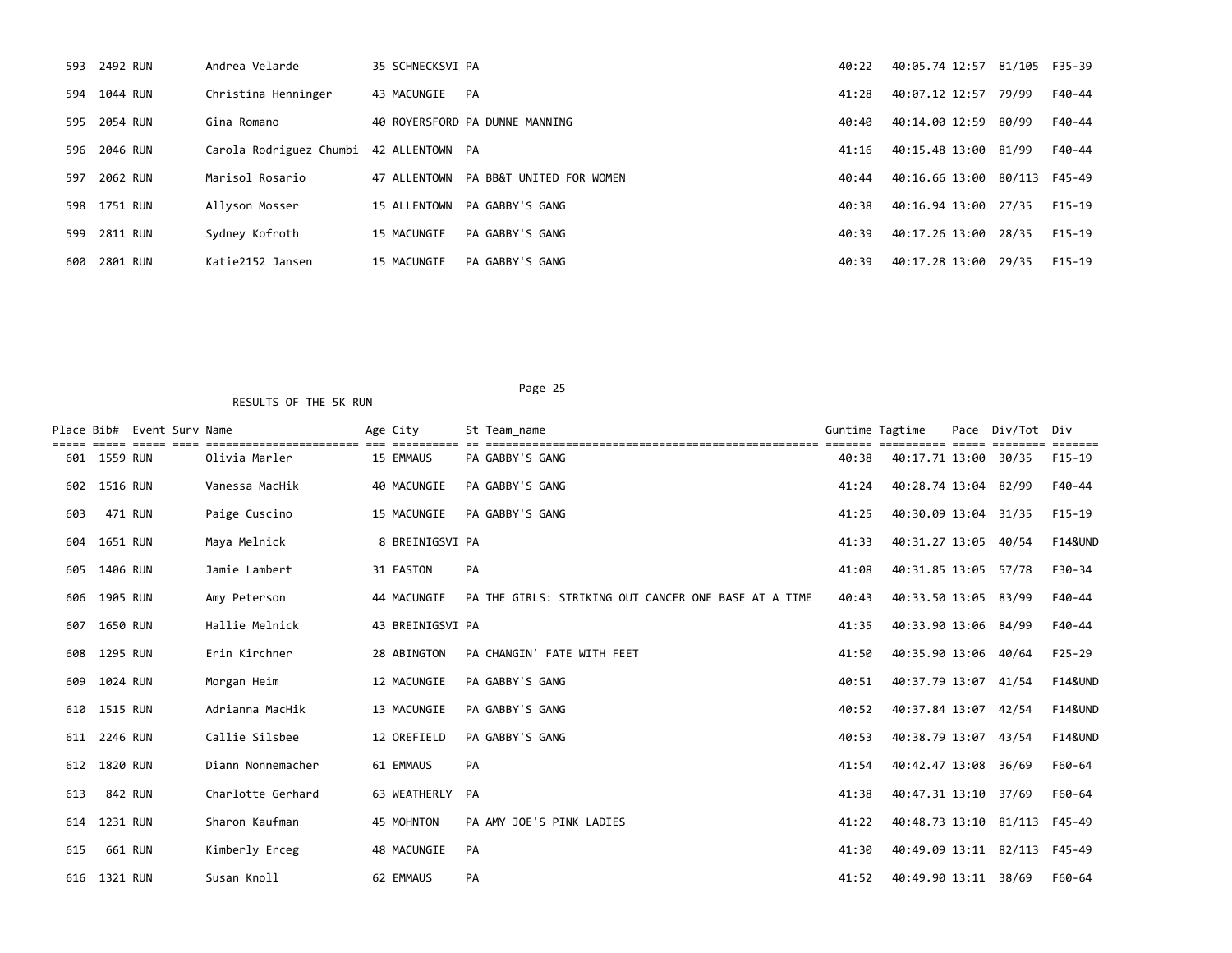| Place | Bib# | Event | Surv | Name | Age | City | St | Team_name | Guntime | Tagtime | Pace | Div/Tot | Div |
|---|---|---|---|---|---|---|---|---|---|---|---|---|---|
| 593 | 2492 | RUN | | Andrea Velarde | 35 | SCHNECKSVI | PA | | 40:22 | 40:05.74 | 12:57 | 81/105 | F35-39 |
| 594 | 1044 | RUN | | Christina Henninger | 43 | MACUNGIE | PA | | 41:28 | 40:07.12 | 12:57 | 79/99 | F40-44 |
| 595 | 2054 | RUN | | Gina Romano | 40 | ROYERSFORD | PA | DUNNE MANNING | 40:40 | 40:14.00 | 12:59 | 80/99 | F40-44 |
| 596 | 2046 | RUN | | Carola Rodriguez Chumbi | 42 | ALLENTOWN | PA | | 41:16 | 40:15.48 | 13:00 | 81/99 | F40-44 |
| 597 | 2062 | RUN | | Marisol Rosario | 47 | ALLENTOWN | PA | BB&T UNITED FOR WOMEN | 40:44 | 40:16.66 | 13:00 | 80/113 | F45-49 |
| 598 | 1751 | RUN | | Allyson Mosser | 15 | ALLENTOWN | PA | GABBY'S GANG | 40:38 | 40:16.94 | 13:00 | 27/35 | F15-19 |
| 599 | 2811 | RUN | | Sydney Kofroth | 15 | MACUNGIE | PA | GABBY'S GANG | 40:39 | 40:17.26 | 13:00 | 28/35 | F15-19 |
| 600 | 2801 | RUN | | Katie2152 Jansen | 15 | MACUNGIE | PA | GABBY'S GANG | 40:39 | 40:17.28 | 13:00 | 29/35 | F15-19 |

RESULTS OF THE 5K RUN

| Place | Bib# | Event | Surv | Name | Age | City | St | Team_name | Guntime | Tagtime | Pace | Div/Tot | Div |
|---|---|---|---|---|---|---|---|---|---|---|---|---|---|
| 601 | 1559 | RUN | | Olivia Marler | 15 | EMMAUS | PA | GABBY'S GANG | 40:38 | 40:17.71 | 13:00 | 30/35 | F15-19 |
| 602 | 1516 | RUN | | Vanessa MacHik | 40 | MACUNGIE | PA | GABBY'S GANG | 41:24 | 40:28.74 | 13:04 | 82/99 | F40-44 |
| 603 | 471 | RUN | | Paige Cuscino | 15 | MACUNGIE | PA | GABBY'S GANG | 41:25 | 40:30.09 | 13:04 | 31/35 | F15-19 |
| 604 | 1651 | RUN | | Maya Melnick | 8 | BREINIGSVI | PA | | 41:33 | 40:31.27 | 13:05 | 40/54 | F14&UND |
| 605 | 1406 | RUN | | Jamie Lambert | 31 | EASTON | PA | | 41:08 | 40:31.85 | 13:05 | 57/78 | F30-34 |
| 606 | 1905 | RUN | | Amy Peterson | 44 | MACUNGIE | PA | THE GIRLS: STRIKING OUT CANCER ONE BASE AT A TIME | 40:43 | 40:33.50 | 13:05 | 83/99 | F40-44 |
| 607 | 1650 | RUN | | Hallie Melnick | 43 | BREINIGSVI | PA | | 41:35 | 40:33.90 | 13:06 | 84/99 | F40-44 |
| 608 | 1295 | RUN | | Erin Kirchner | 28 | ABINGTON | PA | CHANGIN' FATE WITH FEET | 41:50 | 40:35.90 | 13:06 | 40/64 | F25-29 |
| 609 | 1024 | RUN | | Morgan Heim | 12 | MACUNGIE | PA | GABBY'S GANG | 40:51 | 40:37.79 | 13:07 | 41/54 | F14&UND |
| 610 | 1515 | RUN | | Adrianna MacHik | 13 | MACUNGIE | PA | GABBY'S GANG | 40:52 | 40:37.84 | 13:07 | 42/54 | F14&UND |
| 611 | 2246 | RUN | | Callie Silsbee | 12 | OREFIELD | PA | GABBY'S GANG | 40:53 | 40:38.79 | 13:07 | 43/54 | F14&UND |
| 612 | 1820 | RUN | | Diann Nonnemacher | 61 | EMMAUS | PA | | 41:54 | 40:42.47 | 13:08 | 36/69 | F60-64 |
| 613 | 842 | RUN | | Charlotte Gerhard | 63 | WEATHERLY | PA | | 41:38 | 40:47.31 | 13:10 | 37/69 | F60-64 |
| 614 | 1231 | RUN | | Sharon Kaufman | 45 | MOHNTON | PA | AMY JOE'S PINK LADIES | 41:22 | 40:48.73 | 13:10 | 81/113 | F45-49 |
| 615 | 661 | RUN | | Kimberly Erceg | 48 | MACUNGIE | PA | | 41:30 | 40:49.09 | 13:11 | 82/113 | F45-49 |
| 616 | 1321 | RUN | | Susan Knoll | 62 | EMMAUS | PA | | 41:52 | 40:49.90 | 13:11 | 38/69 | F60-64 |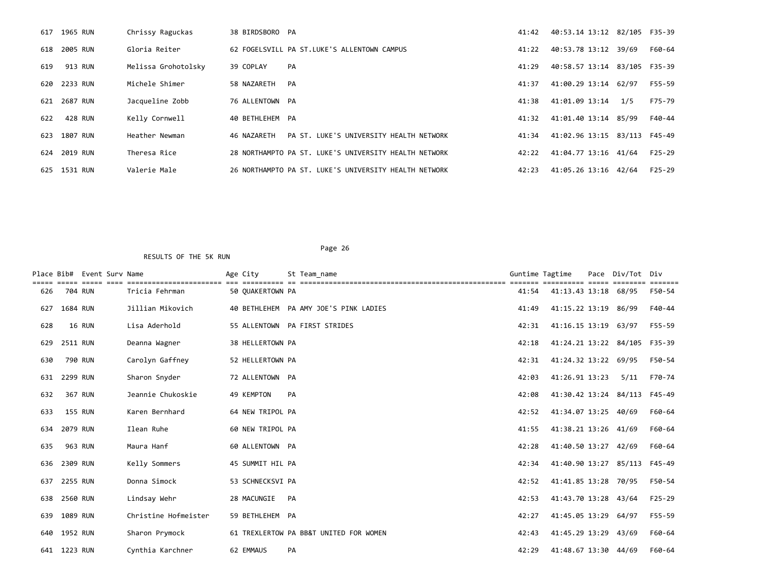| Place | Bib# | Event | Surv | Name | Age | City | St | Team_name | Guntime | Tagtime | Pace | Div/Tot | Div |
|---|---|---|---|---|---|---|---|---|---|---|---|---|---|
| 617 | 1965 | RUN | | Chrissy Raguckas | 38 | BIRDSBORO | PA | | 41:42 | 40:53.14 | 13:12 | 82/105 | F35-39 |
| 618 | 2005 | RUN | | Gloria Reiter | 62 | FOGELSVILL | PA | ST.LUKE'S ALLENTOWN CAMPUS | 41:22 | 40:53.78 | 13:12 | 39/69 | F60-64 |
| 619 | 913 | RUN | | Melissa Grohotolsky | 39 | COPLAY | PA | | 41:29 | 40:58.57 | 13:14 | 83/105 | F35-39 |
| 620 | 2233 | RUN | | Michele Shimer | 58 | NAZARETH | PA | | 41:37 | 41:00.29 | 13:14 | 62/97 | F55-59 |
| 621 | 2687 | RUN | | Jacqueline Zobb | 76 | ALLENTOWN | PA | | 41:38 | 41:01.09 | 13:14 | 1/5 | F75-79 |
| 622 | 428 | RUN | | Kelly Cornwell | 40 | BETHLEHEM | PA | | 41:32 | 41:01.40 | 13:14 | 85/99 | F40-44 |
| 623 | 1807 | RUN | | Heather Newman | 46 | NAZARETH | PA | ST. LUKE'S UNIVERSITY HEALTH NETWORK | 41:34 | 41:02.96 | 13:15 | 83/113 | F45-49 |
| 624 | 2019 | RUN | | Theresa Rice | 28 | NORTHAMPTO | PA | ST. LUKE'S UNIVERSITY HEALTH NETWORK | 42:22 | 41:04.77 | 13:16 | 41/64 | F25-29 |
| 625 | 1531 | RUN | | Valerie Male | 26 | NORTHAMPTO | PA | ST. LUKE'S UNIVERSITY HEALTH NETWORK | 42:23 | 41:05.26 | 13:16 | 42/64 | F25-29 |

RESULTS OF THE 5K RUN

| Place | Bib# | Event | Surv | Name | Age | City | St | Team_name | Guntime | Tagtime | Pace | Div/Tot | Div |
|---|---|---|---|---|---|---|---|---|---|---|---|---|---|
| 626 | 704 | RUN | | Tricia Fehrman | 50 | QUAKERTOWN | PA | | 41:54 | 41:13.43 | 13:18 | 68/95 | F50-54 |
| 627 | 1684 | RUN | | Jillian Mikovich | 40 | BETHLEHEM | PA | AMY JOE'S PINK LADIES | 41:49 | 41:15.22 | 13:19 | 86/99 | F40-44 |
| 628 | 16 | RUN | | Lisa Aderhold | 55 | ALLENTOWN | PA | FIRST STRIDES | 42:31 | 41:16.15 | 13:19 | 63/97 | F55-59 |
| 629 | 2511 | RUN | | Deanna Wagner | 38 | HELLERTOWN | PA | | 42:18 | 41:24.21 | 13:22 | 84/105 | F35-39 |
| 630 | 790 | RUN | | Carolyn Gaffney | 52 | HELLERTOWN | PA | | 42:31 | 41:24.32 | 13:22 | 69/95 | F50-54 |
| 631 | 2299 | RUN | | Sharon Snyder | 72 | ALLENTOWN | PA | | 42:03 | 41:26.91 | 13:23 | 5/11 | F70-74 |
| 632 | 367 | RUN | | Jeannie Chukoskie | 49 | KEMPTON | PA | | 42:08 | 41:30.42 | 13:24 | 84/113 | F45-49 |
| 633 | 155 | RUN | | Karen Bernhard | 64 | NEW TRIPOL | PA | | 42:52 | 41:34.07 | 13:25 | 40/69 | F60-64 |
| 634 | 2079 | RUN | | Ilean Ruhe | 60 | NEW TRIPOL | PA | | 41:55 | 41:38.21 | 13:26 | 41/69 | F60-64 |
| 635 | 963 | RUN | | Maura Hanf | 60 | ALLENTOWN | PA | | 42:28 | 41:40.50 | 13:27 | 42/69 | F60-64 |
| 636 | 2309 | RUN | | Kelly Sommers | 45 | SUMMIT HIL | PA | | 42:34 | 41:40.90 | 13:27 | 85/113 | F45-49 |
| 637 | 2255 | RUN | | Donna Simock | 53 | SCHNECKSVI | PA | | 42:52 | 41:41.85 | 13:28 | 70/95 | F50-54 |
| 638 | 2560 | RUN | | Lindsay Wehr | 28 | MACUNGIE | PA | | 42:53 | 41:43.70 | 13:28 | 43/64 | F25-29 |
| 639 | 1089 | RUN | | Christine Hofmeister | 59 | BETHLEHEM | PA | | 42:27 | 41:45.05 | 13:29 | 64/97 | F55-59 |
| 640 | 1952 | RUN | | Sharon Prymock | 61 | TREXLERTOW | PA | BB&T UNITED FOR WOMEN | 42:43 | 41:45.29 | 13:29 | 43/69 | F60-64 |
| 641 | 1223 | RUN | | Cynthia Karchner | 62 | EMMAUS | PA | | 42:29 | 41:48.67 | 13:30 | 44/69 | F60-64 |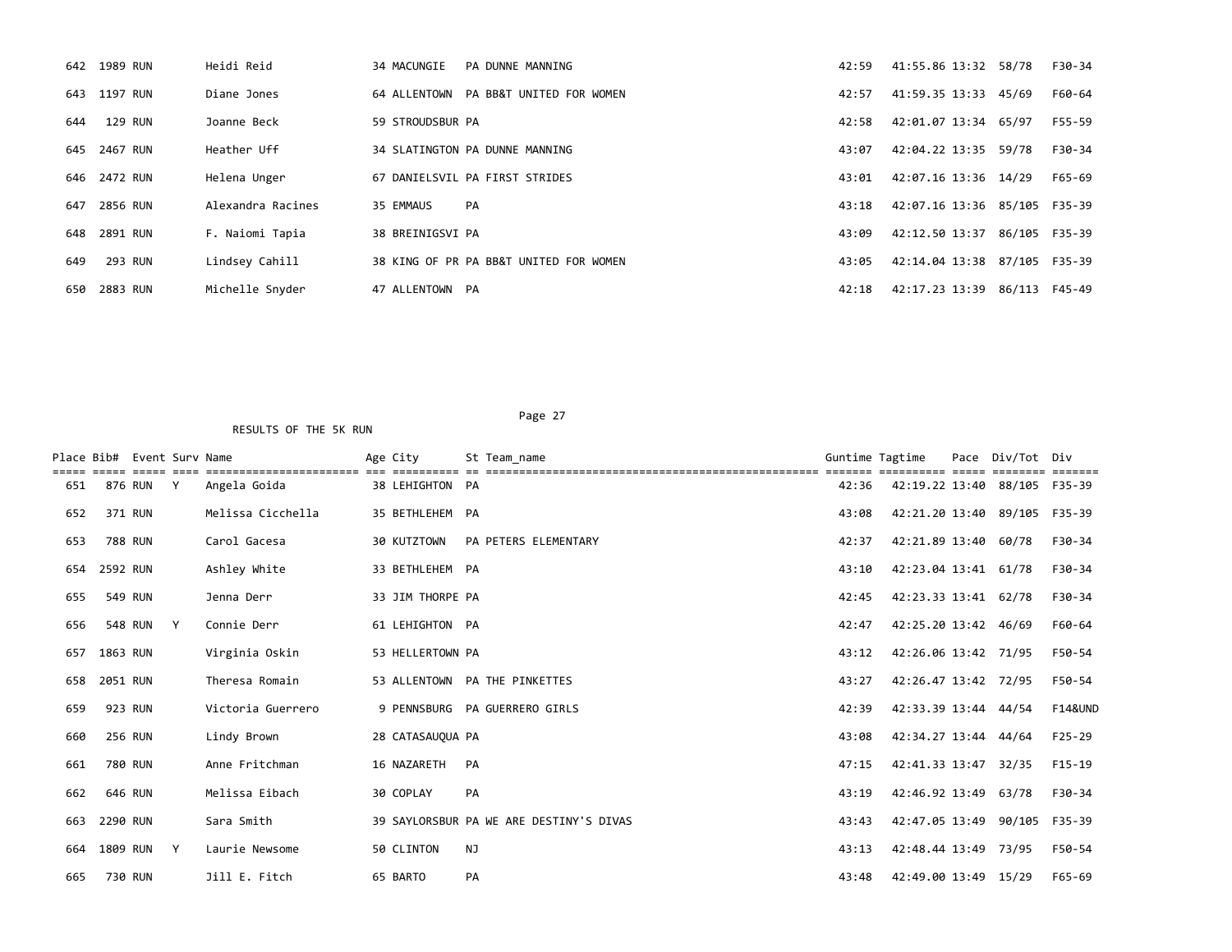| Place | Bib# | Event | Surv | Name | Age | City | St | Team_name | Guntime | Tagtime | Pace | Div/Tot | Div |
|---|---|---|---|---|---|---|---|---|---|---|---|---|---|
| 642 | 1989 | RUN | | Heidi Reid | 34 | MACUNGIE | PA | DUNNE MANNING | 42:59 | 41:55.86 | 13:32 | 58/78 | F30-34 |
| 643 | 1197 | RUN | | Diane Jones | 64 | ALLENTOWN | PA | BB&T UNITED FOR WOMEN | 42:57 | 41:59.35 | 13:33 | 45/69 | F60-64 |
| 644 | 129 | RUN | | Joanne Beck | 59 | STROUDSBUR | PA | | 42:58 | 42:01.07 | 13:34 | 65/97 | F55-59 |
| 645 | 2467 | RUN | | Heather Uff | 34 | SLATINGTON | PA | DUNNE MANNING | 43:07 | 42:04.22 | 13:35 | 59/78 | F30-34 |
| 646 | 2472 | RUN | | Helena Unger | 67 | DANIELSVIL | PA | FIRST STRIDES | 43:01 | 42:07.16 | 13:36 | 14/29 | F65-69 |
| 647 | 2856 | RUN | | Alexandra Racines | 35 | EMMAUS | PA | | 43:18 | 42:07.16 | 13:36 | 85/105 | F35-39 |
| 648 | 2891 | RUN | | F. Naiomi Tapia | 38 | BREINIGSVI | PA | | 43:09 | 42:12.50 | 13:37 | 86/105 | F35-39 |
| 649 | 293 | RUN | | Lindsey Cahill | 38 | KING OF PR | PA | BB&T UNITED FOR WOMEN | 43:05 | 42:14.04 | 13:38 | 87/105 | F35-39 |
| 650 | 2883 | RUN | | Michelle Snyder | 47 | ALLENTOWN | PA | | 42:18 | 42:17.23 | 13:39 | 86/113 | F45-49 |

RESULTS OF THE 5K RUN

| Place | Bib# | Event | Surv | Name | Age | City | St | Team_name | Guntime | Tagtime | Pace | Div/Tot | Div |
|---|---|---|---|---|---|---|---|---|---|---|---|---|---|
| 651 | 876 | RUN | Y | Angela Goida | 38 | LEHIGHTON | PA | | 42:36 | 42:19.22 | 13:40 | 88/105 | F35-39 |
| 652 | 371 | RUN | | Melissa Cicchella | 35 | BETHLEHEM | PA | | 43:08 | 42:21.20 | 13:40 | 89/105 | F35-39 |
| 653 | 788 | RUN | | Carol Gacesa | 30 | KUTZTOWN | PA | PETERS ELEMENTARY | 42:37 | 42:21.89 | 13:40 | 60/78 | F30-34 |
| 654 | 2592 | RUN | | Ashley White | 33 | BETHLEHEM | PA | | 43:10 | 42:23.04 | 13:41 | 61/78 | F30-34 |
| 655 | 549 | RUN | | Jenna Derr | 33 | JIM THORPE | PA | | 42:45 | 42:23.33 | 13:41 | 62/78 | F30-34 |
| 656 | 548 | RUN | Y | Connie Derr | 61 | LEHIGHTON | PA | | 42:47 | 42:25.20 | 13:42 | 46/69 | F60-64 |
| 657 | 1863 | RUN | | Virginia Oskin | 53 | HELLERTOWN | PA | | 43:12 | 42:26.06 | 13:42 | 71/95 | F50-54 |
| 658 | 2051 | RUN | | Theresa Romain | 53 | ALLENTOWN | PA | THE PINKETTES | 43:27 | 42:26.47 | 13:42 | 72/95 | F50-54 |
| 659 | 923 | RUN | | Victoria Guerrero | 9 | PENNSBURG | PA | GUERRERO GIRLS | 42:39 | 42:33.39 | 13:44 | 44/54 | F14&UND |
| 660 | 256 | RUN | | Lindy Brown | 28 | CATASAUQUA | PA | | 43:08 | 42:34.27 | 13:44 | 44/64 | F25-29 |
| 661 | 780 | RUN | | Anne Fritchman | 16 | NAZARETH | PA | | 47:15 | 42:41.33 | 13:47 | 32/35 | F15-19 |
| 662 | 646 | RUN | | Melissa Eibach | 30 | COPLAY | PA | | 43:19 | 42:46.92 | 13:49 | 63/78 | F30-34 |
| 663 | 2290 | RUN | | Sara Smith | 39 | SAYLORSBUR | PA | WE ARE DESTINY'S DIVAS | 43:43 | 42:47.05 | 13:49 | 90/105 | F35-39 |
| 664 | 1809 | RUN | Y | Laurie Newsome | 50 | CLINTON | NJ | | 43:13 | 42:48.44 | 13:49 | 73/95 | F50-54 |
| 665 | 730 | RUN | | Jill E. Fitch | 65 | BARTO | PA | | 43:48 | 42:49.00 | 13:49 | 15/29 | F65-69 |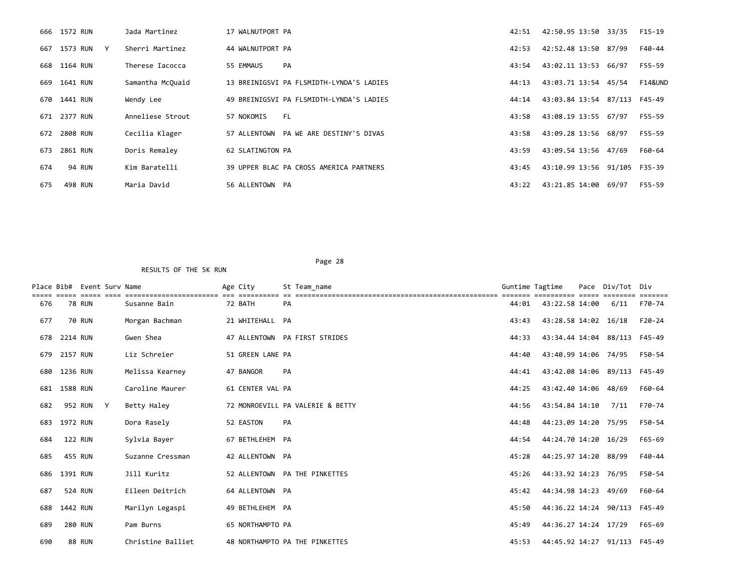| Place | Bib# | Event | Surv | Name | Age | City | St | Team_name | Guntime | Tagtime | Pace | Div/Tot | Div |
|---|---|---|---|---|---|---|---|---|---|---|---|---|---|
| 666 | 1572 | RUN | | Jada Martinez | 17 | WALNUTPORT | PA | | 42:51 | 42:50.95 | 13:50 | 33/35 | F15-19 |
| 667 | 1573 | RUN | Y | Sherri Martinez | 44 | WALNUTPORT | PA | | 42:53 | 42:52.48 | 13:50 | 87/99 | F40-44 |
| 668 | 1164 | RUN | | Therese Iacocca | 55 | EMMAUS | PA | | 43:54 | 43:02.11 | 13:53 | 66/97 | F55-59 |
| 669 | 1641 | RUN | | Samantha McQuaid | 13 | BREINIGSVI | PA | FLSMIDTH-LYNDA'S LADIES | 44:13 | 43:03.71 | 13:54 | 45/54 | F14&UND |
| 670 | 1441 | RUN | | Wendy Lee | 49 | BREINIGSVI | PA | FLSMIDTH-LYNDA'S LADIES | 44:14 | 43:03.84 | 13:54 | 87/113 | F45-49 |
| 671 | 2377 | RUN | | Anneliese Strout | 57 | NOKOMIS | FL | | 43:58 | 43:08.19 | 13:55 | 67/97 | F55-59 |
| 672 | 2808 | RUN | | Cecilia Klager | 57 | ALLENTOWN | PA | WE ARE DESTINY'S DIVAS | 43:58 | 43:09.28 | 13:56 | 68/97 | F55-59 |
| 673 | 2861 | RUN | | Doris Remaley | 62 | SLATINGTON | PA | | 43:59 | 43:09.54 | 13:56 | 47/69 | F60-64 |
| 674 | 94 | RUN | | Kim Baratelli | 39 | UPPER BLAC | PA | CROSS AMERICA PARTNERS | 43:45 | 43:10.99 | 13:56 | 91/105 | F35-39 |
| 675 | 498 | RUN | | Maria David | 56 | ALLENTOWN | PA | | 43:22 | 43:21.85 | 14:00 | 69/97 | F55-59 |

RESULTS OF THE 5K RUN

| Place | Bib# | Event | Surv | Name | Age | City | St | Team_name | Guntime | Tagtime | Pace | Div/Tot | Div |
|---|---|---|---|---|---|---|---|---|---|---|---|---|---|
| 676 | 78 | RUN | | Susanne Bain | 72 | BATH | PA | | 44:01 | 43:22.58 | 14:00 | 6/11 | F70-74 |
| 677 | 70 | RUN | | Morgan Bachman | 21 | WHITEHALL | PA | | 43:43 | 43:28.58 | 14:02 | 16/18 | F20-24 |
| 678 | 2214 | RUN | | Gwen Shea | 47 | ALLENTOWN | PA | FIRST STRIDES | 44:33 | 43:34.44 | 14:04 | 88/113 | F45-49 |
| 679 | 2157 | RUN | | Liz Schreier | 51 | GREEN LANE | PA | | 44:40 | 43:40.99 | 14:06 | 74/95 | F50-54 |
| 680 | 1236 | RUN | | Melissa Kearney | 47 | BANGOR | PA | | 44:41 | 43:42.08 | 14:06 | 89/113 | F45-49 |
| 681 | 1588 | RUN | | Caroline Maurer | 61 | CENTER VAL | PA | | 44:25 | 43:42.40 | 14:06 | 48/69 | F60-64 |
| 682 | 952 | RUN | Y | Betty Haley | 72 | MONROEVILL | PA | VALERIE & BETTY | 44:56 | 43:54.84 | 14:10 | 7/11 | F70-74 |
| 683 | 1972 | RUN | | Dora Rasely | 52 | EASTON | PA | | 44:48 | 44:23.09 | 14:20 | 75/95 | F50-54 |
| 684 | 122 | RUN | | Sylvia Bayer | 67 | BETHLEHEM | PA | | 44:54 | 44:24.70 | 14:20 | 16/29 | F65-69 |
| 685 | 455 | RUN | | Suzanne Cressman | 42 | ALLENTOWN | PA | | 45:28 | 44:25.97 | 14:20 | 88/99 | F40-44 |
| 686 | 1391 | RUN | | Jill Kuritz | 52 | ALLENTOWN | PA | THE PINKETTES | 45:26 | 44:33.92 | 14:23 | 76/95 | F50-54 |
| 687 | 524 | RUN | | Eileen Deitrich | 64 | ALLENTOWN | PA | | 45:42 | 44:34.98 | 14:23 | 49/69 | F60-64 |
| 688 | 1442 | RUN | | Marilyn Legaspi | 49 | BETHLEHEM | PA | | 45:50 | 44:36.22 | 14:24 | 90/113 | F45-49 |
| 689 | 280 | RUN | | Pam Burns | 65 | NORTHAMPTO | PA | | 45:49 | 44:36.27 | 14:24 | 17/29 | F65-69 |
| 690 | 88 | RUN | | Christine Balliet | 48 | NORTHAMPTO | PA | THE PINKETTES | 45:53 | 44:45.92 | 14:27 | 91/113 | F45-49 |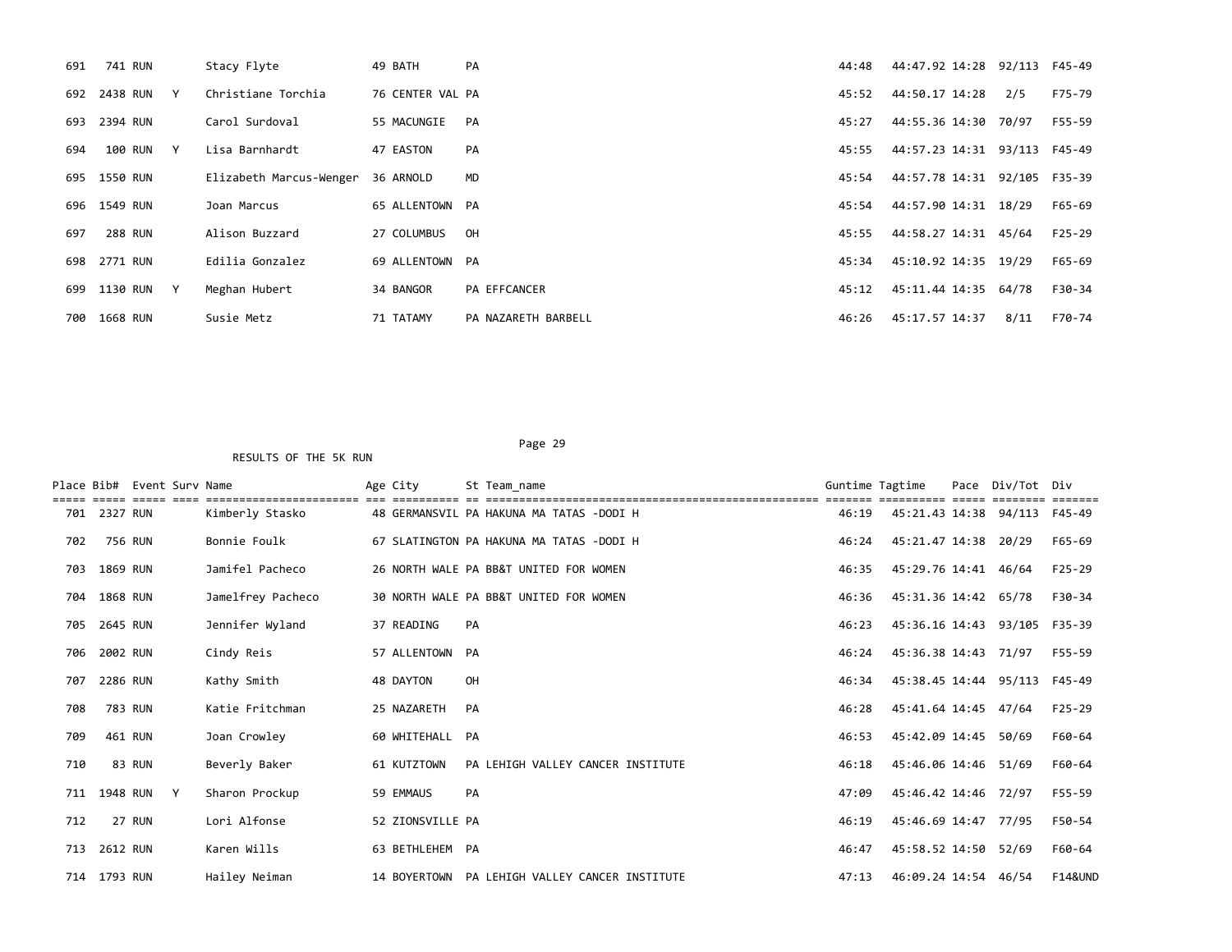| Place | Bib# | Event | Surv | Name | Age | City | St | Team_name | Guntime | Tagtime | Pace | Div/Tot | Div |
|---|---|---|---|---|---|---|---|---|---|---|---|---|---|
| 691 | 741 | RUN | | Stacy Flyte | 49 | BATH | PA | | 44:48 | 44:47.92 | 14:28 | 92/113 | F45-49 |
| 692 | 2438 | RUN | Y | Christiane Torchia | 76 | CENTER VAL | PA | | 45:52 | 44:50.17 | 14:28 | 2/5 | F75-79 |
| 693 | 2394 | RUN | | Carol Surdoval | 55 | MACUNGIE | PA | | 45:27 | 44:55.36 | 14:30 | 70/97 | F55-59 |
| 694 | 100 | RUN | Y | Lisa Barnhardt | 47 | EASTON | PA | | 45:55 | 44:57.23 | 14:31 | 93/113 | F45-49 |
| 695 | 1550 | RUN | | Elizabeth Marcus-Wenger | 36 | ARNOLD | MD | | 45:54 | 44:57.78 | 14:31 | 92/105 | F35-39 |
| 696 | 1549 | RUN | | Joan Marcus | 65 | ALLENTOWN | PA | | 45:54 | 44:57.90 | 14:31 | 18/29 | F65-69 |
| 697 | 288 | RUN | | Alison Buzzard | 27 | COLUMBUS | OH | | 45:55 | 44:58.27 | 14:31 | 45/64 | F25-29 |
| 698 | 2771 | RUN | | Edilia Gonzalez | 69 | ALLENTOWN | PA | | 45:34 | 45:10.92 | 14:35 | 19/29 | F65-69 |
| 699 | 1130 | RUN | Y | Meghan Hubert | 34 | BANGOR | PA | EFFCANCER | 45:12 | 45:11.44 | 14:35 | 64/78 | F30-34 |
| 700 | 1668 | RUN | | Susie Metz | 71 | TATAMY | PA | NAZARETH BARBELL | 46:26 | 45:17.57 | 14:37 | 8/11 | F70-74 |

RESULTS OF THE 5K RUN

| Place | Bib# | Event | Surv | Name | Age | City | St | Team_name | Guntime | Tagtime | Pace | Div/Tot | Div |
|---|---|---|---|---|---|---|---|---|---|---|---|---|---|
| 701 | 2327 | RUN | | Kimberly Stasko | 48 | GERMANSVIL | PA | HAKUNA MA TATAS -DODI H | 46:19 | 45:21.43 | 14:38 | 94/113 | F45-49 |
| 702 | 756 | RUN | | Bonnie Foulk | 67 | SLATINGTON | PA | HAKUNA MA TATAS -DODI H | 46:24 | 45:21.47 | 14:38 | 20/29 | F65-69 |
| 703 | 1869 | RUN | | Jamifel Pacheco | 26 | NORTH WALE | PA | BB&T UNITED FOR WOMEN | 46:35 | 45:29.76 | 14:41 | 46/64 | F25-29 |
| 704 | 1868 | RUN | | Jamelfrey Pacheco | 30 | NORTH WALE | PA | BB&T UNITED FOR WOMEN | 46:36 | 45:31.36 | 14:42 | 65/78 | F30-34 |
| 705 | 2645 | RUN | | Jennifer Wyland | 37 | READING | PA | | 46:23 | 45:36.16 | 14:43 | 93/105 | F35-39 |
| 706 | 2002 | RUN | | Cindy Reis | 57 | ALLENTOWN | PA | | 46:24 | 45:36.38 | 14:43 | 71/97 | F55-59 |
| 707 | 2286 | RUN | | Kathy Smith | 48 | DAYTON | OH | | 46:34 | 45:38.45 | 14:44 | 95/113 | F45-49 |
| 708 | 783 | RUN | | Katie Fritchman | 25 | NAZARETH | PA | | 46:28 | 45:41.64 | 14:45 | 47/64 | F25-29 |
| 709 | 461 | RUN | | Joan Crowley | 60 | WHITEHALL | PA | | 46:53 | 45:42.09 | 14:45 | 50/69 | F60-64 |
| 710 | 83 | RUN | | Beverly Baker | 61 | KUTZTOWN | PA | LEHIGH VALLEY CANCER INSTITUTE | 46:18 | 45:46.06 | 14:46 | 51/69 | F60-64 |
| 711 | 1948 | RUN | Y | Sharon Prockup | 59 | EMMAUS | PA | | 47:09 | 45:46.42 | 14:46 | 72/97 | F55-59 |
| 712 | 27 | RUN | | Lori Alfonse | 52 | ZIONSVILLE | PA | | 46:19 | 45:46.69 | 14:47 | 77/95 | F50-54 |
| 713 | 2612 | RUN | | Karen Wills | 63 | BETHLEHEM | PA | | 46:47 | 45:58.52 | 14:50 | 52/69 | F60-64 |
| 714 | 1793 | RUN | | Hailey Neiman | 14 | BOYERTOWN | PA | LEHIGH VALLEY CANCER INSTITUTE | 47:13 | 46:09.24 | 14:54 | 46/54 | F14&UND |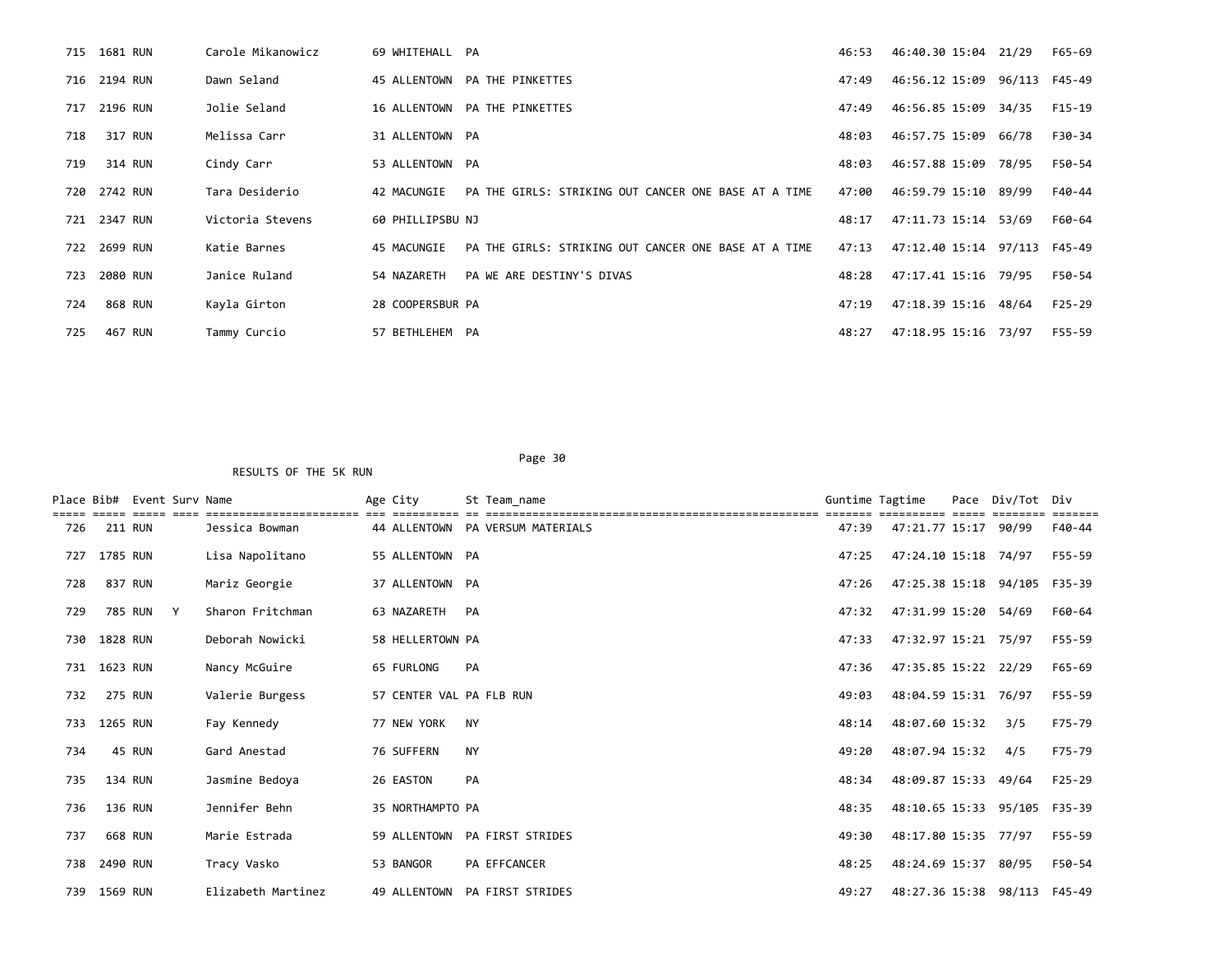| Place | Bib# | Event | Surv | Name | Age | City | St | Team_name | Guntime | Tagtime | Pace | Div/Tot | Div |
|---|---|---|---|---|---|---|---|---|---|---|---|---|---|
| 715 | 1681 | RUN | | Carole Mikanowicz | 69 | WHITEHALL | PA | | 46:53 | 46:40.30 | 15:04 | 21/29 | F65-69 |
| 716 | 2194 | RUN | | Dawn Seland | 45 | ALLENTOWN | PA | THE PINKETTES | 47:49 | 46:56.12 | 15:09 | 96/113 | F45-49 |
| 717 | 2196 | RUN | | Jolie Seland | 16 | ALLENTOWN | PA | THE PINKETTES | 47:49 | 46:56.85 | 15:09 | 34/35 | F15-19 |
| 718 | 317 | RUN | | Melissa Carr | 31 | ALLENTOWN | PA | | 48:03 | 46:57.75 | 15:09 | 66/78 | F30-34 |
| 719 | 314 | RUN | | Cindy Carr | 53 | ALLENTOWN | PA | | 48:03 | 46:57.88 | 15:09 | 78/95 | F50-54 |
| 720 | 2742 | RUN | | Tara Desiderio | 42 | MACUNGIE | PA | THE GIRLS: STRIKING OUT CANCER ONE BASE AT A TIME | 47:00 | 46:59.79 | 15:10 | 89/99 | F40-44 |
| 721 | 2347 | RUN | | Victoria Stevens | 60 | PHILLIPSBU | NJ | | 48:17 | 47:11.73 | 15:14 | 53/69 | F60-64 |
| 722 | 2699 | RUN | | Katie Barnes | 45 | MACUNGIE | PA | THE GIRLS: STRIKING OUT CANCER ONE BASE AT A TIME | 47:13 | 47:12.40 | 15:14 | 97/113 | F45-49 |
| 723 | 2080 | RUN | | Janice Ruland | 54 | NAZARETH | PA | WE ARE DESTINY'S DIVAS | 48:28 | 47:17.41 | 15:16 | 79/95 | F50-54 |
| 724 | 868 | RUN | | Kayla Girton | 28 | COOPERSBUR | PA | | 47:19 | 47:18.39 | 15:16 | 48/64 | F25-29 |
| 725 | 467 | RUN | | Tammy Curcio | 57 | BETHLEHEM | PA | | 48:27 | 47:18.95 | 15:16 | 73/97 | F55-59 |

RESULTS OF THE 5K RUN

| Place | Bib# | Event | Surv | Name | Age | City | St | Team_name | Guntime | Tagtime | Pace | Div/Tot | Div |
|---|---|---|---|---|---|---|---|---|---|---|---|---|---|
| 726 | 211 | RUN | | Jessica Bowman | 44 | ALLENTOWN | PA | VERSUM MATERIALS | 47:39 | 47:21.77 | 15:17 | 90/99 | F40-44 |
| 727 | 1785 | RUN | | Lisa Napolitano | 55 | ALLENTOWN | PA | | 47:25 | 47:24.10 | 15:18 | 74/97 | F55-59 |
| 728 | 837 | RUN | | Mariz Georgie | 37 | ALLENTOWN | PA | | 47:26 | 47:25.38 | 15:18 | 94/105 | F35-39 |
| 729 | 785 | RUN | Y | Sharon Fritchman | 63 | NAZARETH | PA | | 47:32 | 47:31.99 | 15:20 | 54/69 | F60-64 |
| 730 | 1828 | RUN | | Deborah Nowicki | 58 | HELLERTOWN | PA | | 47:33 | 47:32.97 | 15:21 | 75/97 | F55-59 |
| 731 | 1623 | RUN | | Nancy McGuire | 65 | FURLONG | PA | | 47:36 | 47:35.85 | 15:22 | 22/29 | F65-69 |
| 732 | 275 | RUN | | Valerie Burgess | 57 | CENTER VAL | PA | FLB RUN | 49:03 | 48:04.59 | 15:31 | 76/97 | F55-59 |
| 733 | 1265 | RUN | | Fay Kennedy | 77 | NEW YORK | NY | | 48:14 | 48:07.60 | 15:32 | 3/5 | F75-79 |
| 734 | 45 | RUN | | Gard Anestad | 76 | SUFFERN | NY | | 49:20 | 48:07.94 | 15:32 | 4/5 | F75-79 |
| 735 | 134 | RUN | | Jasmine Bedoya | 26 | EASTON | PA | | 48:34 | 48:09.87 | 15:33 | 49/64 | F25-29 |
| 736 | 136 | RUN | | Jennifer Behn | 35 | NORTHAMPTO | PA | | 48:35 | 48:10.65 | 15:33 | 95/105 | F35-39 |
| 737 | 668 | RUN | | Marie Estrada | 59 | ALLENTOWN | PA | FIRST STRIDES | 49:30 | 48:17.80 | 15:35 | 77/97 | F55-59 |
| 738 | 2490 | RUN | | Tracy Vasko | 53 | BANGOR | PA | EFFCANCER | 48:25 | 48:24.69 | 15:37 | 80/95 | F50-54 |
| 739 | 1569 | RUN | | Elizabeth Martinez | 49 | ALLENTOWN | PA | FIRST STRIDES | 49:27 | 48:27.36 | 15:38 | 98/113 | F45-49 |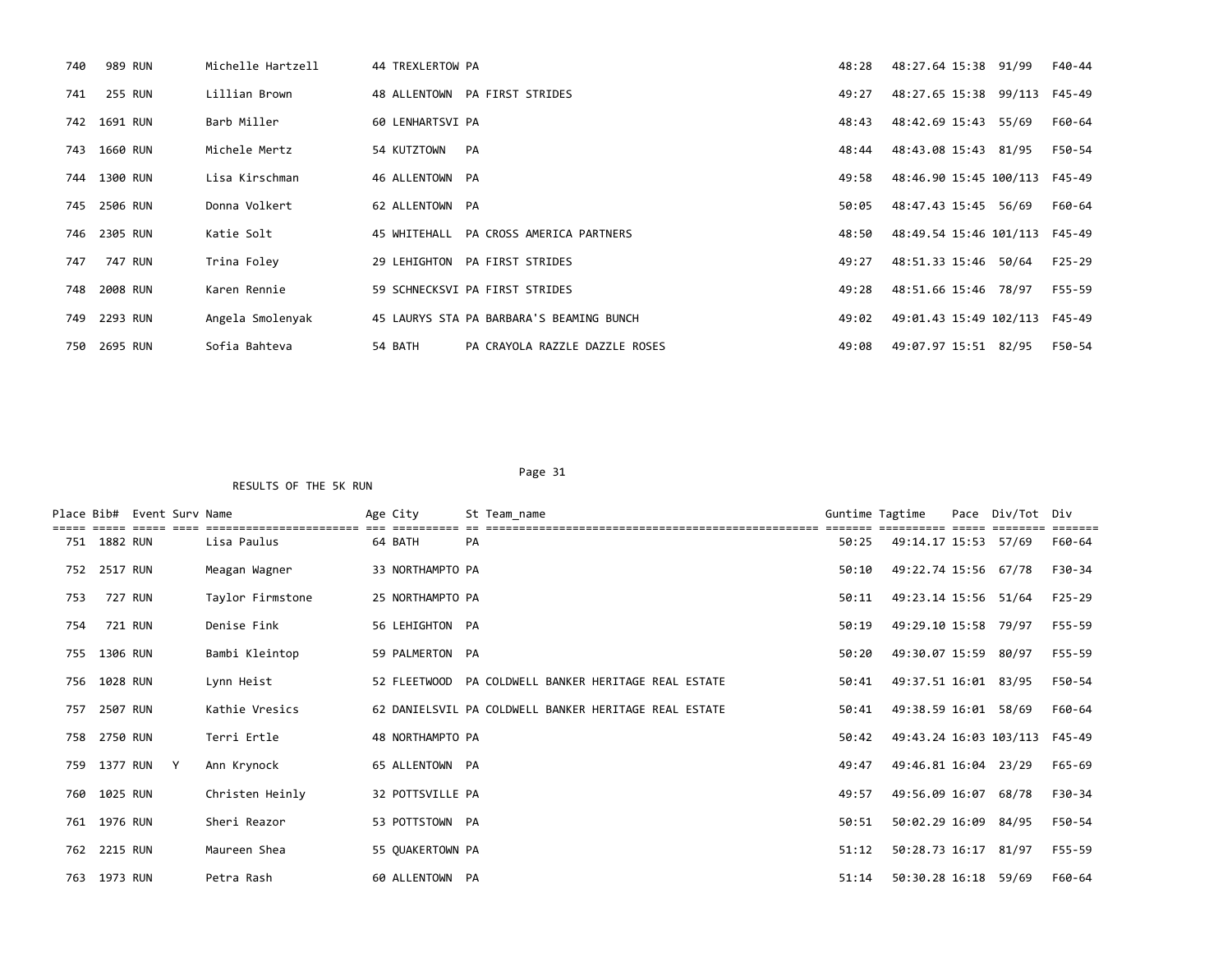| Place | Bib# | Event | Surv | Name | Age | City | St | Team_name | Guntime | Tagtime | Pace | Div/Tot | Div |
|---|---|---|---|---|---|---|---|---|---|---|---|---|---|
| 740 | 989 | RUN | | Michelle Hartzell | 44 | TREXLERTOW | PA | | 48:28 | 48:27.64 | 15:38 | 91/99 | F40-44 |
| 741 | 255 | RUN | | Lillian Brown | 48 | ALLENTOWN | PA | FIRST STRIDES | 49:27 | 48:27.65 | 15:38 | 99/113 | F45-49 |
| 742 | 1691 | RUN | | Barb Miller | 60 | LENHARTSVI | PA | | 48:43 | 48:42.69 | 15:43 | 55/69 | F60-64 |
| 743 | 1660 | RUN | | Michele Mertz | 54 | KUTZTOWN | PA | | 48:44 | 48:43.08 | 15:43 | 81/95 | F50-54 |
| 744 | 1300 | RUN | | Lisa Kirschman | 46 | ALLENTOWN | PA | | 49:58 | 48:46.90 | 15:45 | 100/113 | F45-49 |
| 745 | 2506 | RUN | | Donna Volkert | 62 | ALLENTOWN | PA | | 50:05 | 48:47.43 | 15:45 | 56/69 | F60-64 |
| 746 | 2305 | RUN | | Katie Solt | 45 | WHITEHALL | PA | CROSS AMERICA PARTNERS | 48:50 | 48:49.54 | 15:46 | 101/113 | F45-49 |
| 747 | 747 | RUN | | Trina Foley | 29 | LEHIGHTON | PA | FIRST STRIDES | 49:27 | 48:51.33 | 15:46 | 50/64 | F25-29 |
| 748 | 2008 | RUN | | Karen Rennie | 59 | SCHNECKSVI | PA | FIRST STRIDES | 49:28 | 48:51.66 | 15:46 | 78/97 | F55-59 |
| 749 | 2293 | RUN | | Angela Smolenyak | 45 | LAURYS STA | PA | BARBARA'S BEAMING BUNCH | 49:02 | 49:01.43 | 15:49 | 102/113 | F45-49 |
| 750 | 2695 | RUN | | Sofia Bahteva | 54 | BATH | PA | CRAYOLA RAZZLE DAZZLE ROSES | 49:08 | 49:07.97 | 15:51 | 82/95 | F50-54 |

RESULTS OF THE 5K RUN

| Place | Bib# | Event | Surv | Name | Age | City | St | Team_name | Guntime | Tagtime | Pace | Div/Tot | Div |
|---|---|---|---|---|---|---|---|---|---|---|---|---|---|
| 751 | 1882 | RUN | | Lisa Paulus | 64 | BATH | PA | | 50:25 | 49:14.17 | 15:53 | 57/69 | F60-64 |
| 752 | 2517 | RUN | | Meagan Wagner | 33 | NORTHAMPTO | PA | | 50:10 | 49:22.74 | 15:56 | 67/78 | F30-34 |
| 753 | 727 | RUN | | Taylor Firmstone | 25 | NORTHAMPTO | PA | | 50:11 | 49:23.14 | 15:56 | 51/64 | F25-29 |
| 754 | 721 | RUN | | Denise Fink | 56 | LEHIGHTON | PA | | 50:19 | 49:29.10 | 15:58 | 79/97 | F55-59 |
| 755 | 1306 | RUN | | Bambi Kleintop | 59 | PALMERTON | PA | | 50:20 | 49:30.07 | 15:59 | 80/97 | F55-59 |
| 756 | 1028 | RUN | | Lynn Heist | 52 | FLEETWOOD | PA | COLDWELL BANKER HERITAGE REAL ESTATE | 50:41 | 49:37.51 | 16:01 | 83/95 | F50-54 |
| 757 | 2507 | RUN | | Kathie Vresics | 62 | DANIELSVIL | PA | COLDWELL BANKER HERITAGE REAL ESTATE | 50:41 | 49:38.59 | 16:01 | 58/69 | F60-64 |
| 758 | 2750 | RUN | | Terri Ertle | 48 | NORTHAMPTO | PA | | 50:42 | 49:43.24 | 16:03 | 103/113 | F45-49 |
| 759 | 1377 | RUN | Y | Ann Krynock | 65 | ALLENTOWN | PA | | 49:47 | 49:46.81 | 16:04 | 23/29 | F65-69 |
| 760 | 1025 | RUN | | Christen Heinly | 32 | POTTSVILLE | PA | | 49:57 | 49:56.09 | 16:07 | 68/78 | F30-34 |
| 761 | 1976 | RUN | | Sheri Reazor | 53 | POTTSTOWN | PA | | 50:51 | 50:02.29 | 16:09 | 84/95 | F50-54 |
| 762 | 2215 | RUN | | Maureen Shea | 55 | QUAKERTOWN | PA | | 51:12 | 50:28.73 | 16:17 | 81/97 | F55-59 |
| 763 | 1973 | RUN | | Petra Rash | 60 | ALLENTOWN | PA | | 51:14 | 50:30.28 | 16:18 | 59/69 | F60-64 |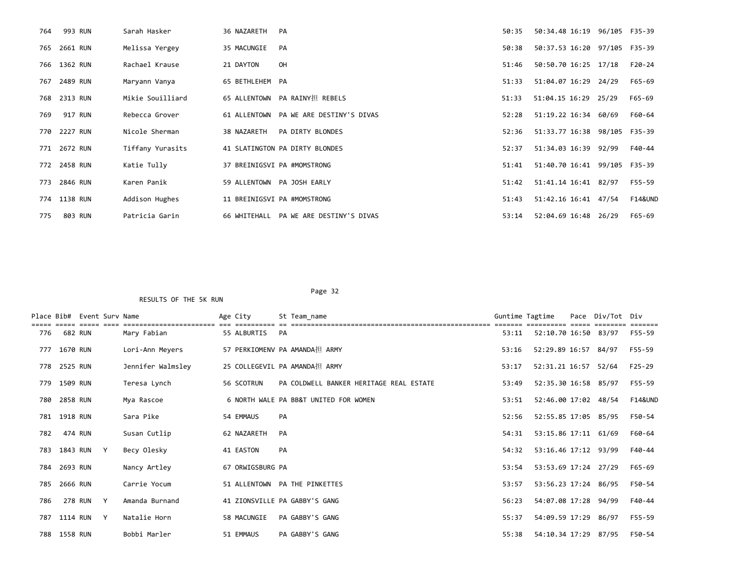| Place | Bib# | Event | Surv | Name | Age | City | St | Team_name | Guntime | Tagtime | Pace | Div/Tot | Div |
|---|---|---|---|---|---|---|---|---|---|---|---|---|---|
| 764 | 993 | RUN | | Sarah Hasker | 36 | NAZARETH | PA | | 50:35 | 50:34.48 | 16:19 | 96/105 | F35-39 |
| 765 | 2661 | RUN | | Melissa Yergey | 35 | MACUNGIE | PA | | 50:38 | 50:37.53 | 16:20 | 97/105 | F35-39 |
| 766 | 1362 | RUN | | Rachael Krause | 21 | DAYTON | OH | | 51:46 | 50:50.70 | 16:25 | 17/18 | F20-24 |
| 767 | 2489 | RUN | | Maryann Vanya | 65 | BETHLEHEM | PA | | 51:33 | 51:04.07 | 16:29 | 24/29 | F65-69 |
| 768 | 2313 | RUN | | Mikie Souilliard | 65 | ALLENTOWN | PA | RAINY担 REBELS | 51:33 | 51:04.15 | 16:29 | 25/29 | F65-69 |
| 769 | 917 | RUN | | Rebecca Grover | 61 | ALLENTOWN | PA | WE ARE DESTINY'S DIVAS | 52:28 | 51:19.22 | 16:34 | 60/69 | F60-64 |
| 770 | 2227 | RUN | | Nicole Sherman | 38 | NAZARETH | PA | DIRTY BLONDES | 52:36 | 51:33.77 | 16:38 | 98/105 | F35-39 |
| 771 | 2672 | RUN | | Tiffany Yurasits | 41 | SLATINGTON | PA | DIRTY BLONDES | 52:37 | 51:34.03 | 16:39 | 92/99 | F40-44 |
| 772 | 2458 | RUN | | Katie Tully | 37 | BREINIGSVI | PA | #MOMSTRONG | 51:41 | 51:40.70 | 16:41 | 99/105 | F35-39 |
| 773 | 2846 | RUN | | Karen Panik | 59 | ALLENTOWN | PA | JOSH EARLY | 51:42 | 51:41.14 | 16:41 | 82/97 | F55-59 |
| 774 | 1138 | RUN | | Addison Hughes | 11 | BREINIGSVI | PA | #MOMSTRONG | 51:43 | 51:42.16 | 16:41 | 47/54 | F14&UND |
| 775 | 803 | RUN | | Patricia Garin | 66 | WHITEHALL | PA | WE ARE DESTINY'S DIVAS | 53:14 | 52:04.69 | 16:48 | 26/29 | F65-69 |

RESULTS OF THE 5K RUN

| Place | Bib# | Event | Surv | Name | Age | City | St | Team_name | Guntime | Tagtime | Pace | Div/Tot | Div |
|---|---|---|---|---|---|---|---|---|---|---|---|---|---|
| 776 | 682 | RUN | | Mary Fabian | 55 | ALBURTIS | PA | | 53:11 | 52:10.70 | 16:50 | 83/97 | F55-59 |
| 777 | 1670 | RUN | | Lori-Ann Meyers | 57 | PERKIOMENV | PA | AMANDA担 ARMY | 53:16 | 52:29.89 | 16:57 | 84/97 | F55-59 |
| 778 | 2525 | RUN | | Jennifer Walmsley | 25 | COLLEGEVIL | PA | AMANDA担 ARMY | 53:17 | 52:31.21 | 16:57 | 52/64 | F25-29 |
| 779 | 1509 | RUN | | Teresa Lynch | 56 | SCOTRUN | PA | COLDWELL BANKER HERITAGE REAL ESTATE | 53:49 | 52:35.30 | 16:58 | 85/97 | F55-59 |
| 780 | 2858 | RUN | | Mya Rascoe | 6 | NORTH WALE | PA | BB&T UNITED FOR WOMEN | 53:51 | 52:46.00 | 17:02 | 48/54 | F14&UND |
| 781 | 1918 | RUN | | Sara Pike | 54 | EMMAUS | PA | | 52:56 | 52:55.85 | 17:05 | 85/95 | F50-54 |
| 782 | 474 | RUN | | Susan Cutlip | 62 | NAZARETH | PA | | 54:31 | 53:15.86 | 17:11 | 61/69 | F60-64 |
| 783 | 1843 | RUN | Y | Becy Olesky | 41 | EASTON | PA | | 54:32 | 53:16.46 | 17:12 | 93/99 | F40-44 |
| 784 | 2693 | RUN | | Nancy Artley | 67 | ORWIGSBURG | PA | | 53:54 | 53:53.69 | 17:24 | 27/29 | F65-69 |
| 785 | 2666 | RUN | | Carrie Yocum | 51 | ALLENTOWN | PA | THE PINKETTES | 53:57 | 53:56.23 | 17:24 | 86/95 | F50-54 |
| 786 | 278 | RUN | Y | Amanda Burnand | 41 | ZIONSVILLE | PA | GABBY'S GANG | 56:23 | 54:07.08 | 17:28 | 94/99 | F40-44 |
| 787 | 1114 | RUN | Y | Natalie Horn | 58 | MACUNGIE | PA | GABBY'S GANG | 55:37 | 54:09.59 | 17:29 | 86/97 | F55-59 |
| 788 | 1558 | RUN | | Bobbi Marler | 51 | EMMAUS | PA | GABBY'S GANG | 55:38 | 54:10.34 | 17:29 | 87/95 | F50-54 |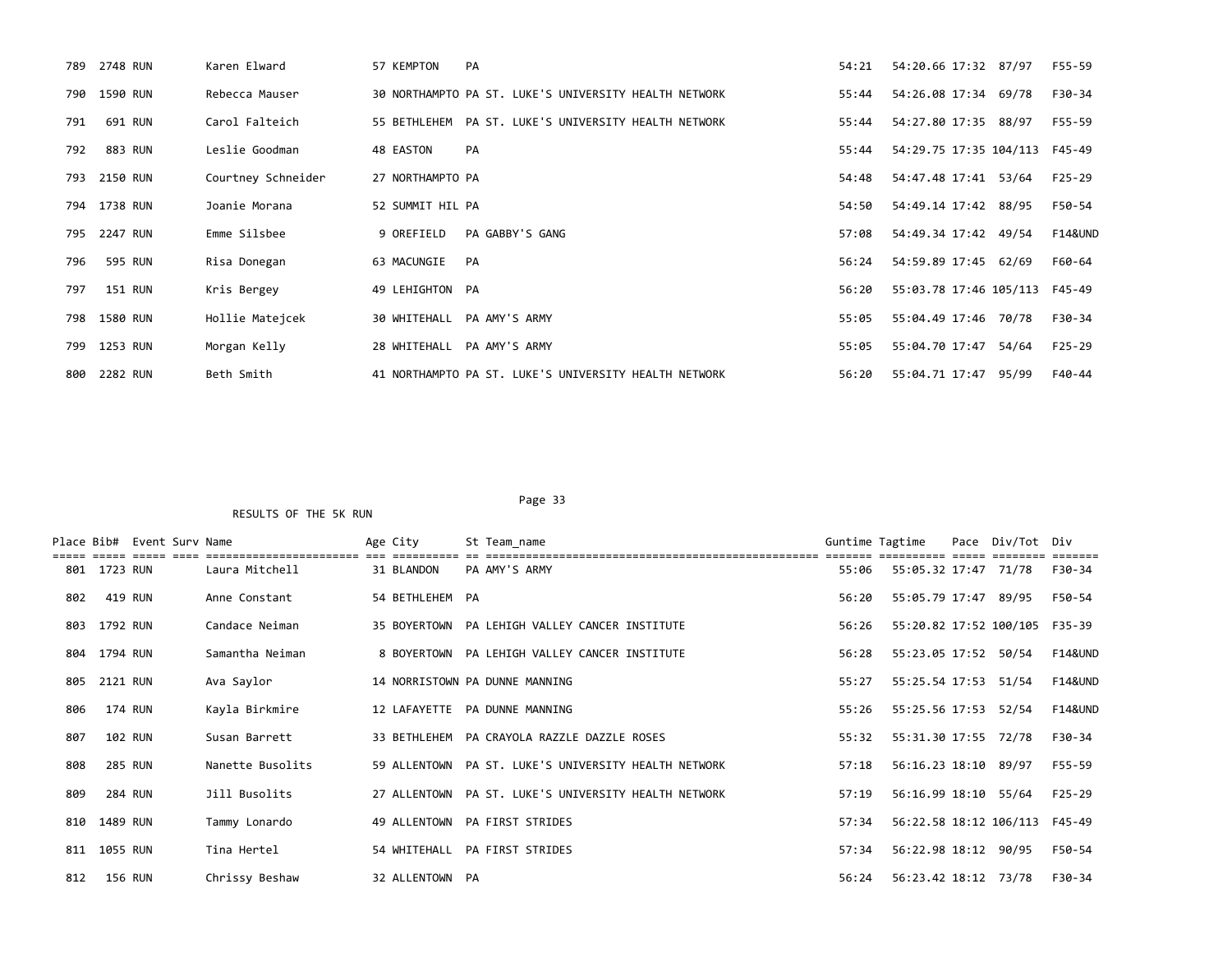| Place | Bib# | Event | Surv | Name | Age | City | St | Team_name | Guntime | Tagtime | Pace | Div/Tot | Div |
|---|---|---|---|---|---|---|---|---|---|---|---|---|---|
| 789 | 2748 | RUN | | Karen Elward | 57 | KEMPTON | PA | | 54:21 | 54:20.66 | 17:32 | 87/97 | F55-59 |
| 790 | 1590 | RUN | | Rebecca Mauser | 30 | NORTHAMPTO | PA | ST. LUKE'S UNIVERSITY HEALTH NETWORK | 55:44 | 54:26.08 | 17:34 | 69/78 | F30-34 |
| 791 | 691 | RUN | | Carol Falteich | 55 | BETHLEHEM | PA | ST. LUKE'S UNIVERSITY HEALTH NETWORK | 55:44 | 54:27.80 | 17:35 | 88/97 | F55-59 |
| 792 | 883 | RUN | | Leslie Goodman | 48 | EASTON | PA | | 55:44 | 54:29.75 | 17:35 | 104/113 | F45-49 |
| 793 | 2150 | RUN | | Courtney Schneider | 27 | NORTHAMPTO | PA | | 54:48 | 54:47.48 | 17:41 | 53/64 | F25-29 |
| 794 | 1738 | RUN | | Joanie Morana | 52 | SUMMIT HIL | PA | | 54:50 | 54:49.14 | 17:42 | 88/95 | F50-54 |
| 795 | 2247 | RUN | | Emme Silsbee | 9 | OREFIELD | PA | GABBY'S GANG | 57:08 | 54:49.34 | 17:42 | 49/54 | F14&UND |
| 796 | 595 | RUN | | Risa Donegan | 63 | MACUNGIE | PA | | 56:24 | 54:59.89 | 17:45 | 62/69 | F60-64 |
| 797 | 151 | RUN | | Kris Bergey | 49 | LEHIGHTON | PA | | 56:20 | 55:03.78 | 17:46 | 105/113 | F45-49 |
| 798 | 1580 | RUN | | Hollie Matejcek | 30 | WHITEHALL | PA | AMY'S ARMY | 55:05 | 55:04.49 | 17:46 | 70/78 | F30-34 |
| 799 | 1253 | RUN | | Morgan Kelly | 28 | WHITEHALL | PA | AMY'S ARMY | 55:05 | 55:04.70 | 17:47 | 54/64 | F25-29 |
| 800 | 2282 | RUN | | Beth Smith | 41 | NORTHAMPTO | PA | ST. LUKE'S UNIVERSITY HEALTH NETWORK | 56:20 | 55:04.71 | 17:47 | 95/99 | F40-44 |

RESULTS OF THE 5K RUN

| Place | Bib# | Event | Surv | Name | Age | City | St | Team_name | Guntime | Tagtime | Pace | Div/Tot | Div |
|---|---|---|---|---|---|---|---|---|---|---|---|---|---|
| 801 | 1723 | RUN | | Laura Mitchell | 31 | BLANDON | PA | AMY'S ARMY | 55:06 | 55:05.32 | 17:47 | 71/78 | F30-34 |
| 802 | 419 | RUN | | Anne Constant | 54 | BETHLEHEM | PA | | 56:20 | 55:05.79 | 17:47 | 89/95 | F50-54 |
| 803 | 1792 | RUN | | Candace Neiman | 35 | BOYERTOWN | PA | LEHIGH VALLEY CANCER INSTITUTE | 56:26 | 55:20.82 | 17:52 | 100/105 | F35-39 |
| 804 | 1794 | RUN | | Samantha Neiman | 8 | BOYERTOWN | PA | LEHIGH VALLEY CANCER INSTITUTE | 56:28 | 55:23.05 | 17:52 | 50/54 | F14&UND |
| 805 | 2121 | RUN | | Ava Saylor | 14 | NORRISTOWN | PA | DUNNE MANNING | 55:27 | 55:25.54 | 17:53 | 51/54 | F14&UND |
| 806 | 174 | RUN | | Kayla Birkmire | 12 | LAFAYETTE | PA | DUNNE MANNING | 55:26 | 55:25.56 | 17:53 | 52/54 | F14&UND |
| 807 | 102 | RUN | | Susan Barrett | 33 | BETHLEHEM | PA | CRAYOLA RAZZLE DAZZLE ROSES | 55:32 | 55:31.30 | 17:55 | 72/78 | F30-34 |
| 808 | 285 | RUN | | Nanette Busolits | 59 | ALLENTOWN | PA | ST. LUKE'S UNIVERSITY HEALTH NETWORK | 57:18 | 56:16.23 | 18:10 | 89/97 | F55-59 |
| 809 | 284 | RUN | | Jill Busolits | 27 | ALLENTOWN | PA | ST. LUKE'S UNIVERSITY HEALTH NETWORK | 57:19 | 56:16.99 | 18:10 | 55/64 | F25-29 |
| 810 | 1489 | RUN | | Tammy Lonardo | 49 | ALLENTOWN | PA | FIRST STRIDES | 57:34 | 56:22.58 | 18:12 | 106/113 | F45-49 |
| 811 | 1055 | RUN | | Tina Hertel | 54 | WHITEHALL | PA | FIRST STRIDES | 57:34 | 56:22.98 | 18:12 | 90/95 | F50-54 |
| 812 | 156 | RUN | | Chrissy Beshaw | 32 | ALLENTOWN | PA | | 56:24 | 56:23.42 | 18:12 | 73/78 | F30-34 |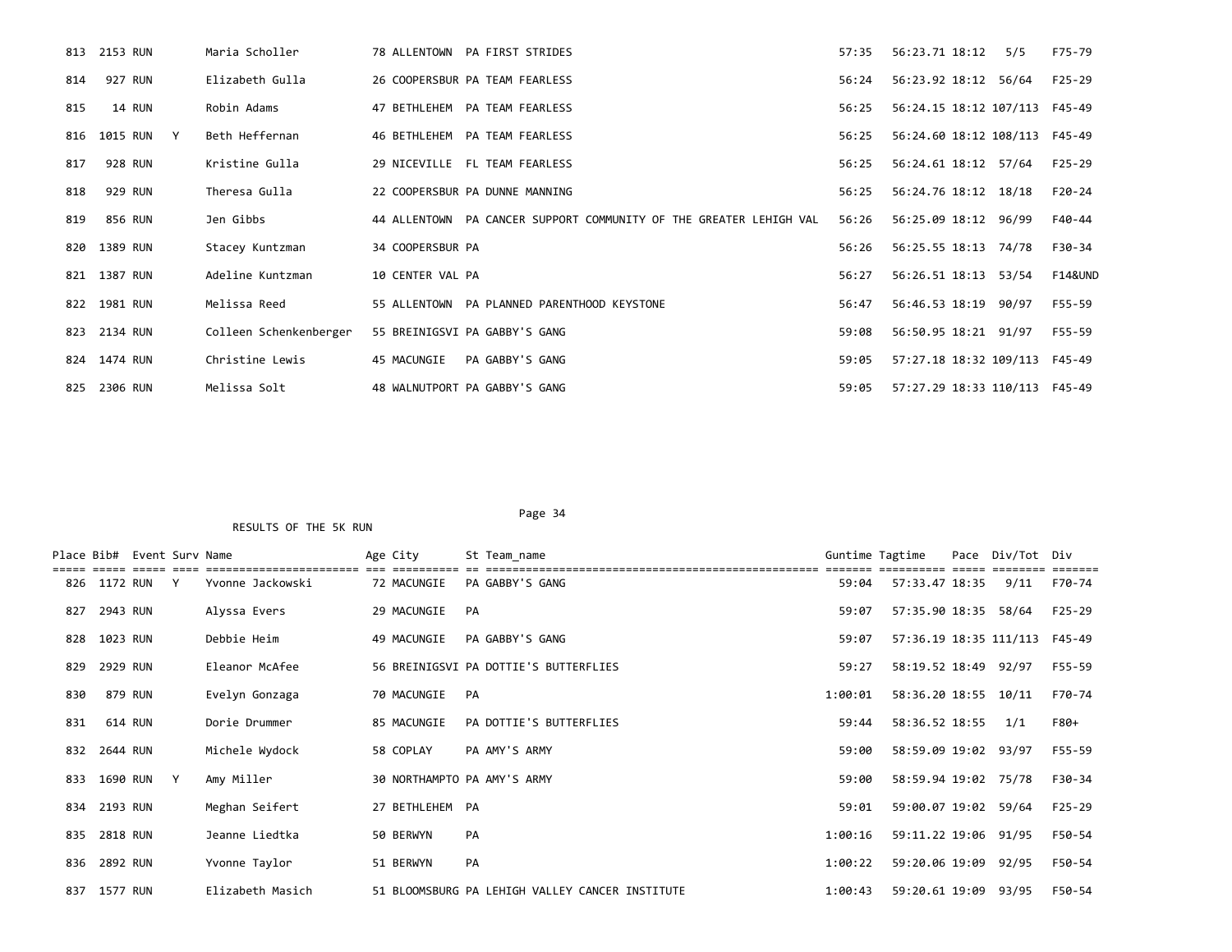| Place | Bib# | Event | Surv | Name | Age | City | St | Team_name | Guntime | Tagtime | Pace | Div/Tot | Div |
|---|---|---|---|---|---|---|---|---|---|---|---|---|---|
| 813 | 2153 | RUN | | Maria Scholler | 78 | ALLENTOWN | PA | FIRST STRIDES | 57:35 | 56:23.71 | 18:12 | 5/5 | F75-79 |
| 814 | 927 | RUN | | Elizabeth Gulla | 26 | COOPERSBUR | PA | TEAM FEARLESS | 56:24 | 56:23.92 | 18:12 | 56/64 | F25-29 |
| 815 | 14 | RUN | | Robin Adams | 47 | BETHLEHEM | PA | TEAM FEARLESS | 56:25 | 56:24.15 | 18:12 | 107/113 | F45-49 |
| 816 | 1015 | RUN | Y | Beth Heffernan | 46 | BETHLEHEM | PA | TEAM FEARLESS | 56:25 | 56:24.60 | 18:12 | 108/113 | F45-49 |
| 817 | 928 | RUN | | Kristine Gulla | 29 | NICEVILLE | FL | TEAM FEARLESS | 56:25 | 56:24.61 | 18:12 | 57/64 | F25-29 |
| 818 | 929 | RUN | | Theresa Gulla | 22 | COOPERSBUR | PA | DUNNE MANNING | 56:25 | 56:24.76 | 18:12 | 18/18 | F20-24 |
| 819 | 856 | RUN | | Jen Gibbs | 44 | ALLENTOWN | PA | CANCER SUPPORT COMMUNITY OF THE GREATER LEHIGH VAL | 56:26 | 56:25.09 | 18:12 | 96/99 | F40-44 |
| 820 | 1389 | RUN | | Stacey Kuntzman | 34 | COOPERSBUR | PA | | 56:26 | 56:25.55 | 18:13 | 74/78 | F30-34 |
| 821 | 1387 | RUN | | Adeline Kuntzman | 10 | CENTER VAL | PA | | 56:27 | 56:26.51 | 18:13 | 53/54 | F14&UND |
| 822 | 1981 | RUN | | Melissa Reed | 55 | ALLENTOWN | PA | PLANNED PARENTHOOD KEYSTONE | 56:47 | 56:46.53 | 18:19 | 90/97 | F55-59 |
| 823 | 2134 | RUN | | Colleen Schenkenberger | 55 | BREINIGSVI | PA | GABBY'S GANG | 59:08 | 56:50.95 | 18:21 | 91/97 | F55-59 |
| 824 | 1474 | RUN | | Christine Lewis | 45 | MACUNGIE | PA | GABBY'S GANG | 59:05 | 57:27.18 | 18:32 | 109/113 | F45-49 |
| 825 | 2306 | RUN | | Melissa Solt | 48 | WALNUTPORT | PA | GABBY'S GANG | 59:05 | 57:27.29 | 18:33 | 110/113 | F45-49 |

RESULTS OF THE 5K RUN

| Place | Bib# | Event | Surv | Name | Age | City | St | Team_name | Guntime | Tagtime | Pace | Div/Tot | Div |
|---|---|---|---|---|---|---|---|---|---|---|---|---|---|
| 826 | 1172 | RUN | Y | Yvonne Jackowski | 72 | MACUNGIE | PA | GABBY'S GANG | 59:04 | 57:33.47 | 18:35 | 9/11 | F70-74 |
| 827 | 2943 | RUN | | Alyssa Evers | 29 | MACUNGIE | PA | | 59:07 | 57:35.90 | 18:35 | 58/64 | F25-29 |
| 828 | 1023 | RUN | | Debbie Heim | 49 | MACUNGIE | PA | GABBY'S GANG | 59:07 | 57:36.19 | 18:35 | 111/113 | F45-49 |
| 829 | 2929 | RUN | | Eleanor McAfee | 56 | BREINIGSVI | PA | DOTTIE'S BUTTERFLIES | 59:27 | 58:19.52 | 18:49 | 92/97 | F55-59 |
| 830 | 879 | RUN | | Evelyn Gonzaga | 70 | MACUNGIE | PA | | 1:00:01 | 58:36.20 | 18:55 | 10/11 | F70-74 |
| 831 | 614 | RUN | | Dorie Drummer | 85 | MACUNGIE | PA | DOTTIE'S BUTTERFLIES | 59:44 | 58:36.52 | 18:55 | 1/1 | F80+ |
| 832 | 2644 | RUN | | Michele Wydock | 58 | COPLAY | PA | AMY'S ARMY | 59:00 | 58:59.09 | 19:02 | 93/97 | F55-59 |
| 833 | 1690 | RUN | Y | Amy Miller | 30 | NORTHAMPTO | PA | AMY'S ARMY | 59:00 | 58:59.94 | 19:02 | 75/78 | F30-34 |
| 834 | 2193 | RUN | | Meghan Seifert | 27 | BETHLEHEM | PA | | 59:01 | 59:00.07 | 19:02 | 59/64 | F25-29 |
| 835 | 2818 | RUN | | Jeanne Liedtka | 50 | BERWYN | PA | | 1:00:16 | 59:11.22 | 19:06 | 91/95 | F50-54 |
| 836 | 2892 | RUN | | Yvonne Taylor | 51 | BERWYN | PA | | 1:00:22 | 59:20.06 | 19:09 | 92/95 | F50-54 |
| 837 | 1577 | RUN | | Elizabeth Masich | 51 | BLOOMSBURG | PA | LEHIGH VALLEY CANCER INSTITUTE | 1:00:43 | 59:20.61 | 19:09 | 93/95 | F50-54 |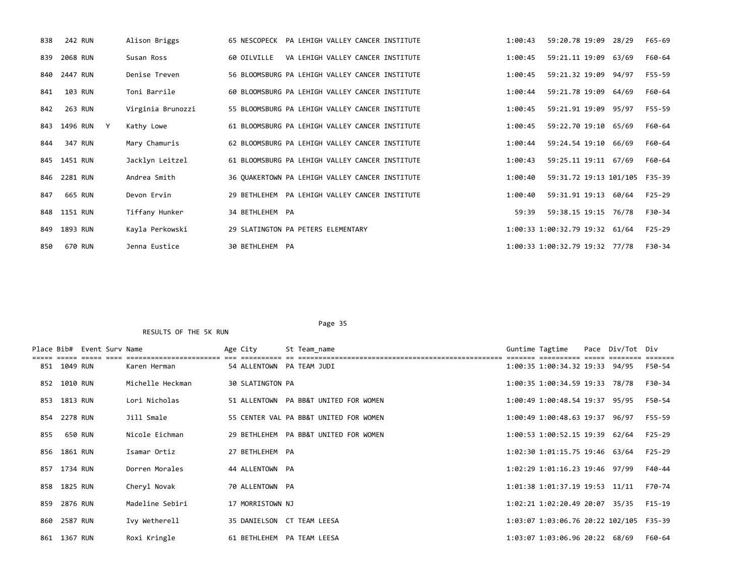| Place | Bib# | Event | Surv | Name | Age | City | St | Team_name | Guntime | Tagtime | Pace | Div/Tot | Div |
|---|---|---|---|---|---|---|---|---|---|---|---|---|---|
| 838 | 242 | RUN | | Alison Briggs | 65 | NESCOPECK | PA | LEHIGH VALLEY CANCER INSTITUTE | 1:00:43 | 59:20.78 | 19:09 | 28/29 | F65-69 |
| 839 | 2068 | RUN | | Susan Ross | 60 | OILVILLE | VA | LEHIGH VALLEY CANCER INSTITUTE | 1:00:45 | 59:21.11 | 19:09 | 63/69 | F60-64 |
| 840 | 2447 | RUN | | Denise Treven | 56 | BLOOMSBURG | PA | LEHIGH VALLEY CANCER INSTITUTE | 1:00:45 | 59:21.32 | 19:09 | 94/97 | F55-59 |
| 841 | 103 | RUN | | Toni Barrile | 60 | BLOOMSBURG | PA | LEHIGH VALLEY CANCER INSTITUTE | 1:00:44 | 59:21.78 | 19:09 | 64/69 | F60-64 |
| 842 | 263 | RUN | | Virginia Brunozzi | 55 | BLOOMSBURG | PA | LEHIGH VALLEY CANCER INSTITUTE | 1:00:45 | 59:21.91 | 19:09 | 95/97 | F55-59 |
| 843 | 1496 | RUN | Y | Kathy Lowe | 61 | BLOOMSBURG | PA | LEHIGH VALLEY CANCER INSTITUTE | 1:00:45 | 59:22.70 | 19:10 | 65/69 | F60-64 |
| 844 | 347 | RUN | | Mary Chamuris | 62 | BLOOMSBURG | PA | LEHIGH VALLEY CANCER INSTITUTE | 1:00:44 | 59:24.54 | 19:10 | 66/69 | F60-64 |
| 845 | 1451 | RUN | | Jacklyn Leitzel | 61 | BLOOMSBURG | PA | LEHIGH VALLEY CANCER INSTITUTE | 1:00:43 | 59:25.11 | 19:11 | 67/69 | F60-64 |
| 846 | 2281 | RUN | | Andrea Smith | 36 | QUAKERTOWN | PA | LEHIGH VALLEY CANCER INSTITUTE | 1:00:40 | 59:31.72 | 19:13 | 101/105 | F35-39 |
| 847 | 665 | RUN | | Devon Ervin | 29 | BETHLEHEM | PA | LEHIGH VALLEY CANCER INSTITUTE | 1:00:40 | 59:31.91 | 19:13 | 60/64 | F25-29 |
| 848 | 1151 | RUN | | Tiffany Hunker | 34 | BETHLEHEM | PA | | 59:39 | 59:38.15 | 19:15 | 76/78 | F30-34 |
| 849 | 1893 | RUN | | Kayla Perkowski | 29 | SLATINGTON | PA | PETERS ELEMENTARY | 1:00:33 | 1:00:32.79 | 19:32 | 61/64 | F25-29 |
| 850 | 670 | RUN | | Jenna Eustice | 30 | BETHLEHEM | PA | | 1:00:33 | 1:00:32.79 | 19:32 | 77/78 | F30-34 |

RESULTS OF THE 5K RUN

| Place | Bib# | Event | Surv | Name | Age | City | St | Team_name | Guntime | Tagtime | Pace | Div/Tot | Div |
|---|---|---|---|---|---|---|---|---|---|---|---|---|---|
| 851 | 1049 | RUN | | Karen Herman | 54 | ALLENTOWN | PA | TEAM JUDI | 1:00:35 | 1:00:34.32 | 19:33 | 94/95 | F50-54 |
| 852 | 1010 | RUN | | Michelle Heckman | 30 | SLATINGTON | PA | | 1:00:35 | 1:00:34.59 | 19:33 | 78/78 | F30-34 |
| 853 | 1813 | RUN | | Lori Nicholas | 51 | ALLENTOWN | PA | BB&T UNITED FOR WOMEN | 1:00:49 | 1:00:48.54 | 19:37 | 95/95 | F50-54 |
| 854 | 2278 | RUN | | Jill Smale | 55 | CENTER VAL | PA | BB&T UNITED FOR WOMEN | 1:00:49 | 1:00:48.63 | 19:37 | 96/97 | F55-59 |
| 855 | 650 | RUN | | Nicole Eichman | 29 | BETHLEHEM | PA | BB&T UNITED FOR WOMEN | 1:00:53 | 1:00:52.15 | 19:39 | 62/64 | F25-29 |
| 856 | 1861 | RUN | | Isamar Ortiz | 27 | BETHLEHEM | PA | | 1:02:30 | 1:01:15.75 | 19:46 | 63/64 | F25-29 |
| 857 | 1734 | RUN | | Dorren Morales | 44 | ALLENTOWN | PA | | 1:02:29 | 1:01:16.23 | 19:46 | 97/99 | F40-44 |
| 858 | 1825 | RUN | | Cheryl Novak | 70 | ALLENTOWN | PA | | 1:01:38 | 1:01:37.19 | 19:53 | 11/11 | F70-74 |
| 859 | 2876 | RUN | | Madeline Sebiri | 17 | MORRISTOWN | NJ | | 1:02:21 | 1:02:20.49 | 20:07 | 35/35 | F15-19 |
| 860 | 2587 | RUN | | Ivy Wetherell | 35 | DANIELSON | CT | TEAM LEESA | 1:03:07 | 1:03:06.76 | 20:22 | 102/105 | F35-39 |
| 861 | 1367 | RUN | | Roxi Kringle | 61 | BETHLEHEM | PA | TEAM LEESA | 1:03:07 | 1:03:06.96 | 20:22 | 68/69 | F60-64 |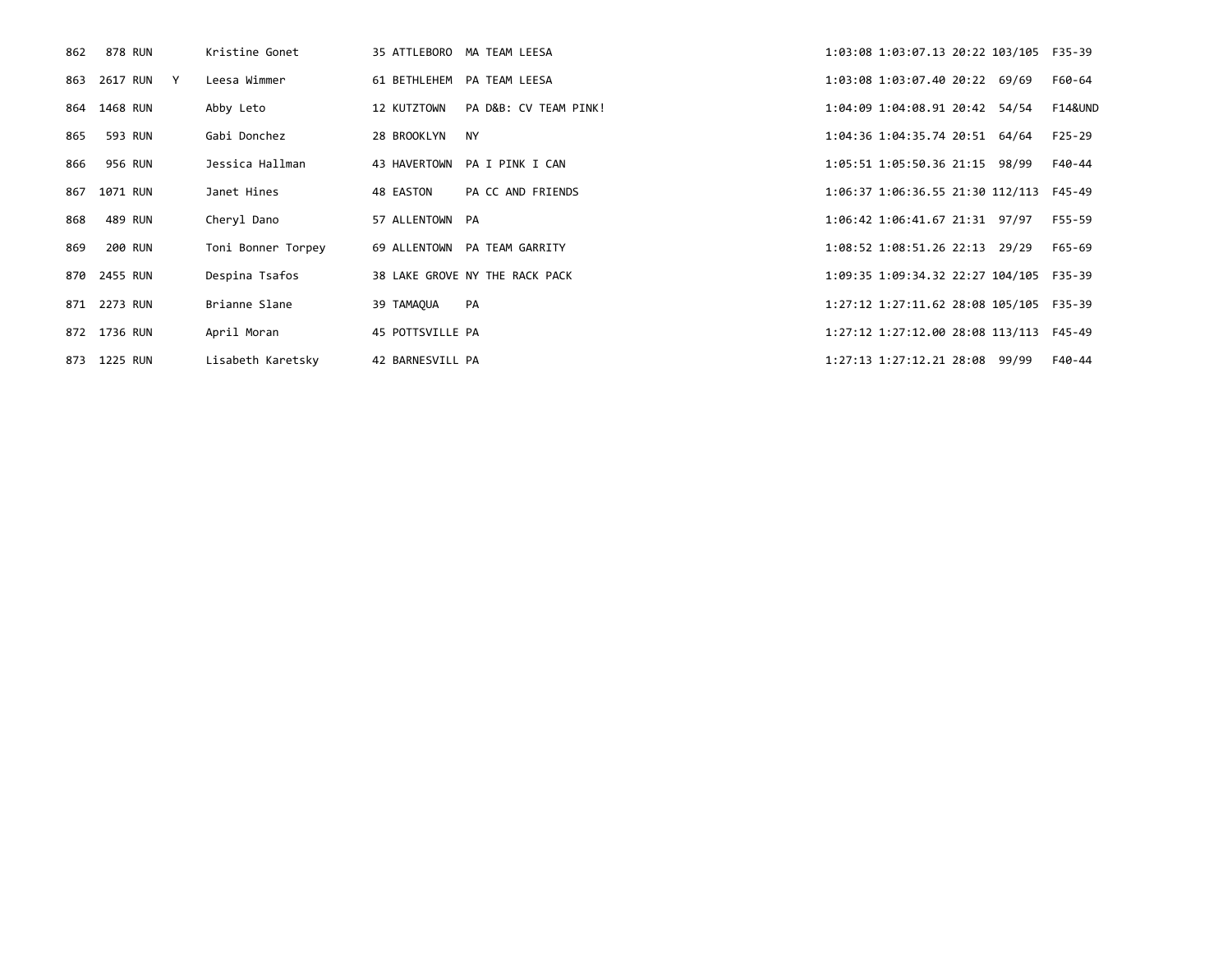| | | | | | | | | | | | | | | |
|---|---|---|---|---|---|---|---|---|---|---|---|---|---|---|
| 862 | 878 | RUN | | Kristine Gonet | 35 | ATTLEBORO | MA | TEAM LEESA | 1:03:08 | 1:03:07.13 | 20:22 | 103/105 | F35-39 |
| 863 | 2617 | RUN | Y | Leesa Wimmer | 61 | BETHLEHEM | PA | TEAM LEESA | 1:03:08 | 1:03:07.40 | 20:22 | 69/69 | F60-64 |
| 864 | 1468 | RUN | | Abby Leto | 12 | KUTZTOWN | PA | D&B: CV TEAM PINK! | 1:04:09 | 1:04:08.91 | 20:42 | 54/54 | F14&UND |
| 865 | 593 | RUN | | Gabi Donchez | 28 | BROOKLYN | NY | | 1:04:36 | 1:04:35.74 | 20:51 | 64/64 | F25-29 |
| 866 | 956 | RUN | | Jessica Hallman | 43 | HAVERTOWN | PA | I PINK I CAN | 1:05:51 | 1:05:50.36 | 21:15 | 98/99 | F40-44 |
| 867 | 1071 | RUN | | Janet Hines | 48 | EASTON | PA | CC AND FRIENDS | 1:06:37 | 1:06:36.55 | 21:30 | 112/113 | F45-49 |
| 868 | 489 | RUN | | Cheryl Dano | 57 | ALLENTOWN | PA | | 1:06:42 | 1:06:41.67 | 21:31 | 97/97 | F55-59 |
| 869 | 200 | RUN | | Toni Bonner Torpey | 69 | ALLENTOWN | PA | TEAM GARRITY | 1:08:52 | 1:08:51.26 | 22:13 | 29/29 | F65-69 |
| 870 | 2455 | RUN | | Despina Tsafos | 38 | LAKE GROVE | NY | THE RACK PACK | 1:09:35 | 1:09:34.32 | 22:27 | 104/105 | F35-39 |
| 871 | 2273 | RUN | | Brianne Slane | 39 | TAMAQUA | PA | | 1:27:12 | 1:27:11.62 | 28:08 | 105/105 | F35-39 |
| 872 | 1736 | RUN | | April Moran | 45 | POTTSVILLE | PA | | 1:27:12 | 1:27:12.00 | 28:08 | 113/113 | F45-49 |
| 873 | 1225 | RUN | | Lisabeth Karetsky | 42 | BARNESVILL | PA | | 1:27:13 | 1:27:12.21 | 28:08 | 99/99 | F40-44 |